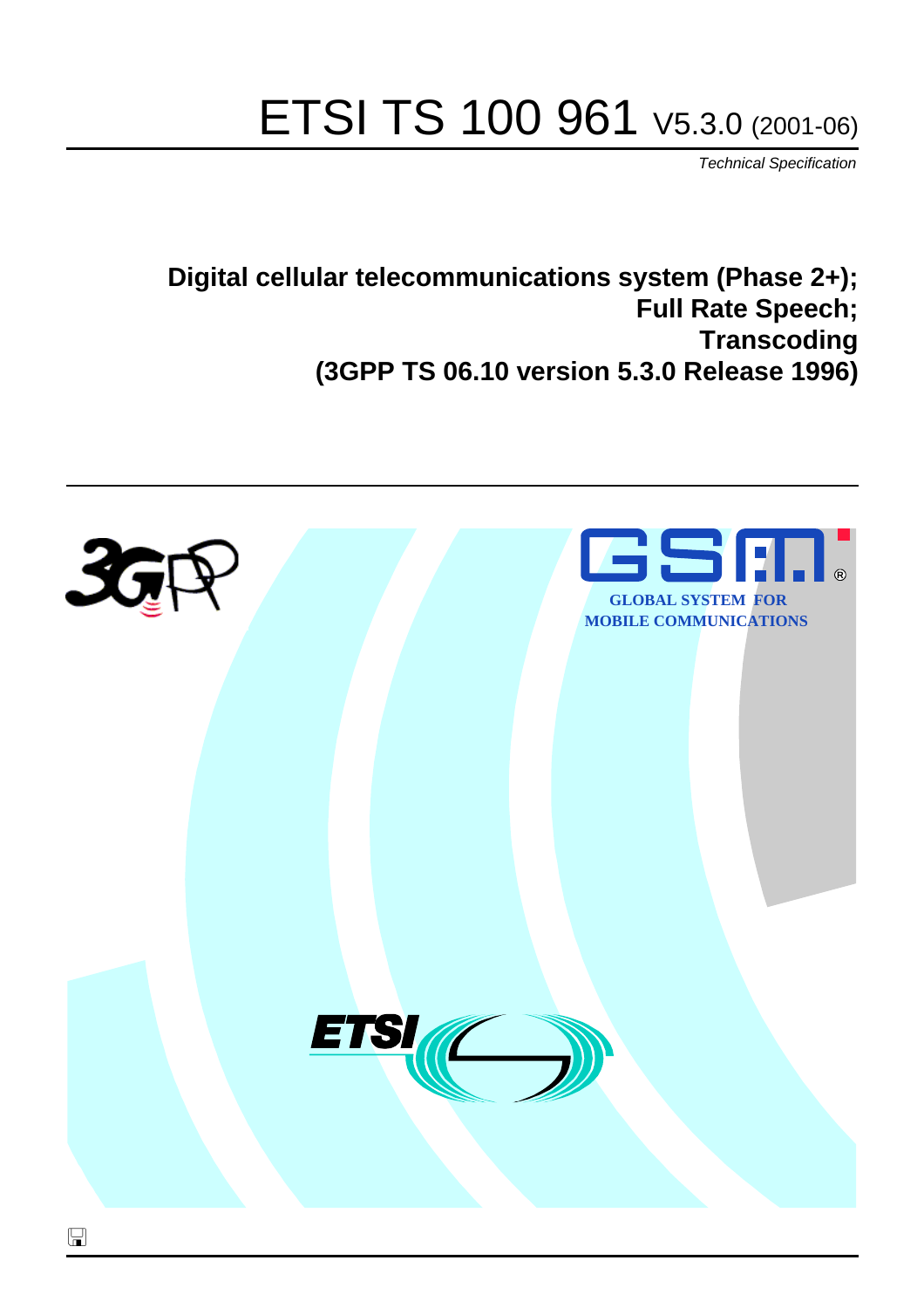# ETSI TS 100 961 V5.3.0 (2001-06)

*Technical Specification*

**Digital cellular telecommunications system (Phase 2+); Full Rate Speech; Transcoding (3GPP TS 06.10 version 5.3.0 Release 1996)**

GLOBAL SYSTEM FOR MOBILE COMMUNICATIONS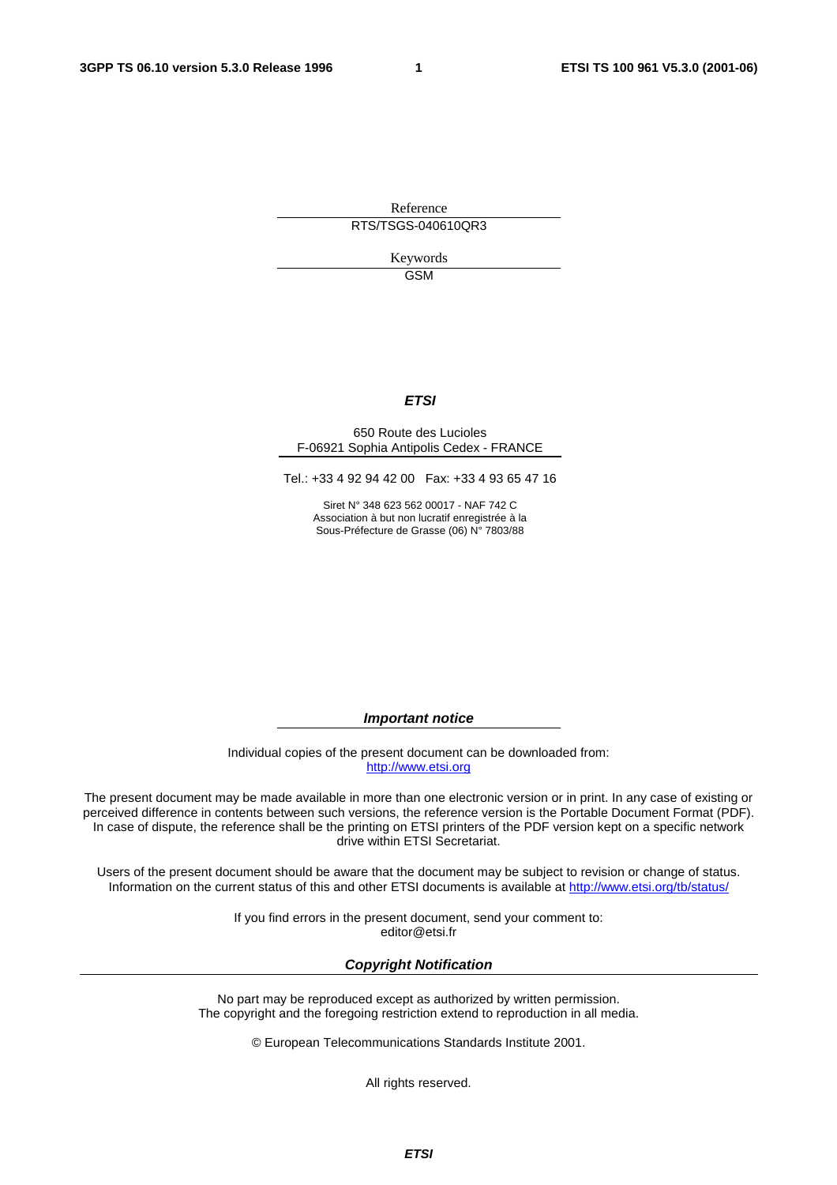Reference

RTS/TSGS-040610QR3

Keywords

GSM

***ETSI***

650 Route des Lucioles
F-06921 Sophia Antipolis Cedex - FRANCE

Tel.: +33 4 92 94 42 00   Fax: +33 4 93 65 47 16

Siret N° 348 623 562 00017 - NAF 742 C
Association à but non lucratif enregistrée à la
Sous-Préfecture de Grasse (06) N° 7803/88

***Important notice***

Individual copies of the present document can be downloaded from:
http://www.etsi.org

The present document may be made available in more than one electronic version or in print. In any case of existing or perceived difference in contents between such versions, the reference version is the Portable Document Format (PDF). In case of dispute, the reference shall be the printing on ETSI printers of the PDF version kept on a specific network drive within ETSI Secretariat.

Users of the present document should be aware that the document may be subject to revision or change of status. Information on the current status of this and other ETSI documents is available at http://www.etsi.org/tb/status/

If you find errors in the present document, send your comment to:
editor@etsi.fr

***Copyright Notification***

No part may be reproduced except as authorized by written permission.
The copyright and the foregoing restriction extend to reproduction in all media.

© European Telecommunications Standards Institute 2001.

All rights reserved.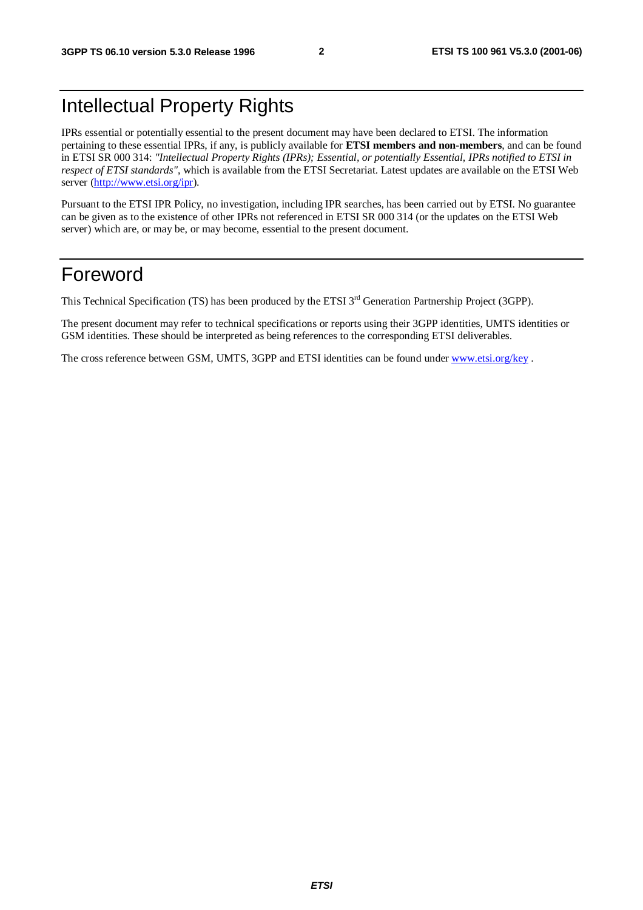# Intellectual Property Rights

IPRs essential or potentially essential to the present document may have been declared to ETSI. The information pertaining to these essential IPRs, if any, is publicly available for **ETSI members and non-members**, and can be found in ETSI SR 000 314: *"Intellectual Property Rights (IPRs); Essential, or potentially Essential, IPRs notified to ETSI in respect of ETSI standards"*, which is available from the ETSI Secretariat. Latest updates are available on the ETSI Web server (http://www.etsi.org/ipr).

Pursuant to the ETSI IPR Policy, no investigation, including IPR searches, has been carried out by ETSI. No guarantee can be given as to the existence of other IPRs not referenced in ETSI SR 000 314 (or the updates on the ETSI Web server) which are, or may be, or may become, essential to the present document.

# Foreword

This Technical Specification (TS) has been produced by the ETSI 3rd Generation Partnership Project (3GPP).

The present document may refer to technical specifications or reports using their 3GPP identities, UMTS identities or GSM identities. These should be interpreted as being references to the corresponding ETSI deliverables.

The cross reference between GSM, UMTS, 3GPP and ETSI identities can be found under www.etsi.org/key .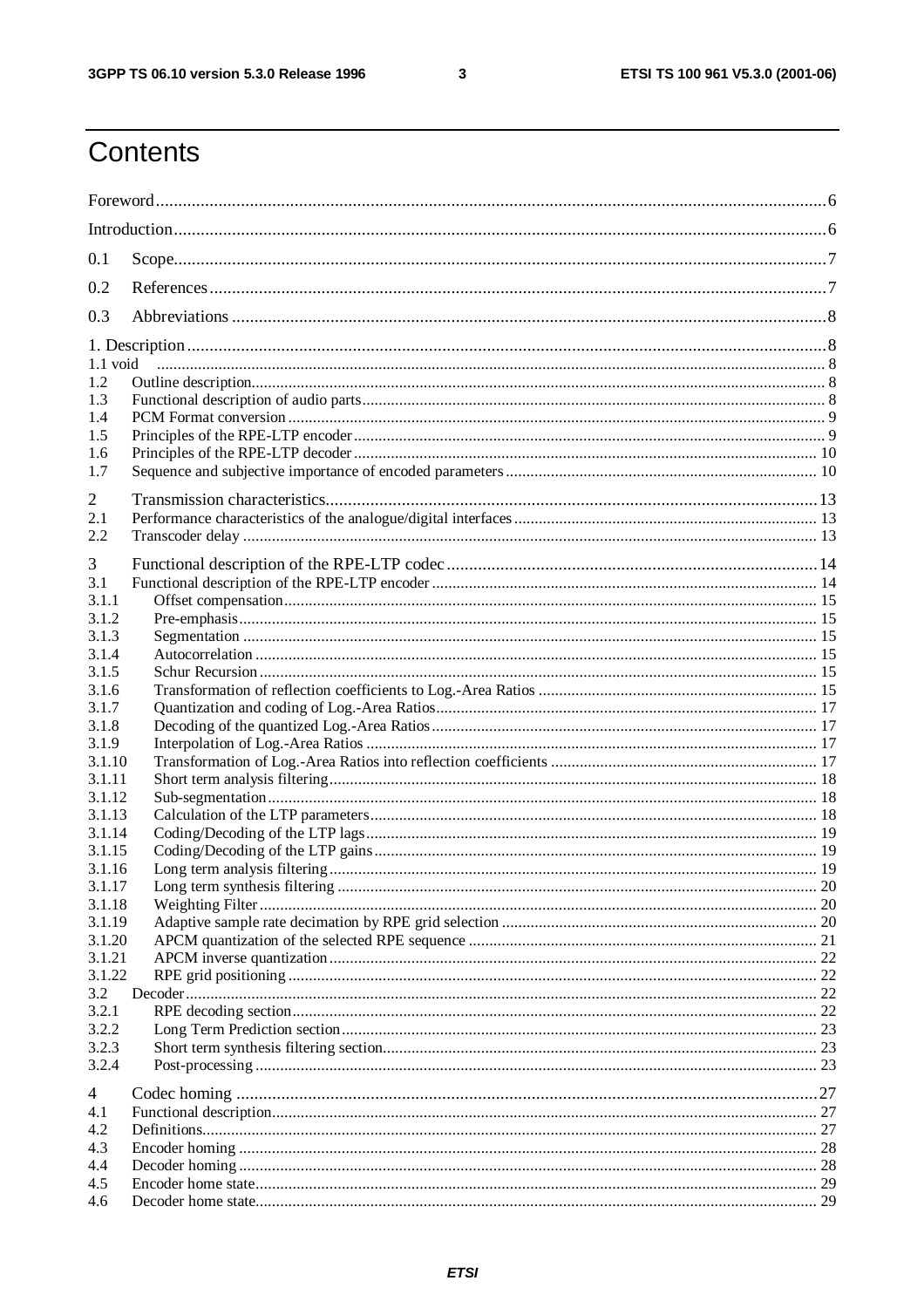# Contents

Foreword....................................................................................................................................................6

Introduction................................................................................................................................................6

0.1 Scope.....................................................................................................................................................7

0.2 References.............................................................................................................................................7

0.3 Abbreviations .......................................................................................................................................8

1. Description...............................................................................................................................................8

1.1 void .........................................................................................................................................................8

1.2 Outline description...................................................................................................................................8

1.3 Functional description of audio parts........................................................................................................8

1.4 PCM Format conversion ..........................................................................................................................9

1.5 Principles of the RPE-LTP encoder ..........................................................................................................9

1.6 Principles of the RPE-LTP decoder .........................................................................................................10

1.7 Sequence and subjective importance of encoded parameters ...................................................................10

2 Transmission characteristics..................................................................................................................13

2.1 Performance characteristics of the analogue/digital interfaces ................................................................13

2.2 Transcoder delay ....................................................................................................................................13

3 Functional description of the RPE-LTP codec ......................................................................................14

3.1 Functional description of the RPE-LTP encoder .....................................................................................14

3.1.1 Offset compensation..............................................................................................................................15

3.1.2 Pre-emphasis.........................................................................................................................................15

3.1.3 Segmentation ........................................................................................................................................15

3.1.4 Autocorrelation .....................................................................................................................................15

3.1.5 Schur Recursion ....................................................................................................................................15

3.1.6 Transformation of reflection coefficients to Log.-Area Ratios ................................................................15

3.1.7 Quantization and coding of Log.-Area Ratios.........................................................................................17

3.1.8 Decoding of the quantized Log.-Area Ratios...........................................................................................17

3.1.9 Interpolation of Log.-Area Ratios ..........................................................................................................17

3.1.10 Transformation of Log.-Area Ratios into reflection coefficients ............................................................17

3.1.11 Short term analysis filtering..................................................................................................................18

3.1.12 Sub-segmentation..................................................................................................................................18

3.1.13 Calculation of the LTP parameters.........................................................................................................18

3.1.14 Coding/Decoding of the LTP lags...........................................................................................................19

3.1.15 Coding/Decoding of the LTP gains.........................................................................................................19

3.1.16 Long term analysis filtering...................................................................................................................19

3.1.17 Long term synthesis filtering .................................................................................................................20

3.1.18 Weighting Filter....................................................................................................................................20

3.1.19 Adaptive sample rate decimation by RPE grid selection .........................................................................20

3.1.20 APCM quantization of the selected RPE sequence .................................................................................21

3.1.21 APCM inverse quantization...................................................................................................................22

3.1.22 RPE grid positioning .............................................................................................................................22

3.2 Decoder..................................................................................................................................................22

3.2.1 RPE decoding section............................................................................................................................22

3.2.2 Long Term Prediction section.................................................................................................................23

3.2.3 Short term synthesis filtering section......................................................................................................23

3.2.4 Post-processing .....................................................................................................................................23

4 Codec homing ..........................................................................................................................................27

4.1 Functional description.............................................................................................................................27

4.2 Definitions..............................................................................................................................................27

4.3 Encoder homing .....................................................................................................................................28

4.4 Decoder homing .....................................................................................................................................28

4.5 Encoder home state.................................................................................................................................29

4.6 Decoder home state.................................................................................................................................29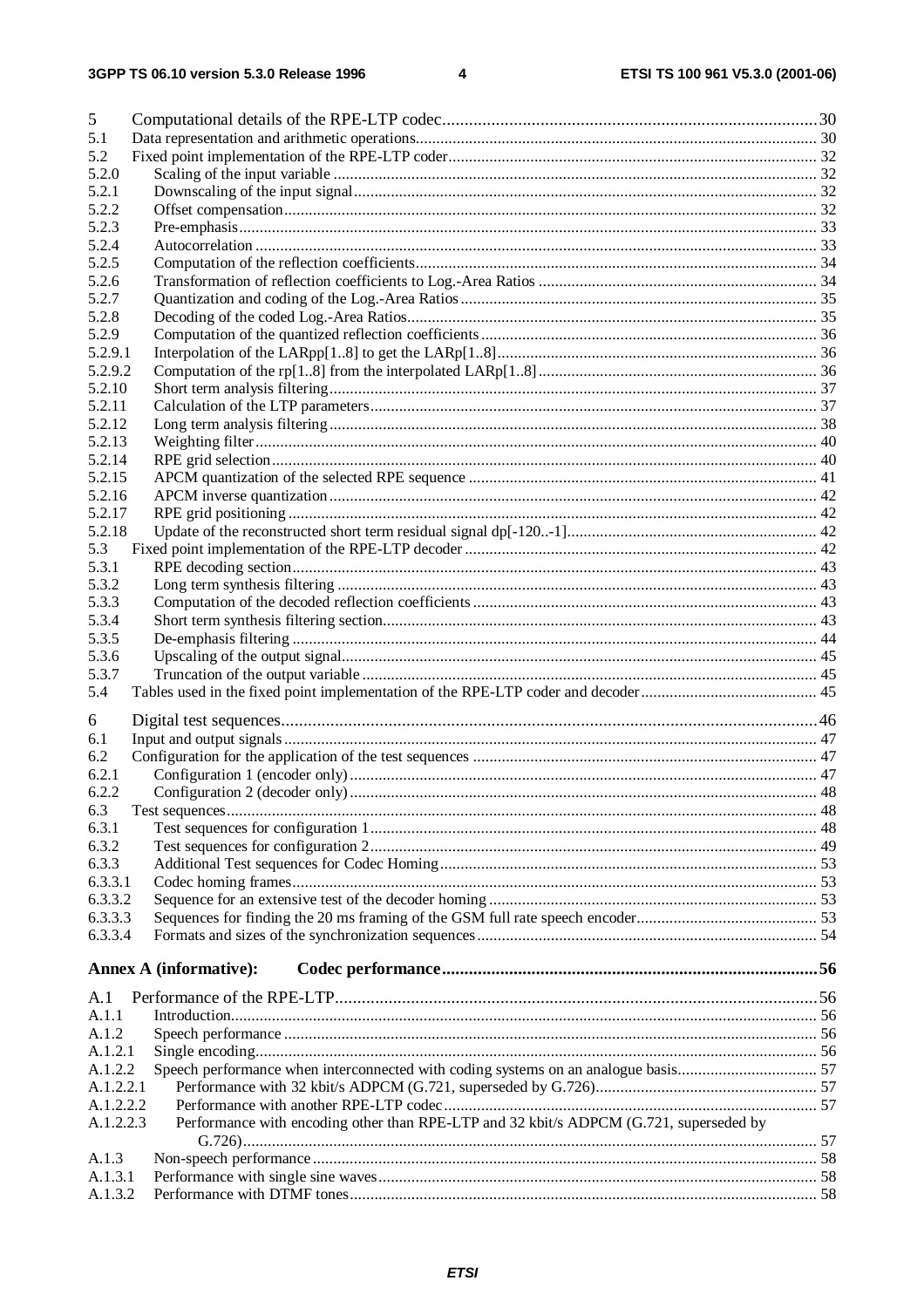5 Computational details of the RPE-LTP codec ........ 30
5.1 Data representation and arithmetic operations ........ 30
5.2 Fixed point implementation of the RPE-LTP coder ........ 32
5.2.0 Scaling of the input variable ........ 32
5.2.1 Downscaling of the input signal ........ 32
5.2.2 Offset compensation ........ 32
5.2.3 Pre-emphasis ........ 33
5.2.4 Autocorrelation ........ 33
5.2.5 Computation of the reflection coefficients ........ 34
5.2.6 Transformation of reflection coefficients to Log.-Area Ratios ........ 34
5.2.7 Quantization and coding of the Log.-Area Ratios ........ 35
5.2.8 Decoding of the coded Log.-Area Ratios ........ 35
5.2.9 Computation of the quantized reflection coefficients ........ 36
5.2.9.1 Interpolation of the LARpp[1..8] to get the LARp[1..8] ........ 36
5.2.9.2 Computation of the rp[1..8] from the interpolated LARp[1..8] ........ 36
5.2.10 Short term analysis filtering ........ 37
5.2.11 Calculation of the LTP parameters ........ 37
5.2.12 Long term analysis filtering ........ 38
5.2.13 Weighting filter ........ 40
5.2.14 RPE grid selection ........ 40
5.2.15 APCM quantization of the selected RPE sequence ........ 41
5.2.16 APCM inverse quantization ........ 42
5.2.17 RPE grid positioning ........ 42
5.2.18 Update of the reconstructed short term residual signal dp[-120..-1] ........ 42
5.3 Fixed point implementation of the RPE-LTP decoder ........ 42
5.3.1 RPE decoding section ........ 43
5.3.2 Long term synthesis filtering ........ 43
5.3.3 Computation of the decoded reflection coefficients ........ 43
5.3.4 Short term synthesis filtering section ........ 43
5.3.5 De-emphasis filtering ........ 44
5.3.6 Upscaling of the output signal ........ 45
5.3.7 Truncation of the output variable ........ 45
5.4 Tables used in the fixed point implementation of the RPE-LTP coder and decoder ........ 45

6 Digital test sequences ........ 46
6.1 Input and output signals ........ 47
6.2 Configuration for the application of the test sequences ........ 47
6.2.1 Configuration 1 (encoder only) ........ 47
6.2.2 Configuration 2 (decoder only) ........ 48
6.3 Test sequences ........ 48
6.3.1 Test sequences for configuration 1 ........ 48
6.3.2 Test sequences for configuration 2 ........ 49
6.3.3 Additional Test sequences for Codec Homing ........ 53
6.3.3.1 Codec homing frames ........ 53
6.3.3.2 Sequence for an extensive test of the decoder homing ........ 53
6.3.3.3 Sequences for finding the 20 ms framing of the GSM full rate speech encoder ........ 53
6.3.3.4 Formats and sizes of the synchronization sequences ........ 54

**Annex A (informative): Codec performance** ........ 56

A.1 Performance of the RPE-LTP ........ 56
A.1.1 Introduction ........ 56
A.1.2 Speech performance ........ 56
A.1.2.1 Single encoding ........ 56
A.1.2.2 Speech performance when interconnected with coding systems on an analogue basis ........ 57
A.1.2.2.1 Performance with 32 kbit/s ADPCM (G.721, superseded by G.726) ........ 57
A.1.2.2.2 Performance with another RPE-LTP codec ........ 57
A.1.2.2.3 Performance with encoding other than RPE-LTP and 32 kbit/s ADPCM (G.721, superseded by G.726) ........ 57
A.1.3 Non-speech performance ........ 58
A.1.3.1 Performance with single sine waves ........ 58
A.1.3.2 Performance with DTMF tones ........ 58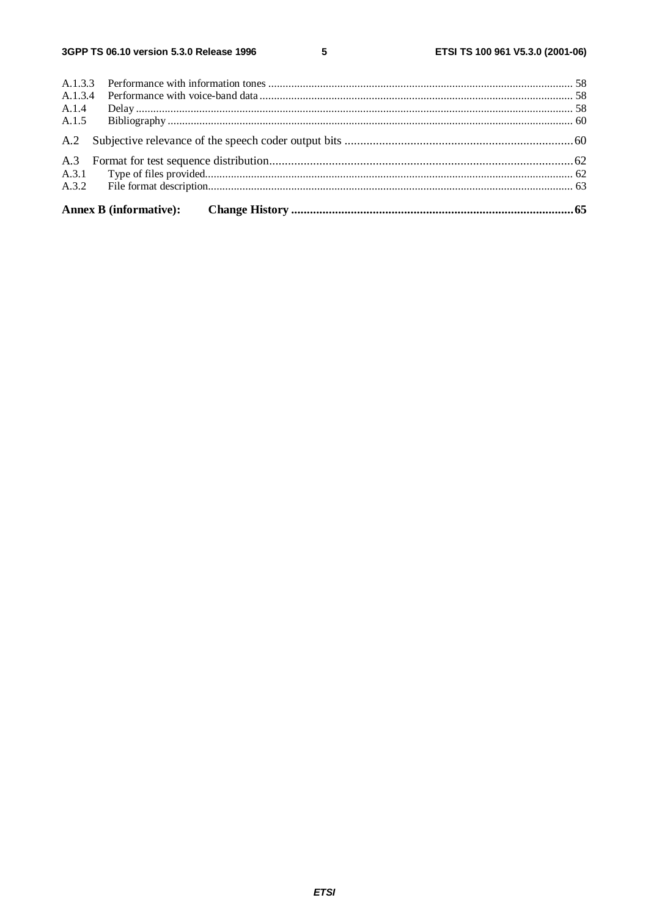A.1.3.3 Performance with information tones ........................................................................................................... 58
A.1.3.4 Performance with voice-band data ............................................................................................................. 58
A.1.4 Delay ........................................................................................................................................................... 58
A.1.5 Bibliography ............................................................................................................................................... 60

A.2 Subjective relevance of the speech coder output bits ..........................................................................60

A.3 Format for test sequence distribution..................................................................................................62
A.3.1 Type of files provided.................................................................................................................................. 62
A.3.2 File format description................................................................................................................................ 63

**Annex B (informative): Change History ..........................................................................................65**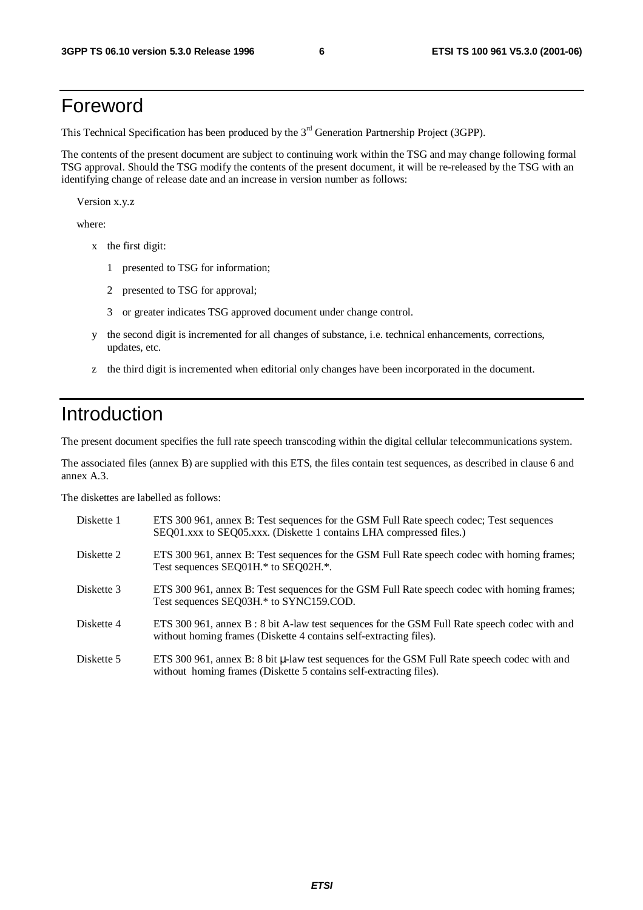# Foreword

This Technical Specification has been produced by the 3rd Generation Partnership Project (3GPP).

The contents of the present document are subject to continuing work within the TSG and may change following formal TSG approval. Should the TSG modify the contents of the present document, it will be re-released by the TSG with an identifying change of release date and an increase in version number as follows:

Version x.y.z

where:

- x the first digit:
  - 1 presented to TSG for information;
  - 2 presented to TSG for approval;
  - 3 or greater indicates TSG approved document under change control.
- y the second digit is incremented for all changes of substance, i.e. technical enhancements, corrections, updates, etc.
- z the third digit is incremented when editorial only changes have been incorporated in the document.

# Introduction

The present document specifies the full rate speech transcoding within the digital cellular telecommunications system.

The associated files (annex B) are supplied with this ETS, the files contain test sequences, as described in clause 6 and annex A.3.

The diskettes are labelled as follows:

| | |
|---|---|
| Diskette 1 | ETS 300 961, annex B: Test sequences for the GSM Full Rate speech codec; Test sequences SEQ01.xxx to SEQ05.xxx. (Diskette 1 contains LHA compressed files.) |
| Diskette 2 | ETS 300 961, annex B: Test sequences for the GSM Full Rate speech codec with homing frames; Test sequences SEQ01H.* to SEQ02H.*. |
| Diskette 3 | ETS 300 961, annex B: Test sequences for the GSM Full Rate speech codec with homing frames; Test sequences SEQ03H.* to SYNC159.COD. |
| Diskette 4 | ETS 300 961, annex B : 8 bit A-law test sequences for the GSM Full Rate speech codec with and without homing frames (Diskette 4 contains self-extracting files). |
| Diskette 5 | ETS 300 961, annex B: 8 bit μ-law test sequences for the GSM Full Rate speech codec with and without homing frames (Diskette 5 contains self-extracting files). |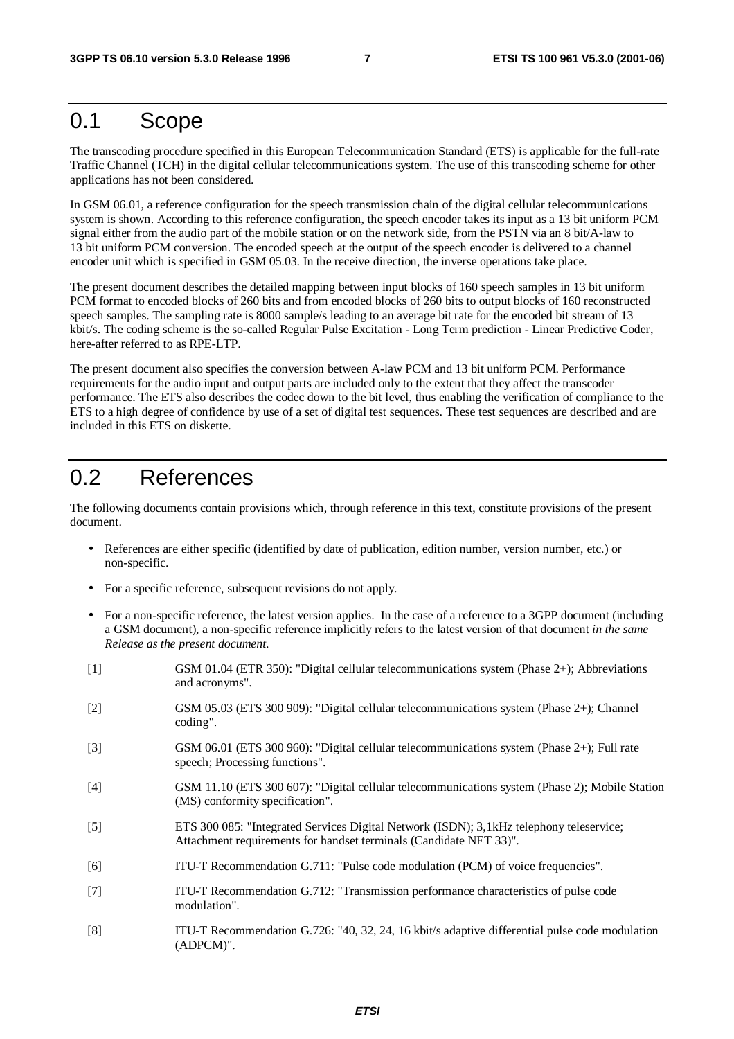# 0.1 Scope

The transcoding procedure specified in this European Telecommunication Standard (ETS) is applicable for the full-rate Traffic Channel (TCH) in the digital cellular telecommunications system. The use of this transcoding scheme for other applications has not been considered.

In GSM 06.01, a reference configuration for the speech transmission chain of the digital cellular telecommunications system is shown. According to this reference configuration, the speech encoder takes its input as a 13 bit uniform PCM signal either from the audio part of the mobile station or on the network side, from the PSTN via an 8 bit/A-law to 13 bit uniform PCM conversion. The encoded speech at the output of the speech encoder is delivered to a channel encoder unit which is specified in GSM 05.03. In the receive direction, the inverse operations take place.

The present document describes the detailed mapping between input blocks of 160 speech samples in 13 bit uniform PCM format to encoded blocks of 260 bits and from encoded blocks of 260 bits to output blocks of 160 reconstructed speech samples. The sampling rate is 8000 sample/s leading to an average bit rate for the encoded bit stream of 13 kbit/s. The coding scheme is the so-called Regular Pulse Excitation - Long Term prediction - Linear Predictive Coder, here-after referred to as RPE-LTP.

The present document also specifies the conversion between A-law PCM and 13 bit uniform PCM. Performance requirements for the audio input and output parts are included only to the extent that they affect the transcoder performance. The ETS also describes the codec down to the bit level, thus enabling the verification of compliance to the ETS to a high degree of confidence by use of a set of digital test sequences. These test sequences are described and are included in this ETS on diskette.

# 0.2 References

The following documents contain provisions which, through reference in this text, constitute provisions of the present document.

- References are either specific (identified by date of publication, edition number, version number, etc.) or non-specific.
- For a specific reference, subsequent revisions do not apply.
- For a non-specific reference, the latest version applies. In the case of a reference to a 3GPP document (including a GSM document), a non-specific reference implicitly refers to the latest version of that document *in the same Release as the present document*.

[1] GSM 01.04 (ETR 350): "Digital cellular telecommunications system (Phase 2+); Abbreviations and acronyms".

[2] GSM 05.03 (ETS 300 909): "Digital cellular telecommunications system (Phase 2+); Channel coding".

[3] GSM 06.01 (ETS 300 960): "Digital cellular telecommunications system (Phase 2+); Full rate speech; Processing functions".

[4] GSM 11.10 (ETS 300 607): "Digital cellular telecommunications system (Phase 2); Mobile Station (MS) conformity specification".

[5] ETS 300 085: "Integrated Services Digital Network (ISDN); 3,1kHz telephony teleservice; Attachment requirements for handset terminals (Candidate NET 33)".

[6] ITU-T Recommendation G.711: "Pulse code modulation (PCM) of voice frequencies".

[7] ITU-T Recommendation G.712: "Transmission performance characteristics of pulse code modulation".

[8] ITU-T Recommendation G.726: "40, 32, 24, 16 kbit/s adaptive differential pulse code modulation (ADPCM)".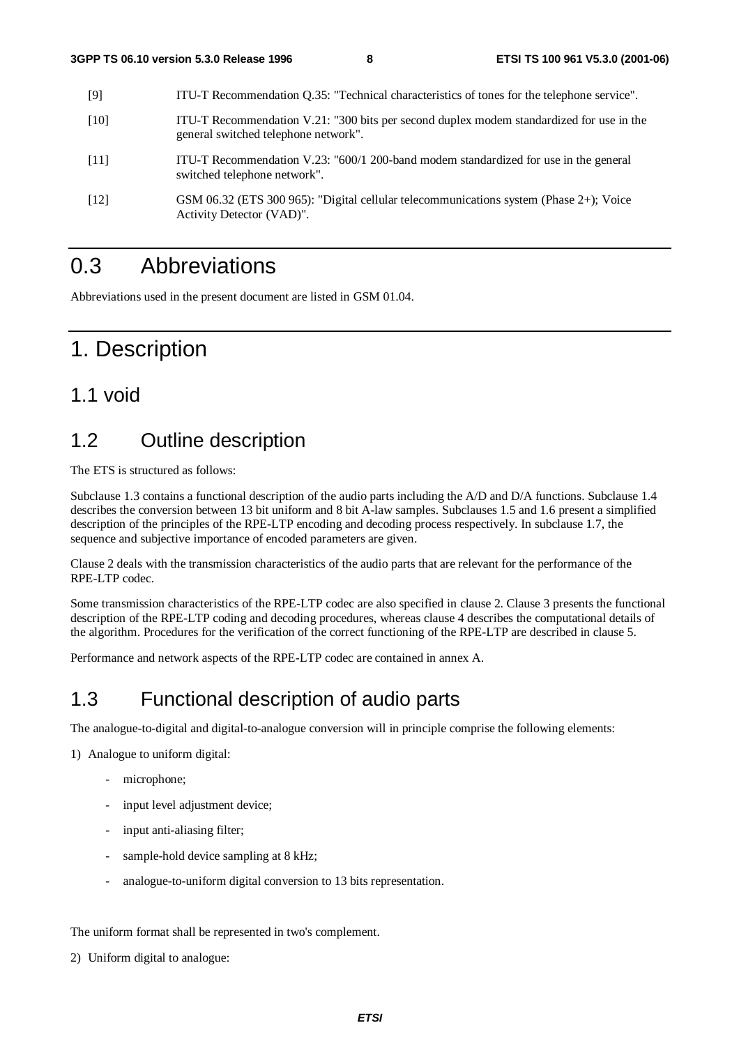[9] ITU-T Recommendation Q.35: "Technical characteristics of tones for the telephone service".

[10] ITU-T Recommendation V.21: "300 bits per second duplex modem standardized for use in the general switched telephone network".

[11] ITU-T Recommendation V.23: "600/1 200-band modem standardized for use in the general switched telephone network".

[12] GSM 06.32 (ETS 300 965): "Digital cellular telecommunications system (Phase 2+); Voice Activity Detector (VAD)".

# 0.3 Abbreviations

Abbreviations used in the present document are listed in GSM 01.04.

# 1. Description

## 1.1 void

## 1.2 Outline description

The ETS is structured as follows:

Subclause 1.3 contains a functional description of the audio parts including the A/D and D/A functions. Subclause 1.4 describes the conversion between 13 bit uniform and 8 bit A-law samples. Subclauses 1.5 and 1.6 present a simplified description of the principles of the RPE-LTP encoding and decoding process respectively. In subclause 1.7, the sequence and subjective importance of encoded parameters are given.

Clause 2 deals with the transmission characteristics of the audio parts that are relevant for the performance of the RPE-LTP codec.

Some transmission characteristics of the RPE-LTP codec are also specified in clause 2. Clause 3 presents the functional description of the RPE-LTP coding and decoding procedures, whereas clause 4 describes the computational details of the algorithm. Procedures for the verification of the correct functioning of the RPE-LTP are described in clause 5.

Performance and network aspects of the RPE-LTP codec are contained in annex A.

## 1.3 Functional description of audio parts

The analogue-to-digital and digital-to-analogue conversion will in principle comprise the following elements:

1) Analogue to uniform digital:

- microphone;
- input level adjustment device;
- input anti-aliasing filter;
- sample-hold device sampling at 8 kHz;
- analogue-to-uniform digital conversion to 13 bits representation.

The uniform format shall be represented in two's complement.

2) Uniform digital to analogue: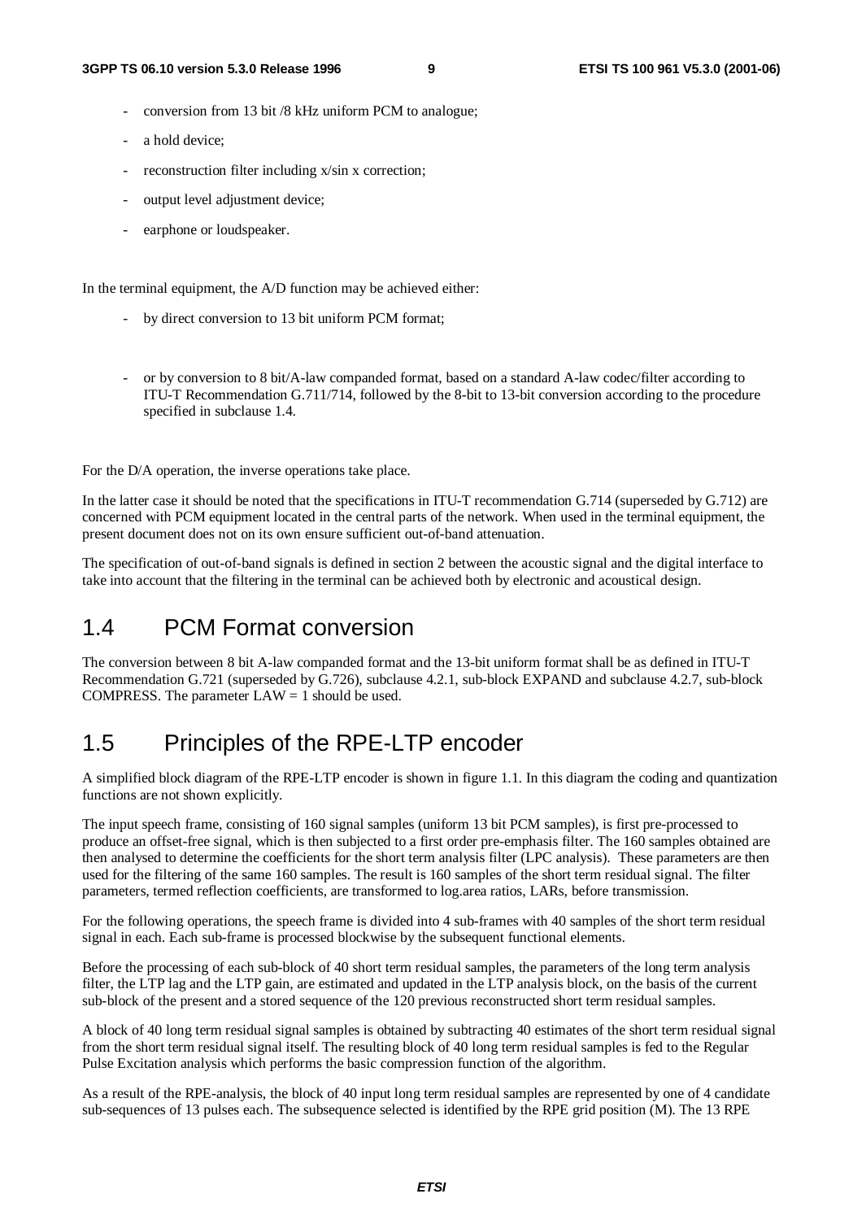- conversion from 13 bit /8 kHz uniform PCM to analogue;
- a hold device;
- reconstruction filter including x/sin x correction;
- output level adjustment device;
- earphone or loudspeaker.

In the terminal equipment, the A/D function may be achieved either:

- by direct conversion to 13 bit uniform PCM format;
- or by conversion to 8 bit/A-law companded format, based on a standard A-law codec/filter according to ITU-T Recommendation G.711/714, followed by the 8-bit to 13-bit conversion according to the procedure specified in subclause 1.4.

For the D/A operation, the inverse operations take place.

In the latter case it should be noted that the specifications in ITU-T recommendation G.714 (superseded by G.712) are concerned with PCM equipment located in the central parts of the network. When used in the terminal equipment, the present document does not on its own ensure sufficient out-of-band attenuation.

The specification of out-of-band signals is defined in section 2 between the acoustic signal and the digital interface to take into account that the filtering in the terminal can be achieved both by electronic and acoustical design.

## 1.4 PCM Format conversion

The conversion between 8 bit A-law companded format and the 13-bit uniform format shall be as defined in ITU-T Recommendation G.721 (superseded by G.726), subclause 4.2.1, sub-block EXPAND and subclause 4.2.7, sub-block COMPRESS. The parameter LAW = 1 should be used.

## 1.5 Principles of the RPE-LTP encoder

A simplified block diagram of the RPE-LTP encoder is shown in figure 1.1. In this diagram the coding and quantization functions are not shown explicitly.

The input speech frame, consisting of 160 signal samples (uniform 13 bit PCM samples), is first pre-processed to produce an offset-free signal, which is then subjected to a first order pre-emphasis filter. The 160 samples obtained are then analysed to determine the coefficients for the short term analysis filter (LPC analysis). These parameters are then used for the filtering of the same 160 samples. The result is 160 samples of the short term residual signal. The filter parameters, termed reflection coefficients, are transformed to log.area ratios, LARs, before transmission.

For the following operations, the speech frame is divided into 4 sub-frames with 40 samples of the short term residual signal in each. Each sub-frame is processed blockwise by the subsequent functional elements.

Before the processing of each sub-block of 40 short term residual samples, the parameters of the long term analysis filter, the LTP lag and the LTP gain, are estimated and updated in the LTP analysis block, on the basis of the current sub-block of the present and a stored sequence of the 120 previous reconstructed short term residual samples.

A block of 40 long term residual signal samples is obtained by subtracting 40 estimates of the short term residual signal from the short term residual signal itself. The resulting block of 40 long term residual samples is fed to the Regular Pulse Excitation analysis which performs the basic compression function of the algorithm.

As a result of the RPE-analysis, the block of 40 input long term residual samples are represented by one of 4 candidate sub-sequences of 13 pulses each. The subsequence selected is identified by the RPE grid position (M). The 13 RPE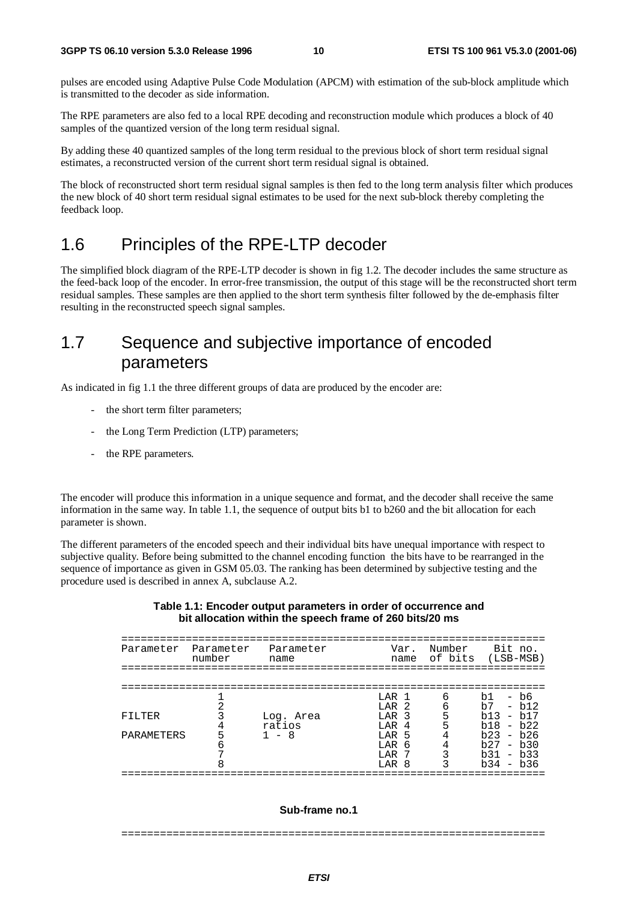pulses are encoded using Adaptive Pulse Code Modulation (APCM) with estimation of the sub-block amplitude which is transmitted to the decoder as side information.

The RPE parameters are also fed to a local RPE decoding and reconstruction module which produces a block of 40 samples of the quantized version of the long term residual signal.

By adding these 40 quantized samples of the long term residual to the previous block of short term residual signal estimates, a reconstructed version of the current short term residual signal is obtained.

The block of reconstructed short term residual signal samples is then fed to the long term analysis filter which produces the new block of 40 short term residual signal estimates to be used for the next sub-block thereby completing the feedback loop.

## 1.6 Principles of the RPE-LTP decoder

The simplified block diagram of the RPE-LTP decoder is shown in fig 1.2. The decoder includes the same structure as the feed-back loop of the encoder. In error-free transmission, the output of this stage will be the reconstructed short term residual samples. These samples are then applied to the short term synthesis filter followed by the de-emphasis filter resulting in the reconstructed speech signal samples.

## 1.7 Sequence and subjective importance of encoded parameters

As indicated in fig 1.1 the three different groups of data are produced by the encoder are:

- the short term filter parameters;
- the Long Term Prediction (LTP) parameters;
- the RPE parameters.

The encoder will produce this information in a unique sequence and format, and the decoder shall receive the same information in the same way. In table 1.1, the sequence of output bits b1 to b260 and the bit allocation for each parameter is shown.

The different parameters of the encoded speech and their individual bits have unequal importance with respect to subjective quality. Before being submitted to the channel encoding function the bits have to be rearranged in the sequence of importance as given in GSM 05.03. The ranking has been determined by subjective testing and the procedure used is described in annex A, subclause A.2.

**Table 1.1: Encoder output parameters in order of occurrence and bit allocation within the speech frame of 260 bits/20 ms**

| Parameter | Parameter number | Parameter name | Var. name | Number of bits | Bit no. (LSB-MSB) |
|---|---|---|---|---|---|
| | 1 | | LAR 1 | 6 | b1 - b6 |
| | 2 | | LAR 2 | 6 | b7 - b12 |
| FILTER | 3 | Log. Area | LAR 3 | 5 | b13 - b17 |
| | 4 | ratios | LAR 4 | 5 | b18 - b22 |
| PARAMETERS | 5 | 1 - 8 | LAR 5 | 4 | b23 - b26 |
| | 6 | | LAR 6 | 4 | b27 - b30 |
| | 7 | | LAR 7 | 3 | b31 - b33 |
| | 8 | | LAR 8 | 3 | b34 - b36 |

**Sub-frame no.1**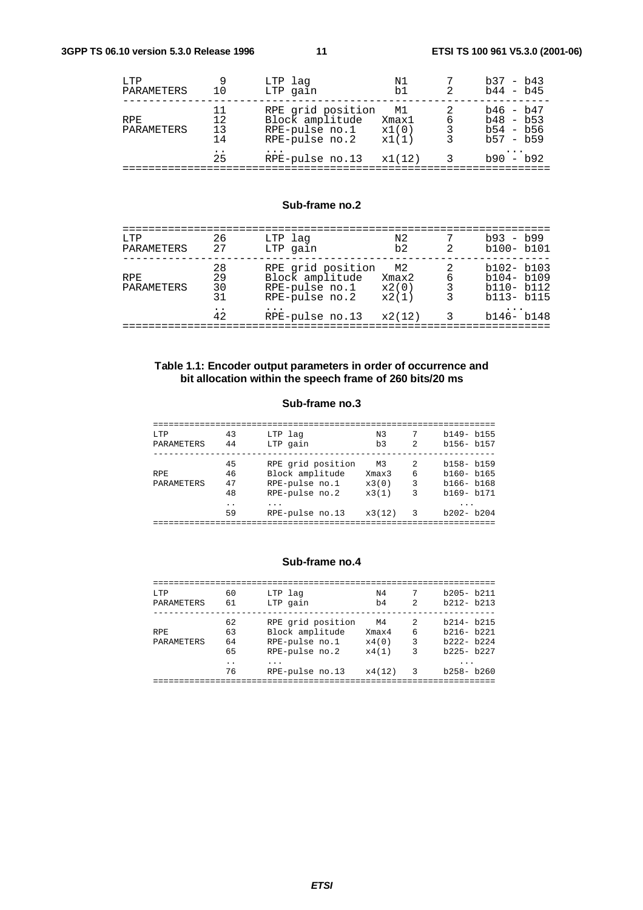| | | | | | |
|---|---|---|---|---|---|
| LTP PARAMETERS | 9 | LTP lag | N1 | 7 | b37 - b43 |
| | 10 | LTP gain | b1 | 2 | b44 - b45 |
| RPE PARAMETERS | 11 | RPE grid position | M1 | 2 | b46 - b47 |
| | 12 | Block amplitude | Xmax1 | 6 | b48 - b53 |
| | 13 | RPE-pulse no.1 | x1(0) | 3 | b54 - b56 |
| | 14 | RPE-pulse no.2 | x1(1) | 3 | b57 - b59 |
| | .. | ... | | | ... |
| | 25 | RPE-pulse no.13 | x1(12) | 3 | b90 - b92 |

**Sub-frame no.2**

| | | | | | |
|---|---|---|---|---|---|
| LTP PARAMETERS | 26 | LTP lag | N2 | 7 | b93 - b99 |
| | 27 | LTP gain | b2 | 2 | b100- b101 |
| RPE PARAMETERS | 28 | RPE grid position | M2 | 2 | b102- b103 |
| | 29 | Block amplitude | Xmax2 | 6 | b104- b109 |
| | 30 | RPE-pulse no.1 | x2(0) | 3 | b110- b112 |
| | 31 | RPE-pulse no.2 | x2(1) | 3 | b113- b115 |
| | .. | ... | | | ... |
| | 42 | RPE-pulse no.13 | x2(12) | 3 | b146- b148 |

**Table 1.1: Encoder output parameters in order of occurrence and bit allocation within the speech frame of 260 bits/20 ms**

**Sub-frame no.3**

| | | | | | |
|---|---|---|---|---|---|
| LTP PARAMETERS | 43 | LTP lag | N3 | 7 | b149- b155 |
| | 44 | LTP gain | b3 | 2 | b156- b157 |
| RPE PARAMETERS | 45 | RPE grid position | M3 | 2 | b158- b159 |
| | 46 | Block amplitude | Xmax3 | 6 | b160- b165 |
| | 47 | RPE-pulse no.1 | x3(0) | 3 | b166- b168 |
| | 48 | RPE-pulse no.2 | x3(1) | 3 | b169- b171 |
| | .. | ... | | | ... |
| | 59 | RPE-pulse no.13 | x3(12) | 3 | b202- b204 |

**Sub-frame no.4**

| | | | | | |
|---|---|---|---|---|---|
| LTP PARAMETERS | 60 | LTP lag | N4 | 7 | b205- b211 |
| | 61 | LTP gain | b4 | 2 | b212- b213 |
| RPE PARAMETERS | 62 | RPE grid position | M4 | 2 | b214- b215 |
| | 63 | Block amplitude | Xmax4 | 6 | b216- b221 |
| | 64 | RPE-pulse no.1 | x4(0) | 3 | b222- b224 |
| | 65 | RPE-pulse no.2 | x4(1) | 3 | b225- b227 |
| | .. | ... | | | ... |
| | 76 | RPE-pulse no.13 | x4(12) | 3 | b258- b260 |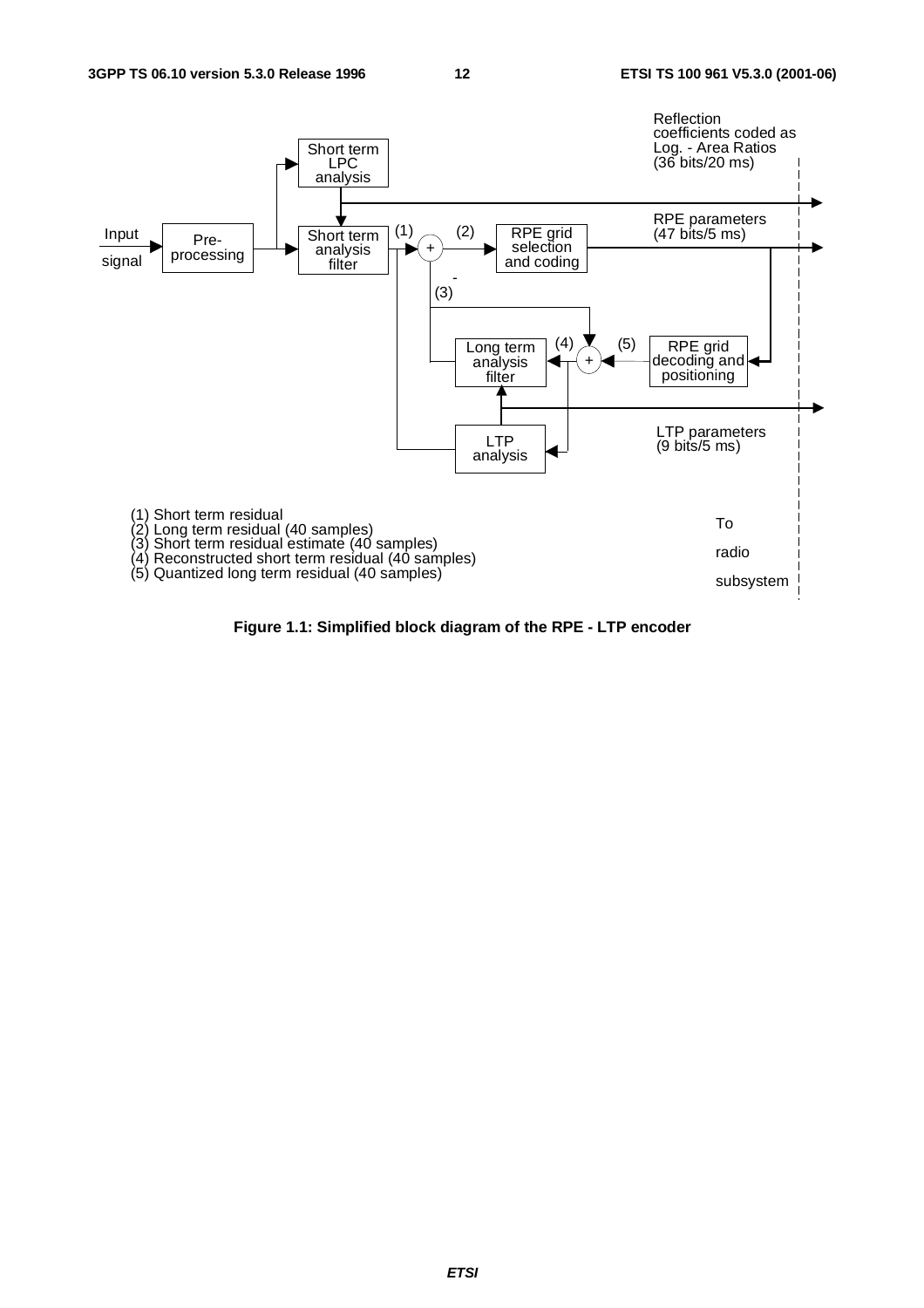Reflection coefficients coded as Log. - Area Ratios (36 bits/20 ms)

RPE parameters (47 bits/5 ms)

LTP parameters (9 bits/5 ms)

Input signal → Pre-processing → Short term LPC analysis / Short term analysis filter → RPE grid selection and coding → RPE grid decoding and positioning → Long term analysis filter → LTP analysis

To radio subsystem

(1) Short term residual
(2) Long term residual (40 samples)
(3) Short term residual estimate (40 samples)
(4) Reconstructed short term residual (40 samples)
(5) Quantized long term residual (40 samples)

**Figure 1.1: Simplified block diagram of the RPE - LTP encoder**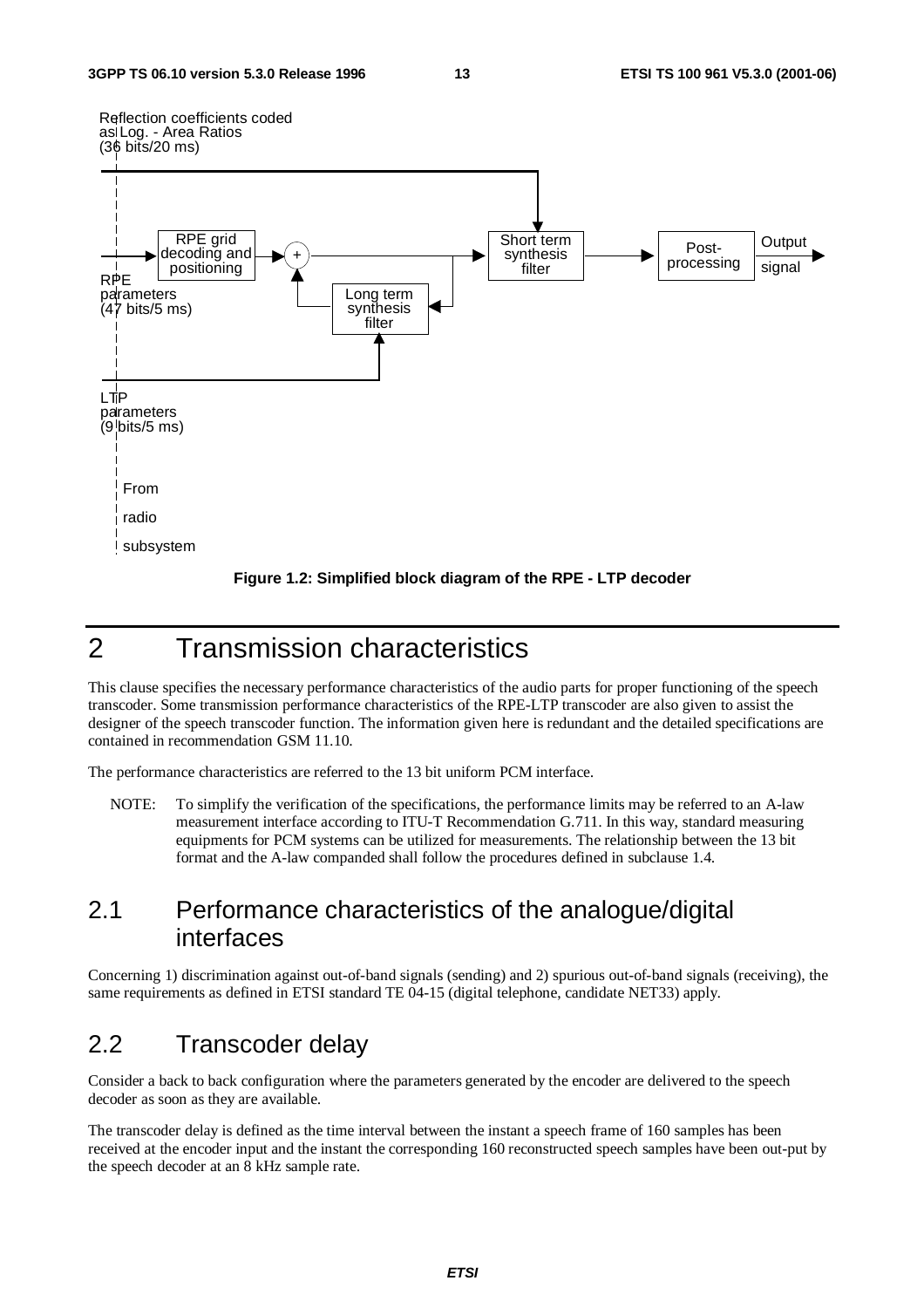Reflection coefficients coded as Log. - Area Ratios (36 bits/20 ms)

RPE parameters (47 bits/5 ms)

LTP parameters (9 bits/5 ms)

From radio subsystem

RPE grid decoding and positioning

Long term synthesis filter

Short term synthesis filter

Post-processing

Output signal

**Figure 1.2: Simplified block diagram of the RPE - LTP decoder**

# 2 Transmission characteristics

This clause specifies the necessary performance characteristics of the audio parts for proper functioning of the speech transcoder. Some transmission performance characteristics of the RPE-LTP transcoder are also given to assist the designer of the speech transcoder function. The information given here is redundant and the detailed specifications are contained in recommendation GSM 11.10.

The performance characteristics are referred to the 13 bit uniform PCM interface.

NOTE: To simplify the verification of the specifications, the performance limits may be referred to an A-law measurement interface according to ITU-T Recommendation G.711. In this way, standard measuring equipments for PCM systems can be utilized for measurements. The relationship between the 13 bit format and the A-law companded shall follow the procedures defined in subclause 1.4.

## 2.1 Performance characteristics of the analogue/digital interfaces

Concerning 1) discrimination against out-of-band signals (sending) and 2) spurious out-of-band signals (receiving), the same requirements as defined in ETSI standard TE 04-15 (digital telephone, candidate NET33) apply.

## 2.2 Transcoder delay

Consider a back to back configuration where the parameters generated by the encoder are delivered to the speech decoder as soon as they are available.

The transcoder delay is defined as the time interval between the instant a speech frame of 160 samples has been received at the encoder input and the instant the corresponding 160 reconstructed speech samples have been out-put by the speech decoder at an 8 kHz sample rate.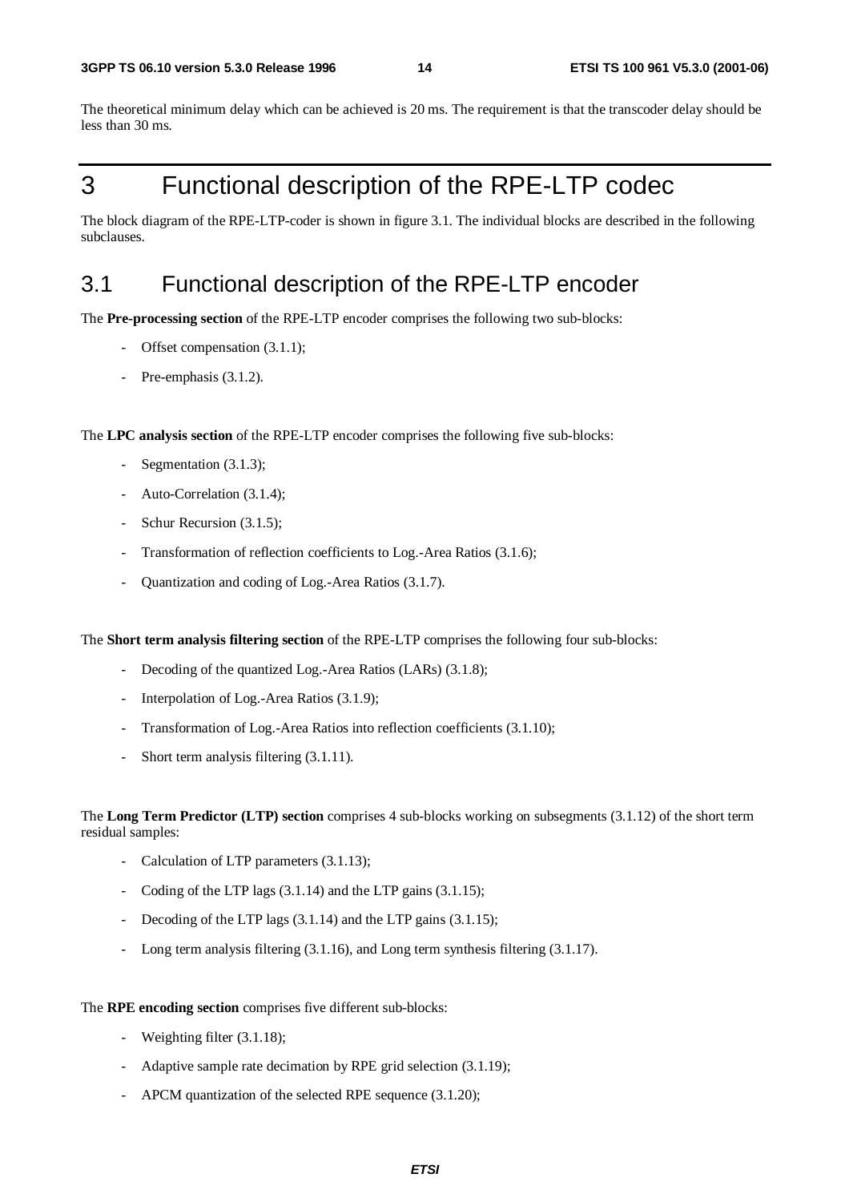The theoretical minimum delay which can be achieved is 20 ms. The requirement is that the transcoder delay should be less than 30 ms.

# 3 Functional description of the RPE-LTP codec

The block diagram of the RPE-LTP-coder is shown in figure 3.1. The individual blocks are described in the following subclauses.

## 3.1 Functional description of the RPE-LTP encoder

The **Pre-processing section** of the RPE-LTP encoder comprises the following two sub-blocks:

- Offset compensation (3.1.1);
- Pre-emphasis (3.1.2).

The **LPC analysis section** of the RPE-LTP encoder comprises the following five sub-blocks:

- Segmentation (3.1.3);
- Auto-Correlation (3.1.4);
- Schur Recursion (3.1.5);
- Transformation of reflection coefficients to Log.-Area Ratios (3.1.6);
- Quantization and coding of Log.-Area Ratios (3.1.7).

The **Short term analysis filtering section** of the RPE-LTP comprises the following four sub-blocks:

- Decoding of the quantized Log.-Area Ratios (LARs) (3.1.8);
- Interpolation of Log.-Area Ratios (3.1.9);
- Transformation of Log.-Area Ratios into reflection coefficients (3.1.10);
- Short term analysis filtering (3.1.11).

The **Long Term Predictor (LTP) section** comprises 4 sub-blocks working on subsegments (3.1.12) of the short term residual samples:

- Calculation of LTP parameters (3.1.13);
- Coding of the LTP lags (3.1.14) and the LTP gains (3.1.15);
- Decoding of the LTP lags (3.1.14) and the LTP gains (3.1.15);
- Long term analysis filtering (3.1.16), and Long term synthesis filtering (3.1.17).

The **RPE encoding section** comprises five different sub-blocks:

- Weighting filter (3.1.18);
- Adaptive sample rate decimation by RPE grid selection (3.1.19);
- APCM quantization of the selected RPE sequence (3.1.20);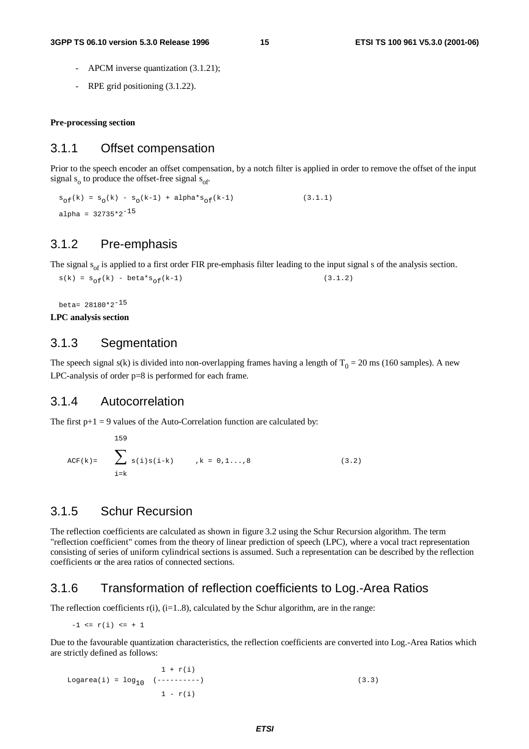- APCM inverse quantization (3.1.21);
- RPE grid positioning (3.1.22).

**Pre-processing section**

### 3.1.1 Offset compensation

Prior to the speech encoder an offset compensation, by a notch filter is applied in order to remove the offset of the input signal $s_o$ to produce the offset-free signal $s_{of}$.

$$s_{of}(k) = s_o(k) - s_o(k-1) + alpha*s_{of}(k-1) \qquad (3.1.1)$$

$$alpha = 32735*2^{-15}$$

### 3.1.2 Pre-emphasis

The signal $s_{of}$ is applied to a first order FIR pre-emphasis filter leading to the input signal s of the analysis section.

$$s(k) = s_{of}(k) - beta*s_{of}(k-1) \qquad (3.1.2)$$

$$beta = 28180*2^{-15}$$

**LPC analysis section**

### 3.1.3 Segmentation

The speech signal s(k) is divided into non-overlapping frames having a length of $T_0$ = 20 ms (160 samples). A new LPC-analysis of order p=8 is performed for each frame.

### 3.1.4 Autocorrelation

The first p+1 = 9 values of the Auto-Correlation function are calculated by:

$$ACF(k) = \sum_{i=k}^{159} s(i)s(i-k) \qquad ,k = 0,1...,8 \qquad (3.2)$$

### 3.1.5 Schur Recursion

The reflection coefficients are calculated as shown in figure 3.2 using the Schur Recursion algorithm. The term "reflection coefficient" comes from the theory of linear prediction of speech (LPC), where a vocal tract representation consisting of series of uniform cylindrical sections is assumed. Such a representation can be described by the reflection coefficients or the area ratios of connected sections.

### 3.1.6 Transformation of reflection coefficients to Log.-Area Ratios

The reflection coefficients r(i), (i=1..8), calculated by the Schur algorithm, are in the range:

$$-1 \le r(i) \le +1$$

Due to the favourable quantization characteristics, the reflection coefficients are converted into Log.-Area Ratios which are strictly defined as follows:

$$Logarea(i) = \log_{10}\left(\frac{1 + r(i)}{1 - r(i)}\right) \qquad (3.3)$$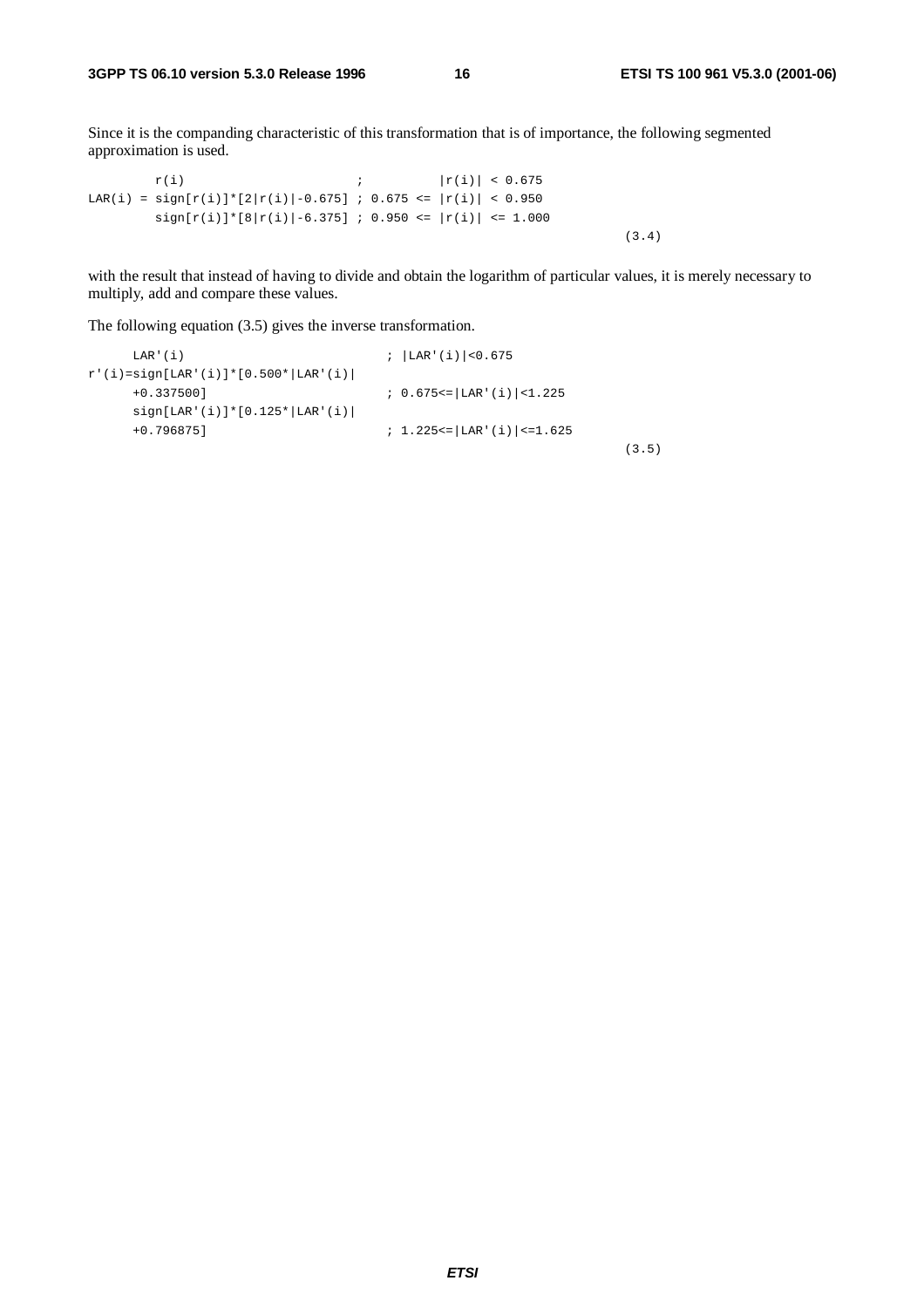Since it is the companding characteristic of this transformation that is of importance, the following segmented approximation is used.

```
         r(i)                     ;          |r(i)| < 0.675
LAR(i) = sign[r(i)]*[2|r(i)|-0.675] ; 0.675 <= |r(i)| < 0.950
         sign[r(i)]*[8|r(i)|-6.375] ; 0.950 <= |r(i)| <= 1.000
                                                                    (3.4)
```

with the result that instead of having to divide and obtain the logarithm of particular values, it is merely necessary to multiply, add and compare these values.

The following equation (3.5) gives the inverse transformation.

```
      LAR'(i)                         ; |LAR'(i)|<0.675
r'(i)=sign[LAR'(i)]*[0.500*|LAR'(i)|
      +0.337500]                      ; 0.675<=|LAR'(i)|<1.225
      sign[LAR'(i)]*[0.125*|LAR'(i)|
      +0.796875]                      ; 1.225<=|LAR'(i)|<=1.625
                                                                    (3.5)
```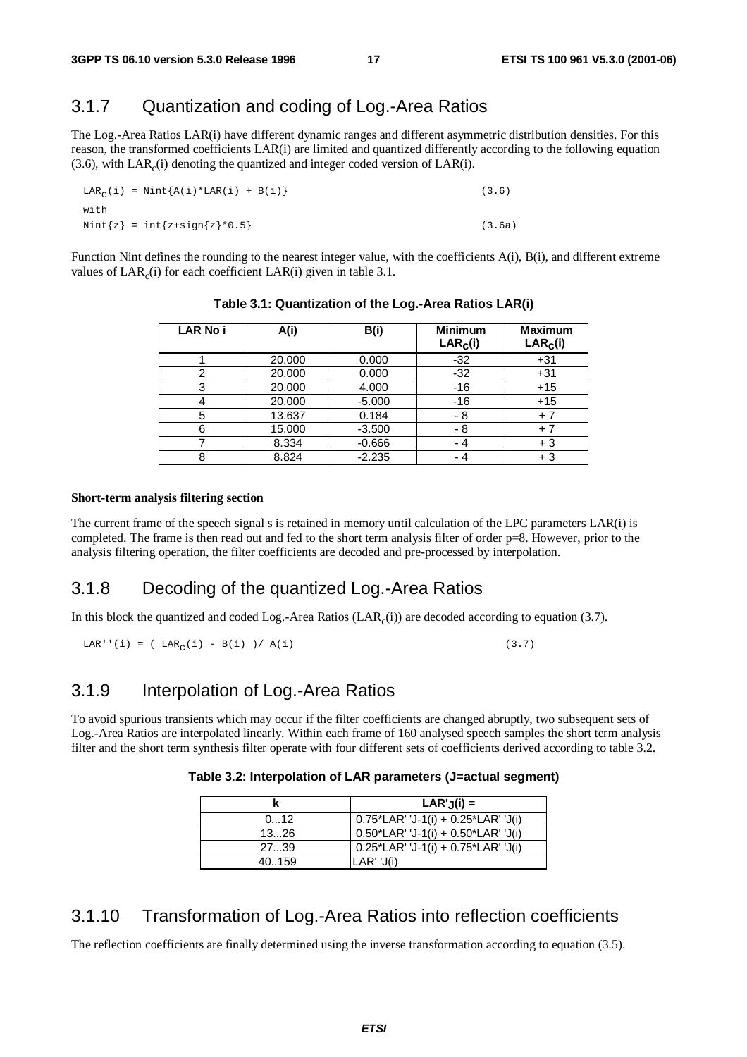## 3.1.7 Quantization and coding of Log.-Area Ratios

The Log.-Area Ratios LAR(i) have different dynamic ranges and different asymmetric distribution densities. For this reason, the transformed coefficients LAR(i) are limited and quantized differently according to the following equation (3.6), with $LAR_c(i)$ denoting the quantized and integer coded version of LAR(i).

$$LAR_c(i) = Nint\{A(i)*LAR(i) + B(i)\} \qquad (3.6)$$

with

$$Nint\{z\} = int\{z+sign\{z\}*0.5\} \qquad (3.6a)$$

Function Nint defines the rounding to the nearest integer value, with the coefficients A(i), B(i), and different extreme values of $LAR_c(i)$ for each coefficient LAR(i) given in table 3.1.

**Table 3.1: Quantization of the Log.-Area Ratios LAR(i)**

| LAR No i | A(i) | B(i) | Minimum $LAR_c(i)$ | Maximum $LAR_c(i)$ |
|---|---|---|---|---|
| 1 | 20.000 | 0.000 | -32 | +31 |
| 2 | 20.000 | 0.000 | -32 | +31 |
| 3 | 20.000 | 4.000 | -16 | +15 |
| 4 | 20.000 | -5.000 | -16 | +15 |
| 5 | 13.637 | 0.184 | - 8 | + 7 |
| 6 | 15.000 | -3.500 | - 8 | + 7 |
| 7 | 8.334 | -0.666 | - 4 | + 3 |
| 8 | 8.824 | -2.235 | - 4 | + 3 |

**Short-term analysis filtering section**

The current frame of the speech signal s is retained in memory until calculation of the LPC parameters LAR(i) is completed. The frame is then read out and fed to the short term analysis filter of order p=8. However, prior to the analysis filtering operation, the filter coefficients are decoded and pre-processed by interpolation.

## 3.1.8 Decoding of the quantized Log.-Area Ratios

In this block the quantized and coded Log.-Area Ratios ($LAR_c(i)$) are decoded according to equation (3.7).

$$LAR''(i) = ( LAR_c(i) - B(i) )/ A(i) \qquad (3.7)$$

## 3.1.9 Interpolation of Log.-Area Ratios

To avoid spurious transients which may occur if the filter coefficients are changed abruptly, two subsequent sets of Log.-Area Ratios are interpolated linearly. Within each frame of 160 analysed speech samples the short term analysis filter and the short term synthesis filter operate with four different sets of coefficients derived according to table 3.2.

**Table 3.2: Interpolation of LAR parameters (J=actual segment)**

| k | $LAR'_J(i)$ = |
|---|---|
| 0...12 | 0.75*LAR' 'J-1(i) + 0.25*LAR' 'J(i) |
| 13...26 | 0.50*LAR' 'J-1(i) + 0.50*LAR' 'J(i) |
| 27...39 | 0.25*LAR' 'J-1(i) + 0.75*LAR' 'J(i) |
| 40..159 | LAR' 'J(i) |

## 3.1.10 Transformation of Log.-Area Ratios into reflection coefficients

The reflection coefficients are finally determined using the inverse transformation according to equation (3.5).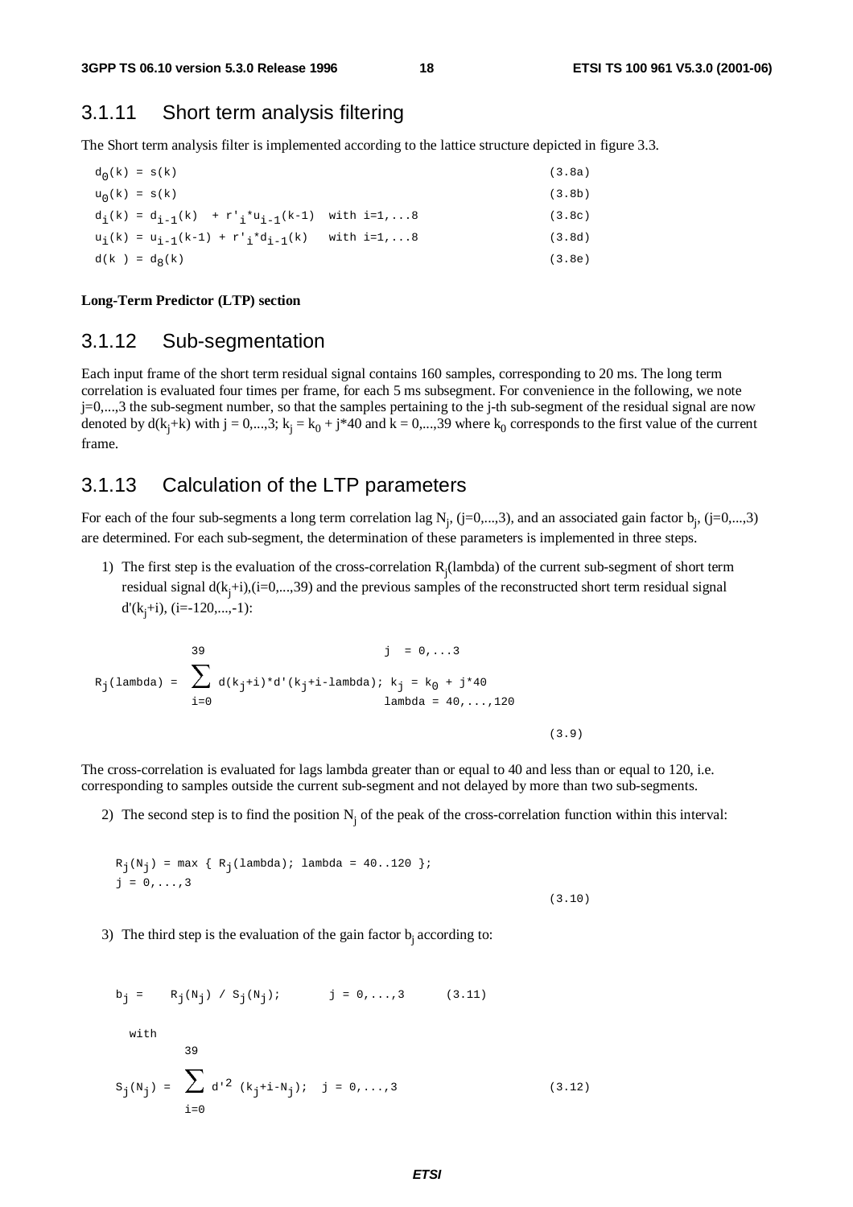### 3.1.11 Short term analysis filtering

The Short term analysis filter is implemented according to the lattice structure depicted in figure 3.3.

$$d_0(k) = s(k) \qquad (3.8a)$$

$$u_0(k) = s(k) \qquad (3.8b)$$

$$d_i(k) = d_{i-1}(k) + r'_i * u_{i-1}(k-1) \quad \text{with } i=1,...8 \qquad (3.8c)$$

$$u_i(k) = u_{i-1}(k-1) + r'_i * d_{i-1}(k) \quad \text{with } i=1,...8 \qquad (3.8d)$$

$$d(k) = d_8(k) \qquad (3.8e)$$

**Long-Term Predictor (LTP) section**

### 3.1.12 Sub-segmentation

Each input frame of the short term residual signal contains 160 samples, corresponding to 20 ms. The long term correlation is evaluated four times per frame, for each 5 ms subsegment. For convenience in the following, we note j=0,...,3 the sub-segment number, so that the samples pertaining to the j-th sub-segment of the residual signal are now denoted by $d(k_j+k)$ with $j = 0,...,3$; $k_j = k_0 + j*40$ and $k = 0,...,39$ where $k_0$ corresponds to the first value of the current frame.

### 3.1.13 Calculation of the LTP parameters

For each of the four sub-segments a long term correlation lag $N_j$, (j=0,...,3), and an associated gain factor $b_j$, (j=0,...,3) are determined. For each sub-segment, the determination of these parameters is implemented in three steps.

1) The first step is the evaluation of the cross-correlation $R_j(lambda)$ of the current sub-segment of short term residual signal $d(k_j+i)$,(i=0,...,39) and the previous samples of the reconstructed short term residual signal $d'(k_j+i)$, (i=-120,...,-1):

$$R_j(lambda) = \sum_{i=0}^{39} d(k_j+i)*d'(k_j+i-lambda); \quad j = 0,...3; \quad k_j = k_0 + j*40; \quad lambda = 40,...,120 \qquad (3.9)$$

The cross-correlation is evaluated for lags lambda greater than or equal to 40 and less than or equal to 120, i.e. corresponding to samples outside the current sub-segment and not delayed by more than two sub-segments.

2) The second step is to find the position $N_j$ of the peak of the cross-correlation function within this interval:

$$R_j(N_j) = \max \{ R_j(lambda);\ lambda = 40..120 \}; \quad j = 0,...,3 \qquad (3.10)$$

3) The third step is the evaluation of the gain factor $b_j$ according to:

$$b_j = R_j(N_j) / S_j(N_j); \quad j = 0,...,3 \qquad (3.11)$$

with

$$S_j(N_j) = \sum_{i=0}^{39} d'^2(k_j+i-N_j); \quad j = 0,...,3 \qquad (3.12)$$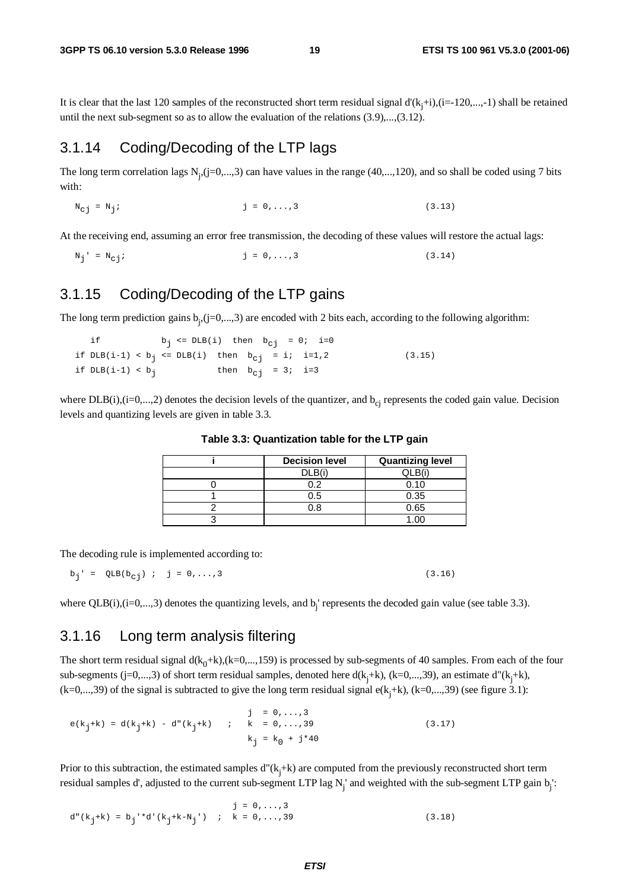It is clear that the last 120 samples of the reconstructed short term residual signal $d'(k_j+i)$,(i=-120,...,-1) shall be retained until the next sub-segment so as to allow the evaluation of the relations (3.9),...,(3.12).

### 3.1.14 Coding/Decoding of the LTP lags

The long term correlation lags $N_j$,(j=0,...,3) can have values in the range (40,...,120), and so shall be coded using 7 bits with:

$$N_{cj} = N_j; \qquad j = 0,...,3 \qquad (3.13)$$

At the receiving end, assuming an error free transmission, the decoding of these values will restore the actual lags:

$$N_j' = N_{cj}; \qquad j = 0,...,3 \qquad (3.14)$$

### 3.1.15 Coding/Decoding of the LTP gains

The long term prediction gains $b_j$,(j=0,...,3) are encoded with 2 bits each, according to the following algorithm:

```
   if            b_j <= DLB(i)  then  b_cj = 0;  i=0
if DLB(i-1) < b_j <= DLB(i)  then  b_cj = i;  i=1,2              (3.15)
if DLB(i-1) < b_j            then  b_cj = 3;  i=3
```

where DLB(i),(i=0,...,2) denotes the decision levels of the quantizer, and $b_{cj}$ represents the coded gain value. Decision levels and quantizing levels are given in table 3.3.

**Table 3.3: Quantization table for the LTP gain**

| i | Decision level | Quantizing level |
|---|---|---|
| | DLB(i) | QLB(i) |
| 0 | 0.2 | 0.10 |
| 1 | 0.5 | 0.35 |
| 2 | 0.8 | 0.65 |
| 3 | | 1.00 |

The decoding rule is implemented according to:

$$b_j' = QLB(b_{cj}) \; ; \; j = 0,...,3 \qquad (3.16)$$

where QLB(i),(i=0,...,3) denotes the quantizing levels, and $b_j'$ represents the decoded gain value (see table 3.3).

### 3.1.16 Long term analysis filtering

The short term residual signal $d(k_0+k)$,(k=0,...,159) is processed by sub-segments of 40 samples. From each of the four sub-segments (j=0,...,3) of short term residual samples, denoted here $d(k_j+k)$, (k=0,...,39), an estimate $d''(k_j+k)$, (k=0,...,39) of the signal is subtracted to give the long term residual signal $e(k_j+k)$, (k=0,...,39) (see figure 3.1):

$$e(k_j+k) = d(k_j+k) - d''(k_j+k) \quad ; \quad \begin{array}{l} j = 0,...,3 \\ k = 0,...,39 \\ k_j = k_0 + j*40 \end{array} \qquad (3.17)$$

Prior to this subtraction, the estimated samples $d''(k_j+k)$ are computed from the previously reconstructed short term residual samples d', adjusted to the current sub-segment LTP lag $N_j'$ and weighted with the sub-segment LTP gain $b_j'$:

$$d''(k_j+k) = b_j'*d'(k_j+k-N_j') \quad ; \quad \begin{array}{l} j = 0,...,3 \\ k = 0,...,39 \end{array} \qquad (3.18)$$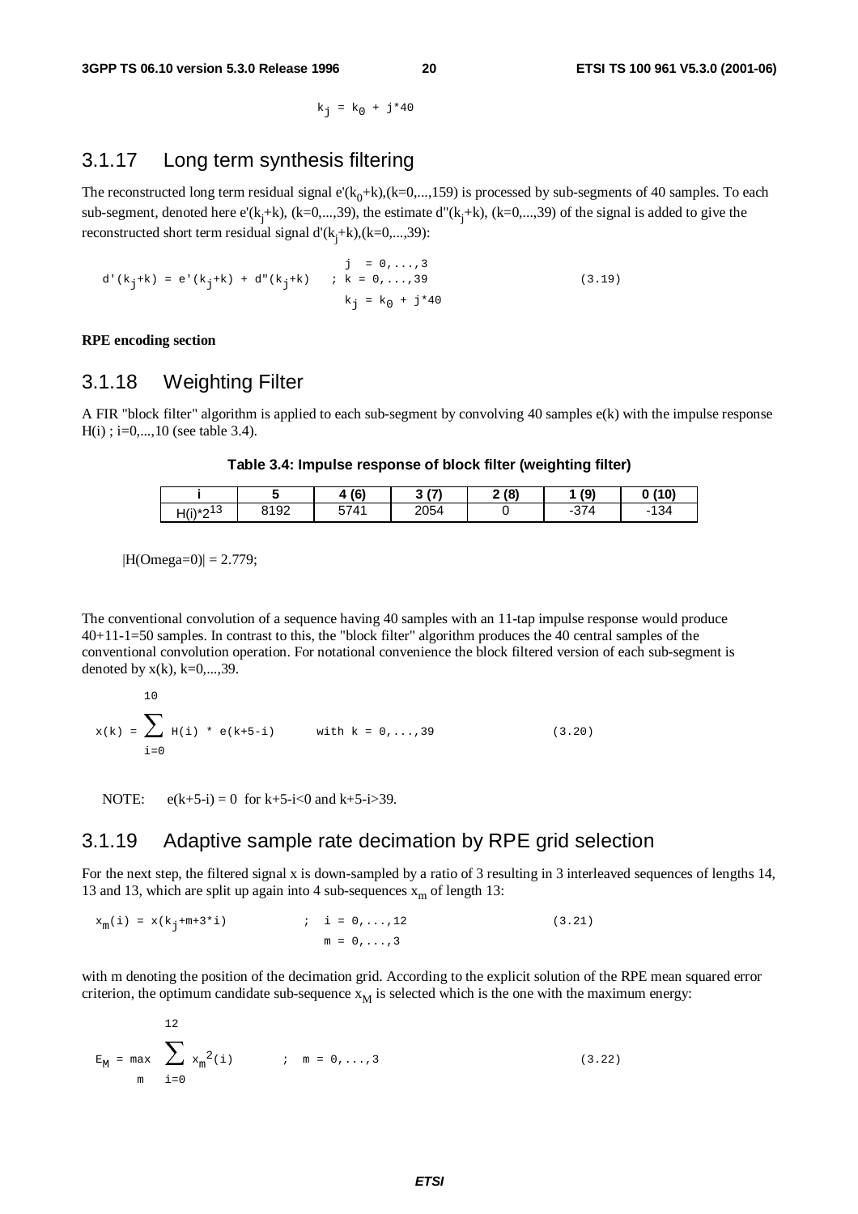$$k_j = k_0 + j*40$$

## 3.1.17 Long term synthesis filtering

The reconstructed long term residual signal $e'(k_0+k)$,$(k=0,...,159)$ is processed by sub-segments of 40 samples. To each sub-segment, denoted here $e'(k_j+k)$, $(k=0,...,39)$, the estimate $d''(k_j+k)$, $(k=0,...,39)$ of the signal is added to give the reconstructed short term residual signal $d'(k_j+k)$,$(k=0,...,39)$:

$$d'(k_j+k) = e'(k_j+k) + d''(k_j+k) \quad ; \begin{array}{l} j = 0,...,3 \\ k = 0,...,39 \\ k_j = k_0 + j*40 \end{array} \qquad (3.19)$$

**RPE encoding section**

## 3.1.18 Weighting Filter

A FIR "block filter" algorithm is applied to each sub-segment by convolving 40 samples $e(k)$ with the impulse response $H(i)$ ; $i=0,...,10$ (see table 3.4).

**Table 3.4: Impulse response of block filter (weighting filter)**

| i | 5 | 4 (6) | 3 (7) | 2 (8) | 1 (9) | 0 (10) |
|---|---|---|---|---|---|---|
| $H(i)*2^{13}$ | 8192 | 5741 | 2054 | 0 | -374 | -134 |

$|H(Omega=0)| = 2.779$;

The conventional convolution of a sequence having 40 samples with an 11-tap impulse response would produce 40+11-1=50 samples. In contrast to this, the "block filter" algorithm produces the 40 central samples of the conventional convolution operation. For notational convenience the block filtered version of each sub-segment is denoted by $x(k)$, $k=0,...,39$.

$$x(k) = \sum_{i=0}^{10} H(i) * e(k+5-i) \qquad \text{with } k = 0,...,39 \qquad (3.20)$$

NOTE: $e(k+5-i) = 0$ for $k+5-i<0$ and $k+5-i>39$.

## 3.1.19 Adaptive sample rate decimation by RPE grid selection

For the next step, the filtered signal x is down-sampled by a ratio of 3 resulting in 3 interleaved sequences of lengths 14, 13 and 13, which are split up again into 4 sub-sequences $x_m$ of length 13:

$$x_m(i) = x(k_j+m+3*i) \qquad ; \begin{array}{l} i = 0,...,12 \\ m = 0,...,3 \end{array} \qquad (3.21)$$

with m denoting the position of the decimation grid. According to the explicit solution of the RPE mean squared error criterion, the optimum candidate sub-sequence $x_M$ is selected which is the one with the maximum energy:

$$E_M = \max_m \sum_{i=0}^{12} x_m^2(i) \qquad ; \quad m = 0,...,3 \qquad (3.22)$$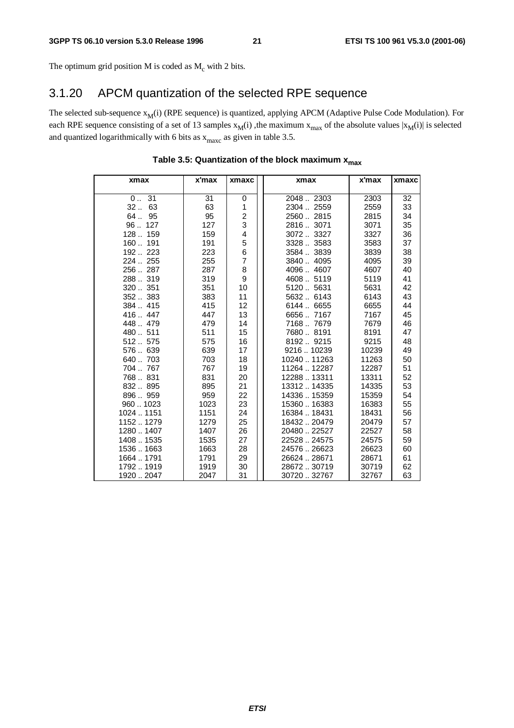The optimum grid position M is coded as $M_c$ with 2 bits.

### 3.1.20 APCM quantization of the selected RPE sequence

The selected sub-sequence $x_M(i)$ (RPE sequence) is quantized, applying APCM (Adaptive Pulse Code Modulation). For each RPE sequence consisting of a set of 13 samples $x_M(i)$ ,the maximum $x_{max}$ of the absolute values $|x_M(i)|$ is selected and quantized logarithmically with 6 bits as $x_{maxc}$ as given in table 3.5.

**Table 3.5: Quantization of the block maximum $x_{max}$**

| xmax | x'max | xmaxc | xmax | x'max | xmaxc |
|---|---|---|---|---|---|
| 0 .. 31 | 31 | 0 | 2048 .. 2303 | 2303 | 32 |
| 32 .. 63 | 63 | 1 | 2304 .. 2559 | 2559 | 33 |
| 64 .. 95 | 95 | 2 | 2560 .. 2815 | 2815 | 34 |
| 96 .. 127 | 127 | 3 | 2816 .. 3071 | 3071 | 35 |
| 128 .. 159 | 159 | 4 | 3072 .. 3327 | 3327 | 36 |
| 160 .. 191 | 191 | 5 | 3328 .. 3583 | 3583 | 37 |
| 192 .. 223 | 223 | 6 | 3584 .. 3839 | 3839 | 38 |
| 224 .. 255 | 255 | 7 | 3840 .. 4095 | 4095 | 39 |
| 256 .. 287 | 287 | 8 | 4096 .. 4607 | 4607 | 40 |
| 288 .. 319 | 319 | 9 | 4608 .. 5119 | 5119 | 41 |
| 320 .. 351 | 351 | 10 | 5120 .. 5631 | 5631 | 42 |
| 352 .. 383 | 383 | 11 | 5632 .. 6143 | 6143 | 43 |
| 384 .. 415 | 415 | 12 | 6144 .. 6655 | 6655 | 44 |
| 416 .. 447 | 447 | 13 | 6656 .. 7167 | 7167 | 45 |
| 448 .. 479 | 479 | 14 | 7168 .. 7679 | 7679 | 46 |
| 480 .. 511 | 511 | 15 | 7680 .. 8191 | 8191 | 47 |
| 512 .. 575 | 575 | 16 | 8192 .. 9215 | 9215 | 48 |
| 576 .. 639 | 639 | 17 | 9216 .. 10239 | 10239 | 49 |
| 640 .. 703 | 703 | 18 | 10240 .. 11263 | 11263 | 50 |
| 704 .. 767 | 767 | 19 | 11264 .. 12287 | 12287 | 51 |
| 768 .. 831 | 831 | 20 | 12288 .. 13311 | 13311 | 52 |
| 832 .. 895 | 895 | 21 | 13312 .. 14335 | 14335 | 53 |
| 896 .. 959 | 959 | 22 | 14336 .. 15359 | 15359 | 54 |
| 960 .. 1023 | 1023 | 23 | 15360 .. 16383 | 16383 | 55 |
| 1024 .. 1151 | 1151 | 24 | 16384 .. 18431 | 18431 | 56 |
| 1152 .. 1279 | 1279 | 25 | 18432 .. 20479 | 20479 | 57 |
| 1280 .. 1407 | 1407 | 26 | 20480 .. 22527 | 22527 | 58 |
| 1408 .. 1535 | 1535 | 27 | 22528 .. 24575 | 24575 | 59 |
| 1536 .. 1663 | 1663 | 28 | 24576 .. 26623 | 26623 | 60 |
| 1664 .. 1791 | 1791 | 29 | 26624 .. 28671 | 28671 | 61 |
| 1792 .. 1919 | 1919 | 30 | 28672 .. 30719 | 30719 | 62 |
| 1920 .. 2047 | 2047 | 31 | 30720 .. 32767 | 32767 | 63 |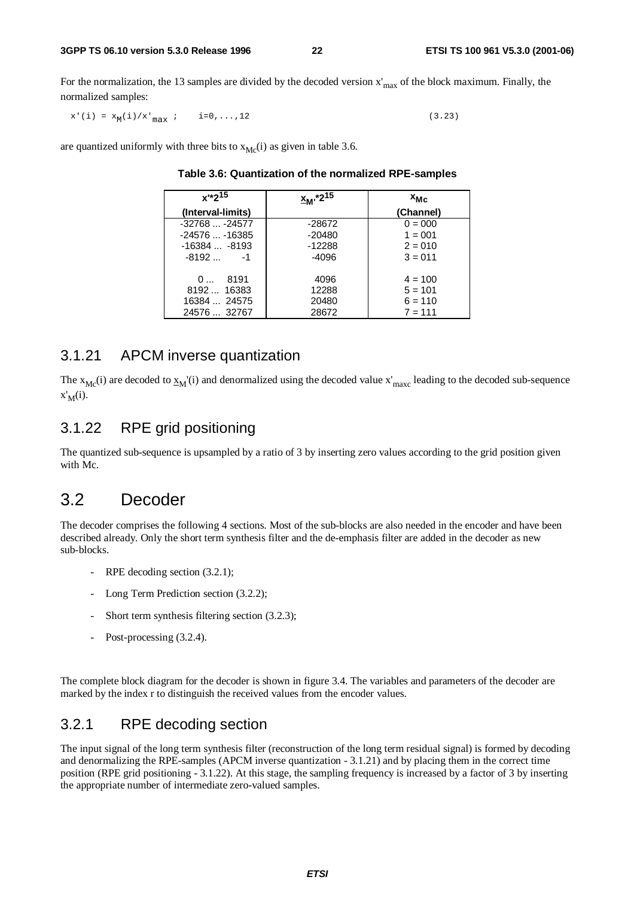For the normalization, the 13 samples are divided by the decoded version $x'_{max}$ of the block maximum. Finally, the normalized samples:

$$x'(i) = x_M(i)/x'_{max} \; ; \quad i=0,...,12 \qquad (3.23)$$

are quantized uniformly with three bits to $x_{Mc}(i)$ as given in table 3.6.

**Table 3.6: Quantization of the normalized RPE-samples**

| $x'*2^{15}$ (Interval-limits) | $\underline{x}_{M}'*2^{15}$ | $x_{Mc}$ (Channel) |
|---|---|---|
| -32768 ... -24577 | -28672 | 0 = 000 |
| -24576 ... -16385 | -20480 | 1 = 001 |
| -16384 ... -8193 | -12288 | 2 = 010 |
| -8192 ... -1 | -4096 | 3 = 011 |
| 0 ... 8191 | 4096 | 4 = 100 |
| 8192 ... 16383 | 12288 | 5 = 101 |
| 16384 ... 24575 | 20480 | 6 = 110 |
| 24576 ... 32767 | 28672 | 7 = 111 |

## 3.1.21 APCM inverse quantization

The $x_{Mc}(i)$ are decoded to $\underline{x}_M'(i)$ and denormalized using the decoded value $x'_{maxc}$ leading to the decoded sub-sequence $x'_M(i)$.

## 3.1.22 RPE grid positioning

The quantized sub-sequence is upsampled by a ratio of 3 by inserting zero values according to the grid position given with Mc.

# 3.2 Decoder

The decoder comprises the following 4 sections. Most of the sub-blocks are also needed in the encoder and have been described already. Only the short term synthesis filter and the de-emphasis filter are added in the decoder as new sub-blocks.

- RPE decoding section (3.2.1);
- Long Term Prediction section (3.2.2);
- Short term synthesis filtering section (3.2.3);
- Post-processing (3.2.4).

The complete block diagram for the decoder is shown in figure 3.4. The variables and parameters of the decoder are marked by the index r to distinguish the received values from the encoder values.

## 3.2.1 RPE decoding section

The input signal of the long term synthesis filter (reconstruction of the long term residual signal) is formed by decoding and denormalizing the RPE-samples (APCM inverse quantization - 3.1.21) and by placing them in the correct time position (RPE grid positioning - 3.1.22). At this stage, the sampling frequency is increased by a factor of 3 by inserting the appropriate number of intermediate zero-valued samples.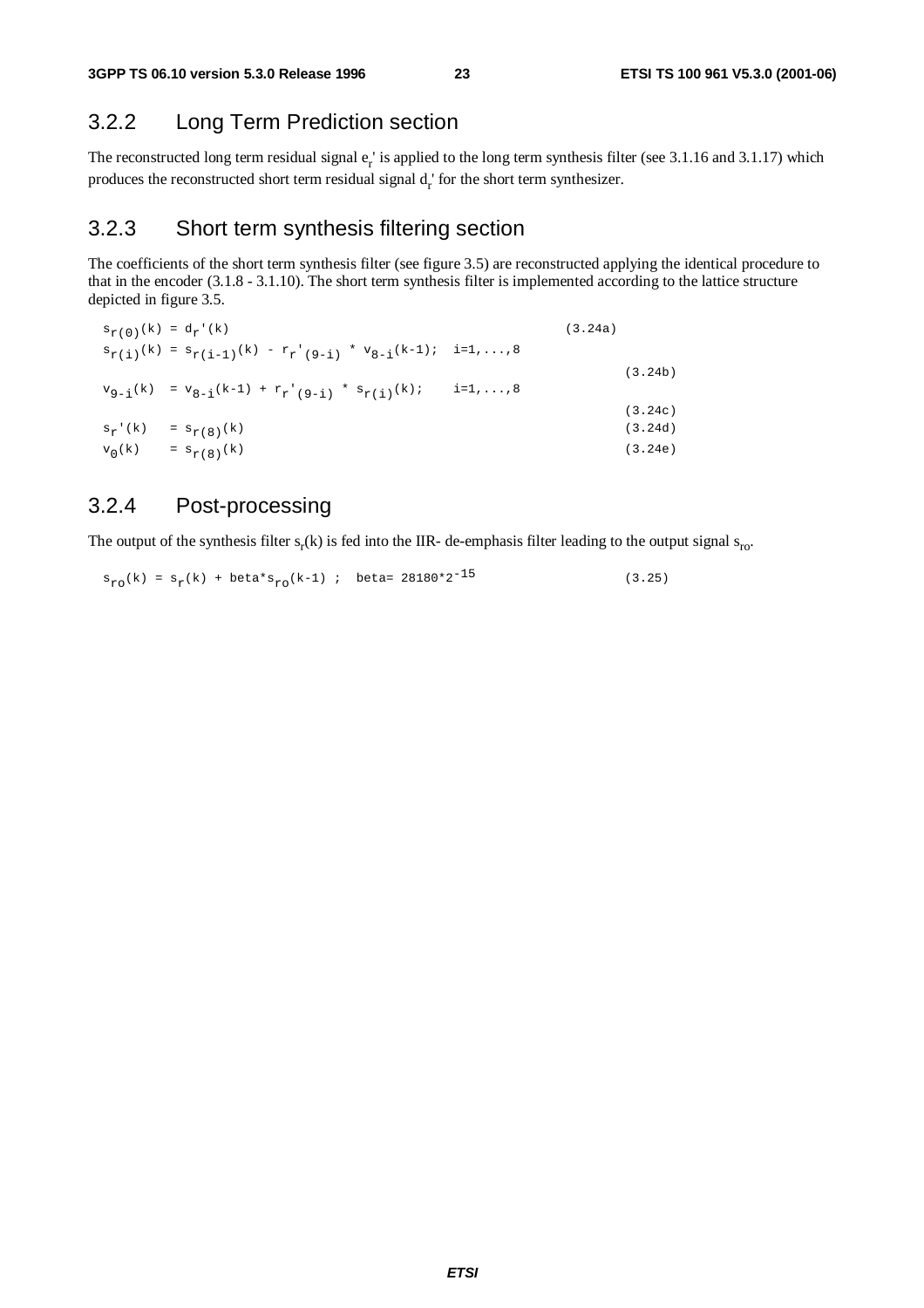### 3.2.2 Long Term Prediction section

The reconstructed long term residual signal $e_r'$ is applied to the long term synthesis filter (see 3.1.16 and 3.1.17) which produces the reconstructed short term residual signal $d_r'$ for the short term synthesizer.

### 3.2.3 Short term synthesis filtering section

The coefficients of the short term synthesis filter (see figure 3.5) are reconstructed applying the identical procedure to that in the encoder (3.1.8 - 3.1.10). The short term synthesis filter is implemented according to the lattice structure depicted in figure 3.5.

$$s_{r(0)}(k) = d_r'(k) \qquad (3.24a)$$

$$s_{r(i)}(k) = s_{r(i-1)}(k) - r_r'{}_{(9-i)} * v_{8-i}(k-1); \quad i=1,\dots,8 \qquad (3.24b)$$

$$v_{9-i}(k) = v_{8-i}(k-1) + r_r'{}_{(9-i)} * s_{r(i)}(k); \quad i=1,\dots,8 \qquad (3.24c)$$

$$s_r'(k) = s_{r(8)}(k) \qquad (3.24d)$$

$$v_0(k) = s_{r(8)}(k) \qquad (3.24e)$$

### 3.2.4 Post-processing

The output of the synthesis filter $s_r(k)$ is fed into the IIR- de-emphasis filter leading to the output signal $s_{ro}$.

$$s_{ro}(k) = s_r(k) + beta*s_{ro}(k-1) \; ; \quad beta= 28180*2^{-15} \qquad (3.25)$$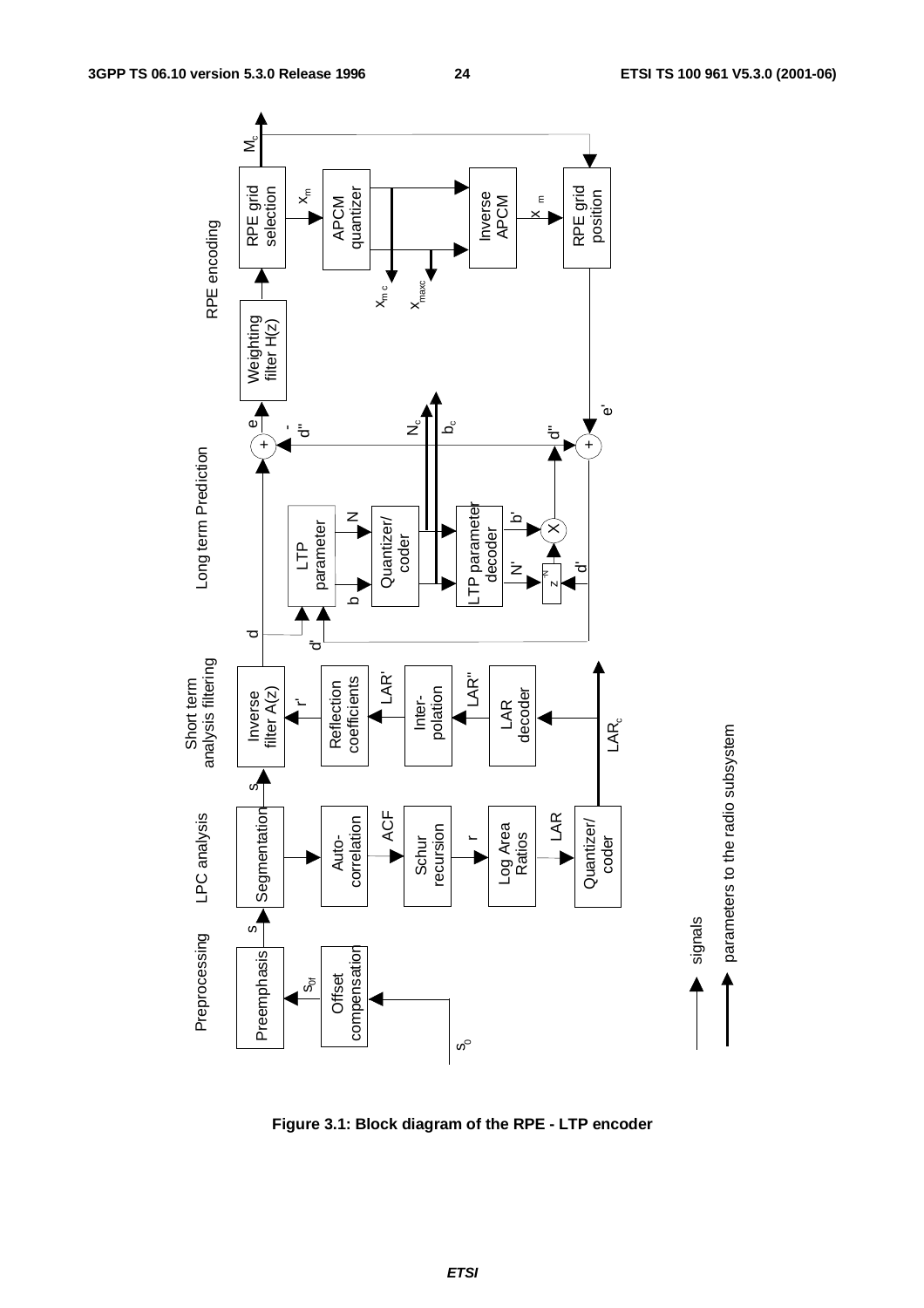**Figure 3.1: Block diagram of the RPE - LTP encoder**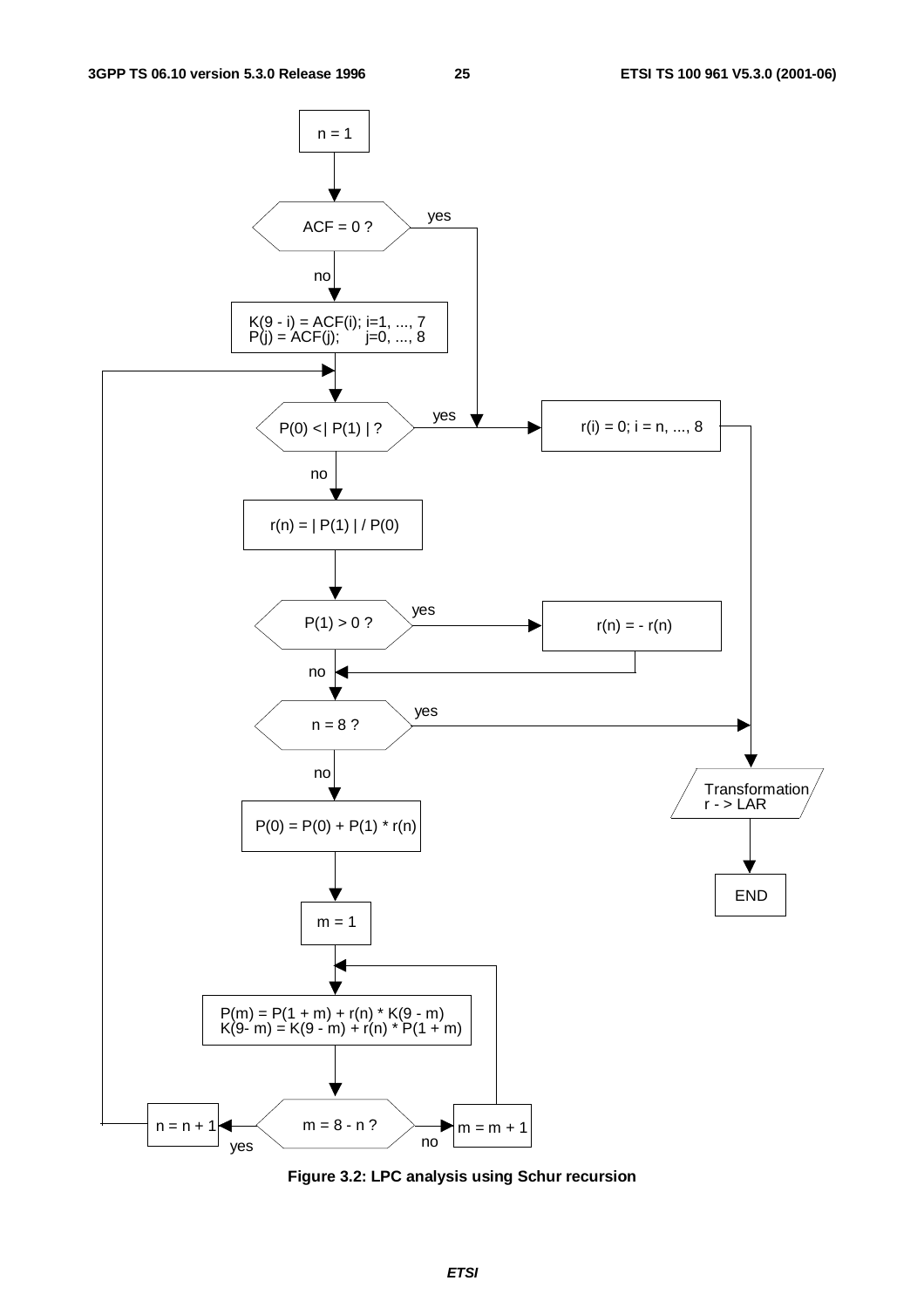```
n = 1

ACF = 0 ?
    yes -> r(i) = 0; i = n, ..., 8
    no  -> K(9 - i) = ACF(i); i=1, ..., 7
           P(j) = ACF(j);     j=0, ..., 8

P(0) <| P(1) | ?
    yes -> r(i) = 0; i = n, ..., 8 -> Transformation r -> LAR -> END
    no  -> r(n) = | P(1) | / P(0)

P(1) > 0 ?
    yes -> r(n) = - r(n)
    no

n = 8 ?
    yes -> Transformation r -> LAR -> END
    no  -> P(0) = P(0) + P(1) * r(n)

m = 1

P(m) = P(1 + m) + r(n) * K(9 - m)
K(9- m) = K(9 - m) + r(n) * P(1 + m)

m = 8 - n ?
    no  -> m = m + 1 -> (back to P(m) = ...)
    yes -> n = n + 1 -> (back to P(0) <| P(1) | ?)
```

Figure 3.2: LPC analysis using Schur recursion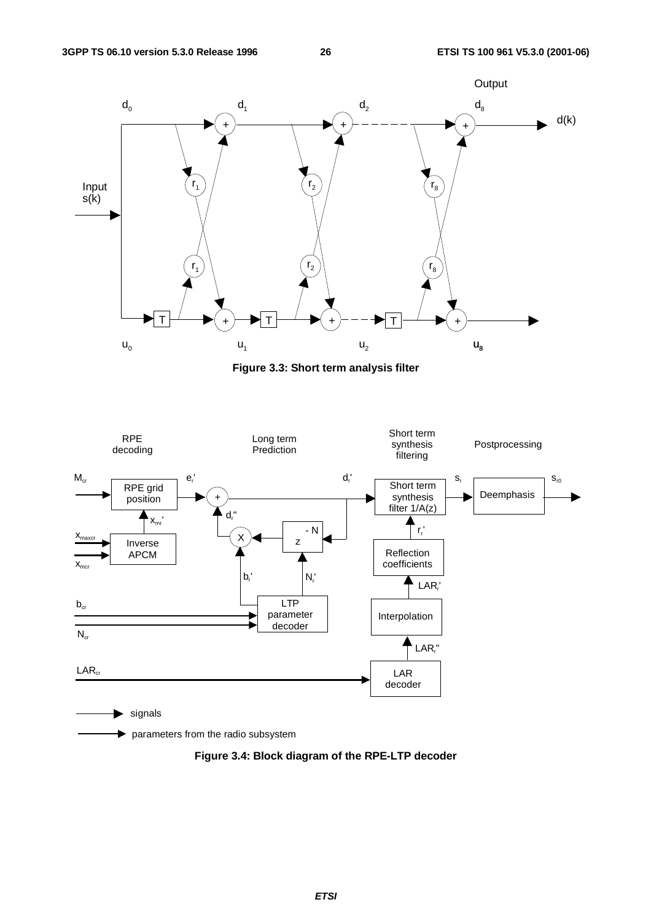**Figure 3.3: Short term analysis filter**

**Figure 3.4: Block diagram of the RPE-LTP decoder**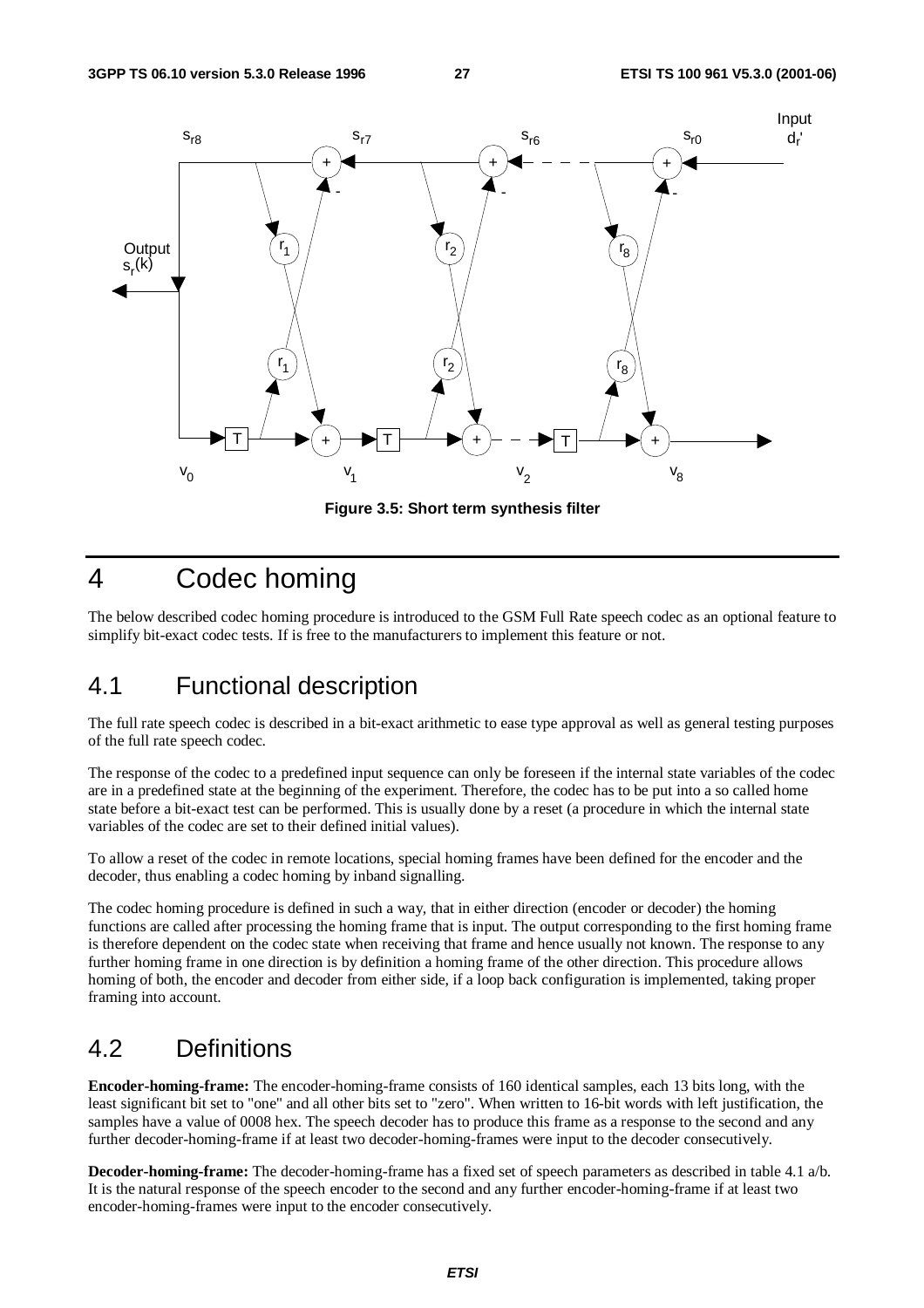**Figure 3.5: Short term synthesis filter**

# 4 Codec homing

The below described codec homing procedure is introduced to the GSM Full Rate speech codec as an optional feature to simplify bit-exact codec tests. If is free to the manufacturers to implement this feature or not.

## 4.1 Functional description

The full rate speech codec is described in a bit-exact arithmetic to ease type approval as well as general testing purposes of the full rate speech codec.

The response of the codec to a predefined input sequence can only be foreseen if the internal state variables of the codec are in a predefined state at the beginning of the experiment. Therefore, the codec has to be put into a so called home state before a bit-exact test can be performed. This is usually done by a reset (a procedure in which the internal state variables of the codec are set to their defined initial values).

To allow a reset of the codec in remote locations, special homing frames have been defined for the encoder and the decoder, thus enabling a codec homing by inband signalling.

The codec homing procedure is defined in such a way, that in either direction (encoder or decoder) the homing functions are called after processing the homing frame that is input. The output corresponding to the first homing frame is therefore dependent on the codec state when receiving that frame and hence usually not known. The response to any further homing frame in one direction is by definition a homing frame of the other direction. This procedure allows homing of both, the encoder and decoder from either side, if a loop back configuration is implemented, taking proper framing into account.

## 4.2 Definitions

**Encoder-homing-frame:** The encoder-homing-frame consists of 160 identical samples, each 13 bits long, with the least significant bit set to "one" and all other bits set to "zero". When written to 16-bit words with left justification, the samples have a value of 0008 hex. The speech decoder has to produce this frame as a response to the second and any further decoder-homing-frame if at least two decoder-homing-frames were input to the decoder consecutively.

**Decoder-homing-frame:** The decoder-homing-frame has a fixed set of speech parameters as described in table 4.1 a/b. It is the natural response of the speech encoder to the second and any further encoder-homing-frame if at least two encoder-homing-frames were input to the encoder consecutively.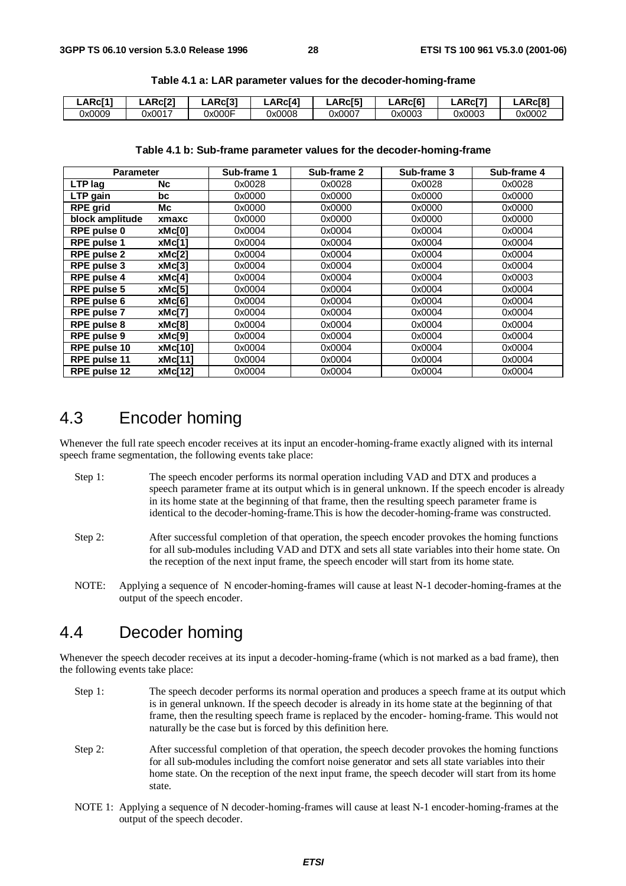**Table 4.1 a: LAR parameter values for the decoder-homing-frame**

| LARc[1] | LARc[2] | LARc[3] | LARc[4] | LARc[5] | LARc[6] | LARc[7] | LARc[8] |
|---|---|---|---|---|---|---|---|
| 0x0009 | 0x0017 | 0x000F | 0x0008 | 0x0007 | 0x0003 | 0x0003 | 0x0002 |

**Table 4.1 b: Sub-frame parameter values for the decoder-homing-frame**

| Parameter | | Sub-frame 1 | Sub-frame 2 | Sub-frame 3 | Sub-frame 4 |
|---|---|---|---|---|---|
| **LTP lag** | **Nc** | 0x0028 | 0x0028 | 0x0028 | 0x0028 |
| **LTP gain** | **bc** | 0x0000 | 0x0000 | 0x0000 | 0x0000 |
| **RPE grid** | **Mc** | 0x0000 | 0x0000 | 0x0000 | 0x0000 |
| **block amplitude** | **xmaxc** | 0x0000 | 0x0000 | 0x0000 | 0x0000 |
| **RPE pulse 0** | **xMc[0]** | 0x0004 | 0x0004 | 0x0004 | 0x0004 |
| **RPE pulse 1** | **xMc[1]** | 0x0004 | 0x0004 | 0x0004 | 0x0004 |
| **RPE pulse 2** | **xMc[2]** | 0x0004 | 0x0004 | 0x0004 | 0x0004 |
| **RPE pulse 3** | **xMc[3]** | 0x0004 | 0x0004 | 0x0004 | 0x0004 |
| **RPE pulse 4** | **xMc[4]** | 0x0004 | 0x0004 | 0x0004 | 0x0003 |
| **RPE pulse 5** | **xMc[5]** | 0x0004 | 0x0004 | 0x0004 | 0x0004 |
| **RPE pulse 6** | **xMc[6]** | 0x0004 | 0x0004 | 0x0004 | 0x0004 |
| **RPE pulse 7** | **xMc[7]** | 0x0004 | 0x0004 | 0x0004 | 0x0004 |
| **RPE pulse 8** | **xMc[8]** | 0x0004 | 0x0004 | 0x0004 | 0x0004 |
| **RPE pulse 9** | **xMc[9]** | 0x0004 | 0x0004 | 0x0004 | 0x0004 |
| **RPE pulse 10** | **xMc[10]** | 0x0004 | 0x0004 | 0x0004 | 0x0004 |
| **RPE pulse 11** | **xMc[11]** | 0x0004 | 0x0004 | 0x0004 | 0x0004 |
| **RPE pulse 12** | **xMc[12]** | 0x0004 | 0x0004 | 0x0004 | 0x0004 |

## 4.3 Encoder homing

Whenever the full rate speech encoder receives at its input an encoder-homing-frame exactly aligned with its internal speech frame segmentation, the following events take place:

Step 1: The speech encoder performs its normal operation including VAD and DTX and produces a speech parameter frame at its output which is in general unknown. If the speech encoder is already in its home state at the beginning of that frame, then the resulting speech parameter frame is identical to the decoder-homing-frame.This is how the decoder-homing-frame was constructed.

Step 2: After successful completion of that operation, the speech encoder provokes the homing functions for all sub-modules including VAD and DTX and sets all state variables into their home state. On the reception of the next input frame, the speech encoder will start from its home state.

NOTE: Applying a sequence of N encoder-homing-frames will cause at least N-1 decoder-homing-frames at the output of the speech encoder.

## 4.4 Decoder homing

Whenever the speech decoder receives at its input a decoder-homing-frame (which is not marked as a bad frame), then the following events take place:

Step 1: The speech decoder performs its normal operation and produces a speech frame at its output which is in general unknown. If the speech decoder is already in its home state at the beginning of that frame, then the resulting speech frame is replaced by the encoder- homing-frame. This would not naturally be the case but is forced by this definition here.

Step 2: After successful completion of that operation, the speech decoder provokes the homing functions for all sub-modules including the comfort noise generator and sets all state variables into their home state. On the reception of the next input frame, the speech decoder will start from its home state.

NOTE 1: Applying a sequence of N decoder-homing-frames will cause at least N-1 encoder-homing-frames at the output of the speech decoder.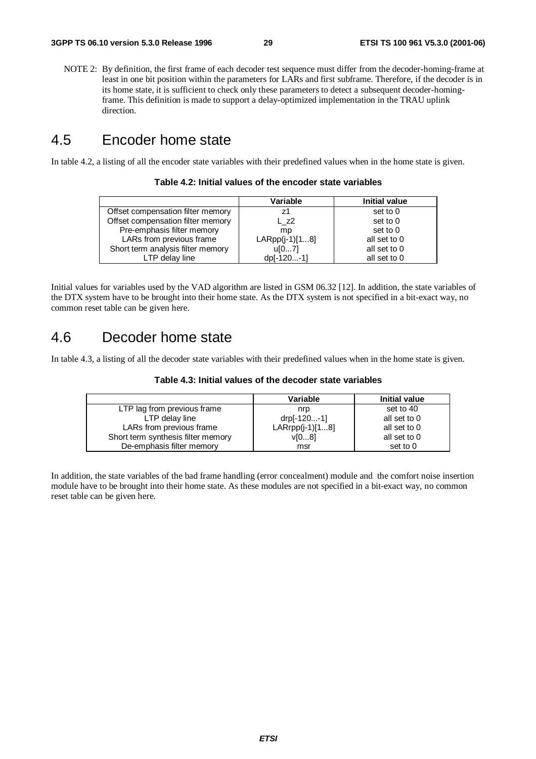NOTE 2: By definition, the first frame of each decoder test sequence must differ from the decoder-homing-frame at least in one bit position within the parameters for LARs and first subframe. Therefore, if the decoder is in its home state, it is sufficient to check only these parameters to detect a subsequent decoder-homing-frame. This definition is made to support a delay-optimized implementation in the TRAU uplink direction.

# 4.5 Encoder home state

In table 4.2, a listing of all the encoder state variables with their predefined values when in the home state is given.

**Table 4.2: Initial values of the encoder state variables**

| | Variable | Initial value |
|---|---|---|
| Offset compensation filter memory | z1 | set to 0 |
| Offset compensation filter memory | L_z2 | set to 0 |
| Pre-emphasis filter memory | mp | set to 0 |
| LARs from previous frame | LARpp(j-1)[1...8] | all set to 0 |
| Short term analysis filter memory | u[0...7] | all set to 0 |
| LTP delay line | dp[-120...-1] | all set to 0 |

Initial values for variables used by the VAD algorithm are listed in GSM 06.32 [12]. In addition, the state variables of the DTX system have to be brought into their home state. As the DTX system is not specified in a bit-exact way, no common reset table can be given here.

# 4.6 Decoder home state

In table 4.3, a listing of all the decoder state variables with their predefined values when in the home state is given.

**Table 4.3: Initial values of the decoder state variables**

| | Variable | Initial value |
|---|---|---|
| LTP lag from previous frame | nrp | set to 40 |
| LTP delay line | drp[-120...-1] | all set to 0 |
| LARs from previous frame | LARrpp(j-1)[1...8] | all set to 0 |
| Short term synthesis filter memory | v[0...8] | all set to 0 |
| De-emphasis filter memory | msr | set to 0 |

In addition, the state variables of the bad frame handling (error concealment) module and the comfort noise insertion module have to be brought into their home state. As these modules are not specified in a bit-exact way, no common reset table can be given here.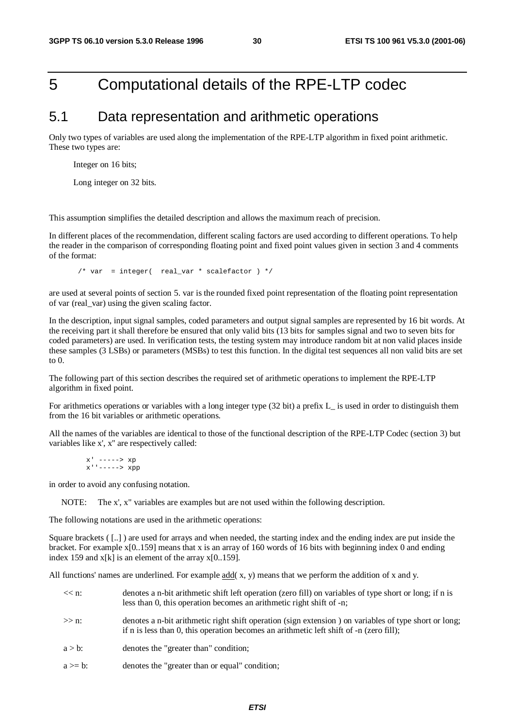# 5 Computational details of the RPE-LTP codec

## 5.1 Data representation and arithmetic operations

Only two types of variables are used along the implementation of the RPE-LTP algorithm in fixed point arithmetic. These two types are:

Integer on 16 bits;

Long integer on 32 bits.

This assumption simplifies the detailed description and allows the maximum reach of precision.

In different places of the recommendation, different scaling factors are used according to different operations. To help the reader in the comparison of corresponding floating point and fixed point values given in section 3 and 4 comments of the format:

```
/* var  = integer(  real_var * scalefactor ) */
```

are used at several points of section 5. var is the rounded fixed point representation of the floating point representation of var (real_var) using the given scaling factor.

In the description, input signal samples, coded parameters and output signal samples are represented by 16 bit words. At the receiving part it shall therefore be ensured that only valid bits (13 bits for samples signal and two to seven bits for coded parameters) are used. In verification tests, the testing system may introduce random bit at non valid places inside these samples (3 LSBs) or parameters (MSBs) to test this function. In the digital test sequences all non valid bits are set to 0.

The following part of this section describes the required set of arithmetic operations to implement the RPE-LTP algorithm in fixed point.

For arithmetics operations or variables with a long integer type (32 bit) a prefix L_ is used in order to distinguish them from the 16 bit variables or arithmetic operations.

All the names of the variables are identical to those of the functional description of the RPE-LTP Codec (section 3) but variables like x', x'' are respectively called:

```
x' -----> xp
x''-----> xpp
```

in order to avoid any confusing notation.

NOTE: The x', x'' variables are examples but are not used within the following description.

The following notations are used in the arithmetic operations:

Square brackets ( [..] ) are used for arrays and when needed, the starting index and the ending index are put inside the bracket. For example x[0..159] means that x is an array of 160 words of 16 bits with beginning index 0 and ending index 159 and x[k] is an element of the array x[0..159].

All functions' names are underlined. For example <u>add</u>( x, y) means that we perform the addition of x and y.

<< n: denotes a n-bit arithmetic shift left operation (zero fill) on variables of type short or long; if n is less than 0, this operation becomes an arithmetic right shift of -n;

>> n: denotes a n-bit arithmetic right shift operation (sign extension ) on variables of type short or long; if n is less than 0, this operation becomes an arithmetic left shift of -n (zero fill);

a > b: denotes the "greater than" condition;

a >= b: denotes the "greater than or equal" condition;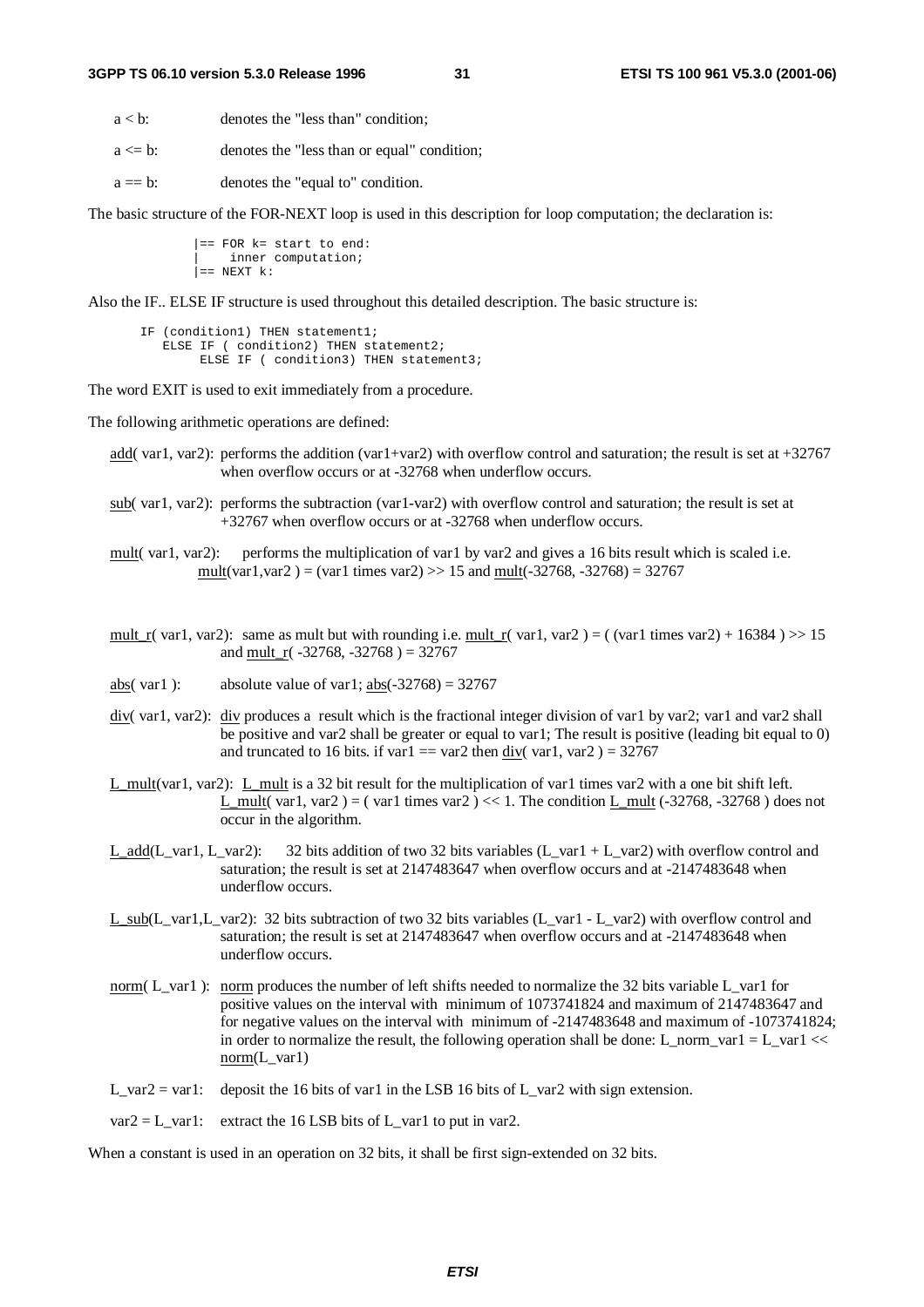a < b: denotes the "less than" condition;

a <= b: denotes the "less than or equal" condition;

a == b: denotes the "equal to" condition.

The basic structure of the FOR-NEXT loop is used in this description for loop computation; the declaration is:

```
|== FOR k= start to end:
|    inner computation;
|== NEXT k:
```

Also the IF.. ELSE IF structure is used throughout this detailed description. The basic structure is:

```
IF (condition1) THEN statement1;
   ELSE IF ( condition2) THEN statement2;
        ELSE IF ( condition3) THEN statement3;
```

The word EXIT is used to exit immediately from a procedure.

The following arithmetic operations are defined:

add( var1, var2): performs the addition (var1+var2) with overflow control and saturation; the result is set at +32767 when overflow occurs or at -32768 when underflow occurs.

sub( var1, var2): performs the subtraction (var1-var2) with overflow control and saturation; the result is set at +32767 when overflow occurs or at -32768 when underflow occurs.

mult( var1, var2): performs the multiplication of var1 by var2 and gives a 16 bits result which is scaled i.e. mult(var1,var2 ) = (var1 times var2) >> 15 and mult(-32768, -32768) = 32767

mult_r( var1, var2): same as mult but with rounding i.e. mult_r( var1, var2 ) = ( (var1 times var2) + 16384 ) >> 15 and mult_r( -32768, -32768 ) = 32767

abs( var1 ): absolute value of var1; abs(-32768) = 32767

div( var1, var2): div produces a result which is the fractional integer division of var1 by var2; var1 and var2 shall be positive and var2 shall be greater or equal to var1; The result is positive (leading bit equal to 0) and truncated to 16 bits. if var1 == var2 then div( var1, var2 ) = 32767

L_mult(var1, var2): L_mult is a 32 bit result for the multiplication of var1 times var2 with a one bit shift left. L_mult( var1, var2 ) = ( var1 times var2 ) << 1. The condition L_mult (-32768, -32768 ) does not occur in the algorithm.

L_add(L_var1, L_var2): 32 bits addition of two 32 bits variables (L_var1 + L_var2) with overflow control and saturation; the result is set at 2147483647 when overflow occurs and at -2147483648 when underflow occurs.

L_sub(L_var1,L_var2): 32 bits subtraction of two 32 bits variables (L_var1 - L_var2) with overflow control and saturation; the result is set at 2147483647 when overflow occurs and at -2147483648 when underflow occurs.

norm( L_var1 ): norm produces the number of left shifts needed to normalize the 32 bits variable L_var1 for positive values on the interval with minimum of 1073741824 and maximum of 2147483647 and for negative values on the interval with minimum of -2147483648 and maximum of -1073741824; in order to normalize the result, the following operation shall be done: L_norm_var1 = L_var1 << norm(L_var1)

L_var2 = var1: deposit the 16 bits of var1 in the LSB 16 bits of L_var2 with sign extension.

var2 = L_var1: extract the 16 LSB bits of L_var1 to put in var2.

When a constant is used in an operation on 32 bits, it shall be first sign-extended on 32 bits.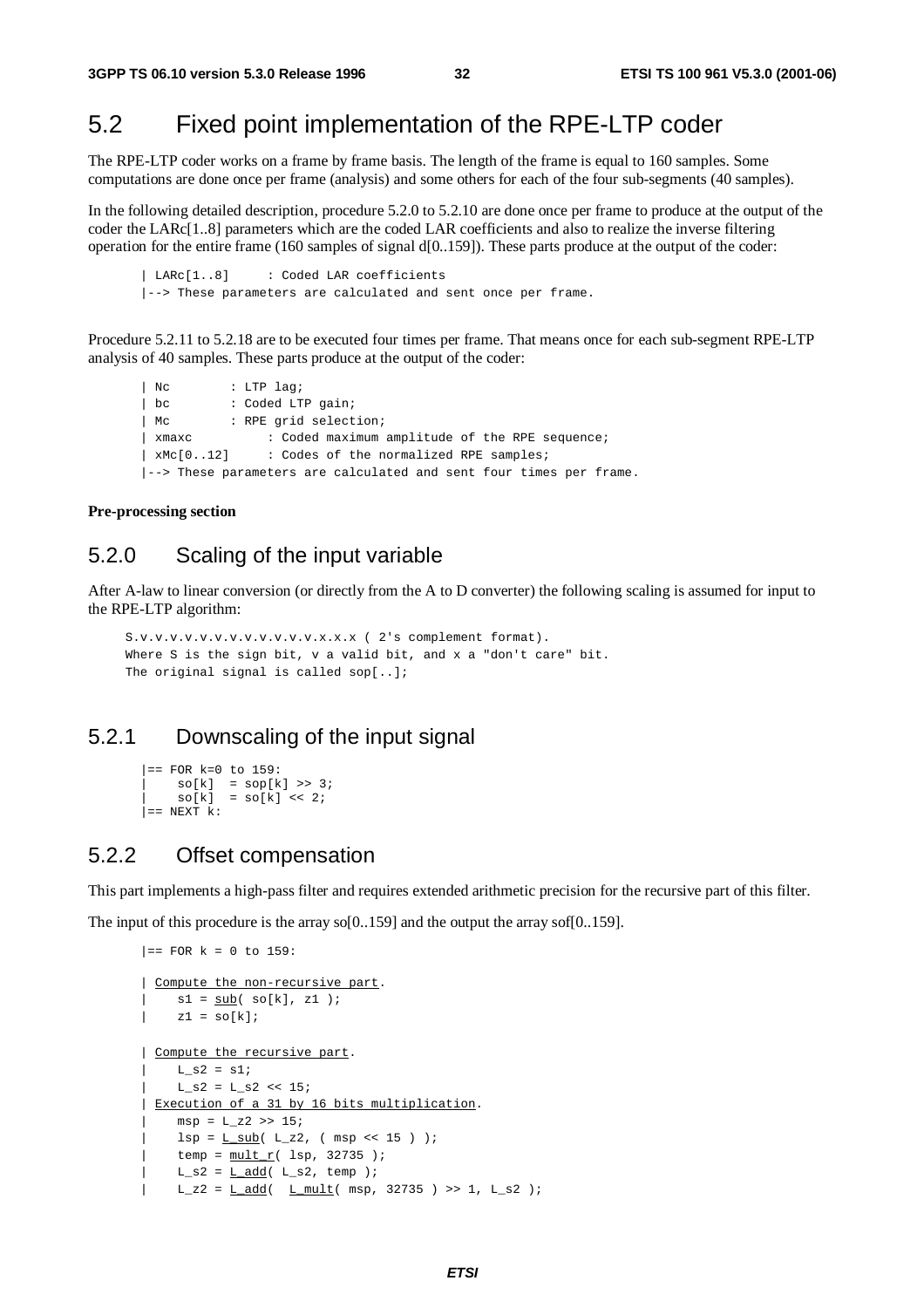## 5.2 Fixed point implementation of the RPE-LTP coder

The RPE-LTP coder works on a frame by frame basis. The length of the frame is equal to 160 samples. Some computations are done once per frame (analysis) and some others for each of the four sub-segments (40 samples).

In the following detailed description, procedure 5.2.0 to 5.2.10 are done once per frame to produce at the output of the coder the LARc[1..8] parameters which are the coded LAR coefficients and also to realize the inverse filtering operation for the entire frame (160 samples of signal d[0..159]). These parts produce at the output of the coder:

```
| LARc[1..8]     : Coded LAR coefficients
|--> These parameters are calculated and sent once per frame.
```

Procedure 5.2.11 to 5.2.18 are to be executed four times per frame. That means once for each sub-segment RPE-LTP analysis of 40 samples. These parts produce at the output of the coder:

```
| Nc        : LTP lag;
| bc        : Coded LTP gain;
| Mc        : RPE grid selection;
| xmaxc          : Coded maximum amplitude of the RPE sequence;
| xMc[0..12]     : Codes of the normalized RPE samples;
|--> These parameters are calculated and sent four times per frame.
```

**Pre-processing section**

### 5.2.0 Scaling of the input variable

After A-law to linear conversion (or directly from the A to D converter) the following scaling is assumed for input to the RPE-LTP algorithm:

```
S.v.v.v.v.v.v.v.v.v.v.v.v.x.x.x ( 2's complement format).
Where S is the sign bit, v a valid bit, and x a "don't care" bit.
The original signal is called sop[..];
```

### 5.2.1 Downscaling of the input signal

```
|== FOR k=0 to 159:
|    so[k]  = sop[k] >> 3;
|    so[k]  = so[k] << 2;
|== NEXT k:
```

### 5.2.2 Offset compensation

This part implements a high-pass filter and requires extended arithmetic precision for the recursive part of this filter.

The input of this procedure is the array so[0..159] and the output the array sof[0..159].

```
|== FOR k = 0 to 159:

| Compute the non-recursive part.
|    s1 = sub( so[k], z1 );
|    z1 = so[k];

| Compute the recursive part.
|    L_s2 = s1;
|    L_s2 = L_s2 << 15;
| Execution of a 31 by 16 bits multiplication.
|    msp = L_z2 >> 15;
|    lsp = L_sub( L_z2, ( msp << 15 ) );
|    temp = mult_r( lsp, 32735 );
|    L_s2 = L_add( L_s2, temp );
|    L_z2 = L_add(  L_mult( msp, 32735 ) >> 1, L_s2 );
```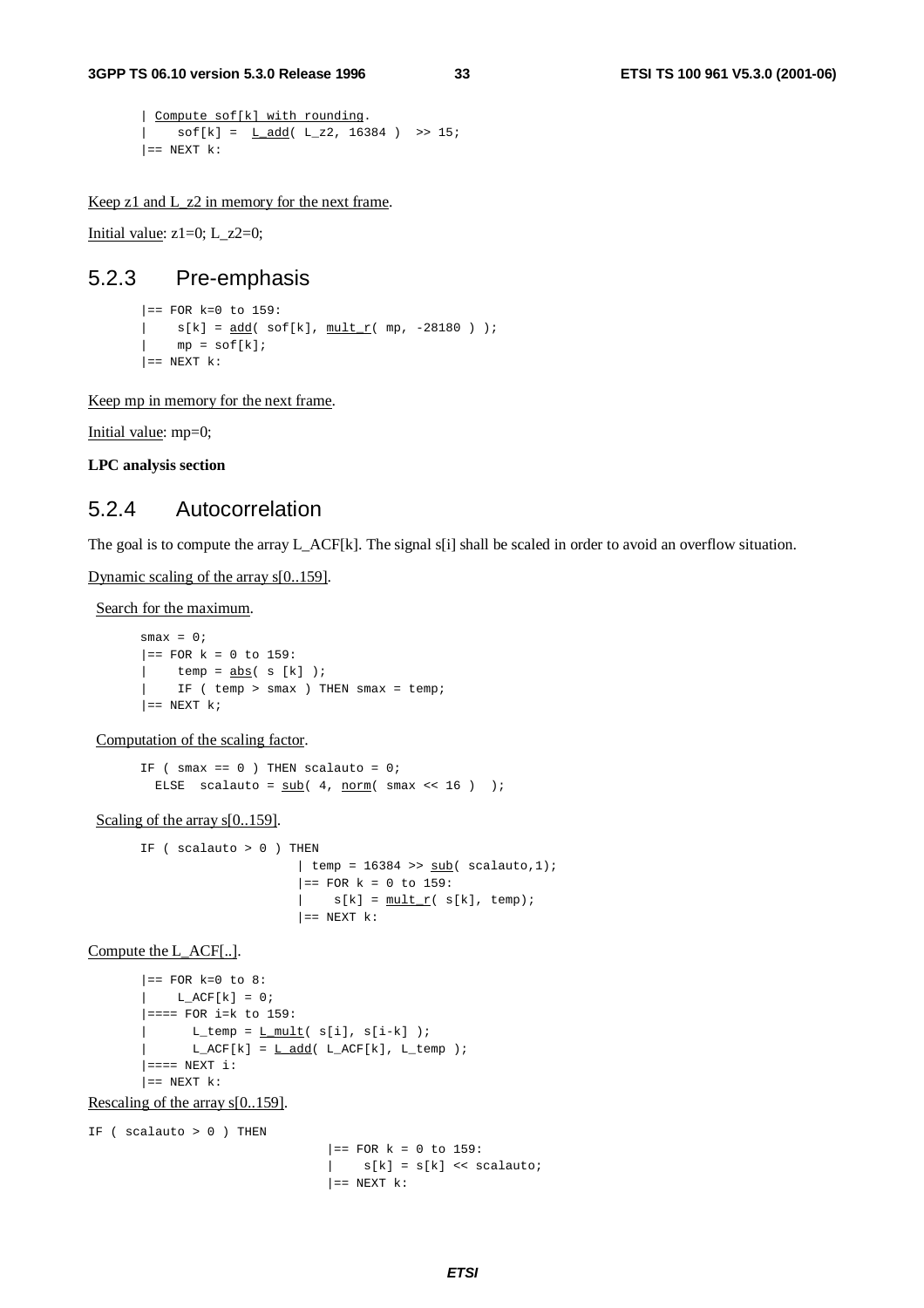```
| Compute sof[k] with rounding.
|    sof[k] =  L_add( L_z2, 16384 )  >> 15;
|== NEXT k:
```

Keep z1 and L_z2 in memory for the next frame.

Initial value: z1=0; L_z2=0;

## 5.2.3 Pre-emphasis

```
|== FOR k=0 to 159:
|    s[k] = add( sof[k], mult_r( mp, -28180 ) );
|    mp = sof[k];
|== NEXT k:
```

Keep mp in memory for the next frame.

Initial value: mp=0;

**LPC analysis section**

## 5.2.4 Autocorrelation

The goal is to compute the array L_ACF[k]. The signal s[i] shall be scaled in order to avoid an overflow situation.

Dynamic scaling of the array s[0..159].

Search for the maximum.

```
smax = 0;
|== FOR k = 0 to 159:
|    temp = abs( s [k] );
|    IF ( temp > smax ) THEN smax = temp;
|== NEXT k;
```

Computation of the scaling factor.

```
IF ( smax == 0 ) THEN scalauto = 0;
  ELSE  scalauto = sub( 4, norm( smax << 16 )  );
```

Scaling of the array s[0..159].

```
IF ( scalauto > 0 ) THEN
                      | temp = 16384 >> sub( scalauto,1);
                      |== FOR k = 0 to 159:
                      |    s[k] = mult_r( s[k], temp);
                      |== NEXT k:
```

Compute the L_ACF[..].

```
|== FOR k=0 to 8:
|    L_ACF[k] = 0;
|==== FOR i=k to 159:
|      L_temp = L_mult( s[i], s[i-k] );
|      L_ACF[k] = L_add( L_ACF[k], L_temp );
|==== NEXT i:
|== NEXT k:
```

Rescaling of the array s[0..159].

```
IF ( scalauto > 0 ) THEN
                              |== FOR k = 0 to 159:
                              |    s[k] = s[k] << scalauto;
                              |== NEXT k:
```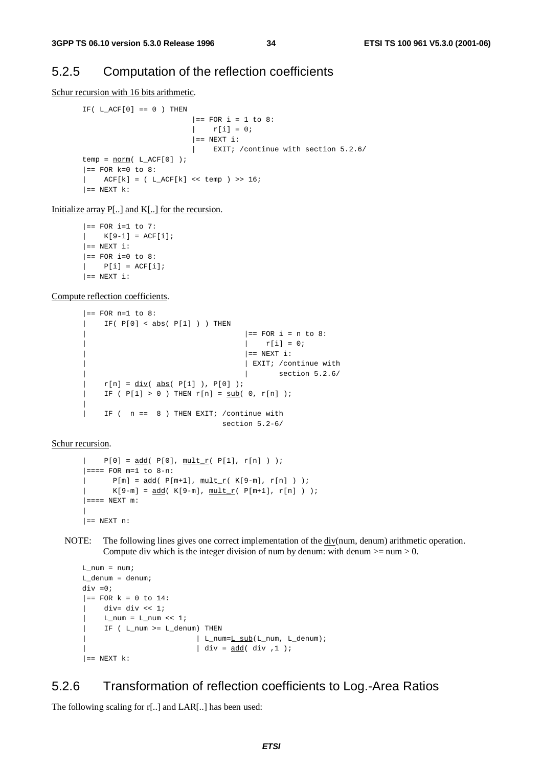## 5.2.5 Computation of the reflection coefficients

Schur recursion with 16 bits arithmetic.

```
IF( L_ACF[0] == 0 ) THEN
                          |== FOR i = 1 to 8:
                          |    r[i] = 0;
                          |== NEXT i:
                          |    EXIT; /continue with section 5.2.6/
temp = norm( L_ACF[0] );
|== FOR k=0 to 8:
|    ACF[k] = ( L_ACF[k] << temp ) >> 16;
|== NEXT k:
```

Initialize array P[..] and K[..] for the recursion.

```
|== FOR i=1 to 7:
|    K[9-i] = ACF[i];
|== NEXT i:
|== FOR i=0 to 8:
|    P[i] = ACF[i];
|== NEXT i:
```

Compute reflection coefficients.

```
|== FOR n=1 to 8:
|    IF( P[0] < abs( P[1] ) ) THEN
|                                    |== FOR i = n to 8:
|                                    |    r[i] = 0;
|                                    |== NEXT i:
|                                    | EXIT; /continue with
|                                    |       section 5.2.6/
|    r[n] = div( abs( P[1] ), P[0] );
|    IF ( P[1] > 0 ) THEN r[n] = sub( 0, r[n] );
|
|    IF (  n ==  8 ) THEN EXIT; /continue with
                                 section 5.2-6/
```

Schur recursion.

```
|    P[0] = add( P[0], mult_r( P[1], r[n] ) );
|==== FOR m=1 to 8-n:
|      P[m] = add( P[m+1], mult_r( K[9-m], r[n] ) );
|      K[9-m] = add( K[9-m], mult_r( P[m+1], r[n] ) );
|==== NEXT m:
|
|== NEXT n:
```

NOTE: The following lines gives one correct implementation of the div(num, denum) arithmetic operation. Compute div which is the integer division of num by denum: with denum >= num > 0.

```
L_num = num;
L_denum = denum;
div =0;
|== FOR k = 0 to 14:
|    div= div << 1;
|    L_num = L_num << 1;
|    IF ( L_num >= L_denum) THEN
|                           | L_num=L_sub(L_num, L_denum);
|                           | div = add( div ,1 );
|== NEXT k:
```

## 5.2.6 Transformation of reflection coefficients to Log.-Area Ratios

The following scaling for r[..] and LAR[..] has been used: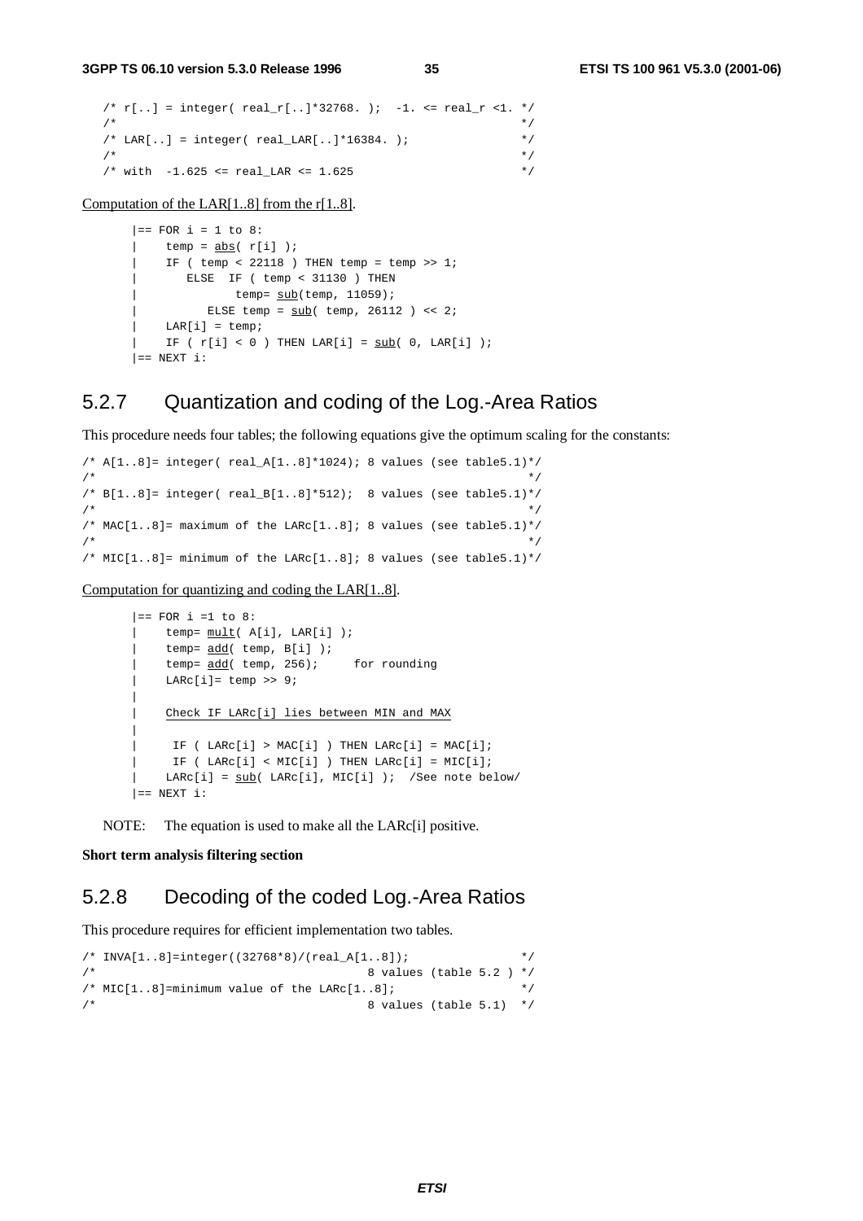```
/* r[..] = integer( real_r[..]*32768. );  -1. <= real_r <1. */
/*                                                          */
/* LAR[..] = integer( real_LAR[..]*16384. );                */
/*                                                          */
/* with  -1.625 <= real_LAR <= 1.625                        */
```

Computation of the LAR[1..8] from the r[1..8].

```
|== FOR i = 1 to 8:
|    temp = abs( r[i] );
|    IF ( temp < 22118 ) THEN temp = temp >> 1;
|       ELSE  IF ( temp < 31130 ) THEN
|              temp= sub(temp, 11059);
|          ELSE temp = sub( temp, 26112 ) << 2;
|    LAR[i] = temp;
|    IF ( r[i] < 0 ) THEN LAR[i] = sub( 0, LAR[i] );
|== NEXT i:
```

## 5.2.7 Quantization and coding of the Log.-Area Ratios

This procedure needs four tables; the following equations give the optimum scaling for the constants:

```
/* A[1..8]= integer( real_A[1..8]*1024); 8 values (see table5.1)*/
/*                                                              */
/* B[1..8]= integer( real_B[1..8]*512);  8 values (see table5.1)*/
/*                                                              */
/* MAC[1..8]= maximum of the LARc[1..8]; 8 values (see table5.1)*/
/*                                                              */
/* MIC[1..8]= minimum of the LARc[1..8]; 8 values (see table5.1)*/
```

Computation for quantizing and coding the LAR[1..8].

```
|== FOR i =1 to 8:
|    temp= mult( A[i], LAR[i] );
|    temp= add( temp, B[i] );
|    temp= add( temp, 256);     for rounding
|    LARc[i]= temp >> 9;
|
|    Check IF LARc[i] lies between MIN and MAX
|
|     IF ( LARc[i] > MAC[i] ) THEN LARc[i] = MAC[i];
|     IF ( LARc[i] < MIC[i] ) THEN LARc[i] = MIC[i];
|    LARc[i] = sub( LARc[i], MIC[i] );  /See note below/
|== NEXT i:
```

NOTE: The equation is used to make all the LARc[i] positive.

**Short term analysis filtering section**

## 5.2.8 Decoding of the coded Log.-Area Ratios

This procedure requires for efficient implementation two tables.

```
/* INVA[1..8]=integer((32768*8)/(real_A[1..8]);             */
/*                                    8 values (table 5.2 ) */
/* MIC[1..8]=minimum value of the LARc[1..8];               */
/*                                    8 values (table 5.1)  */
```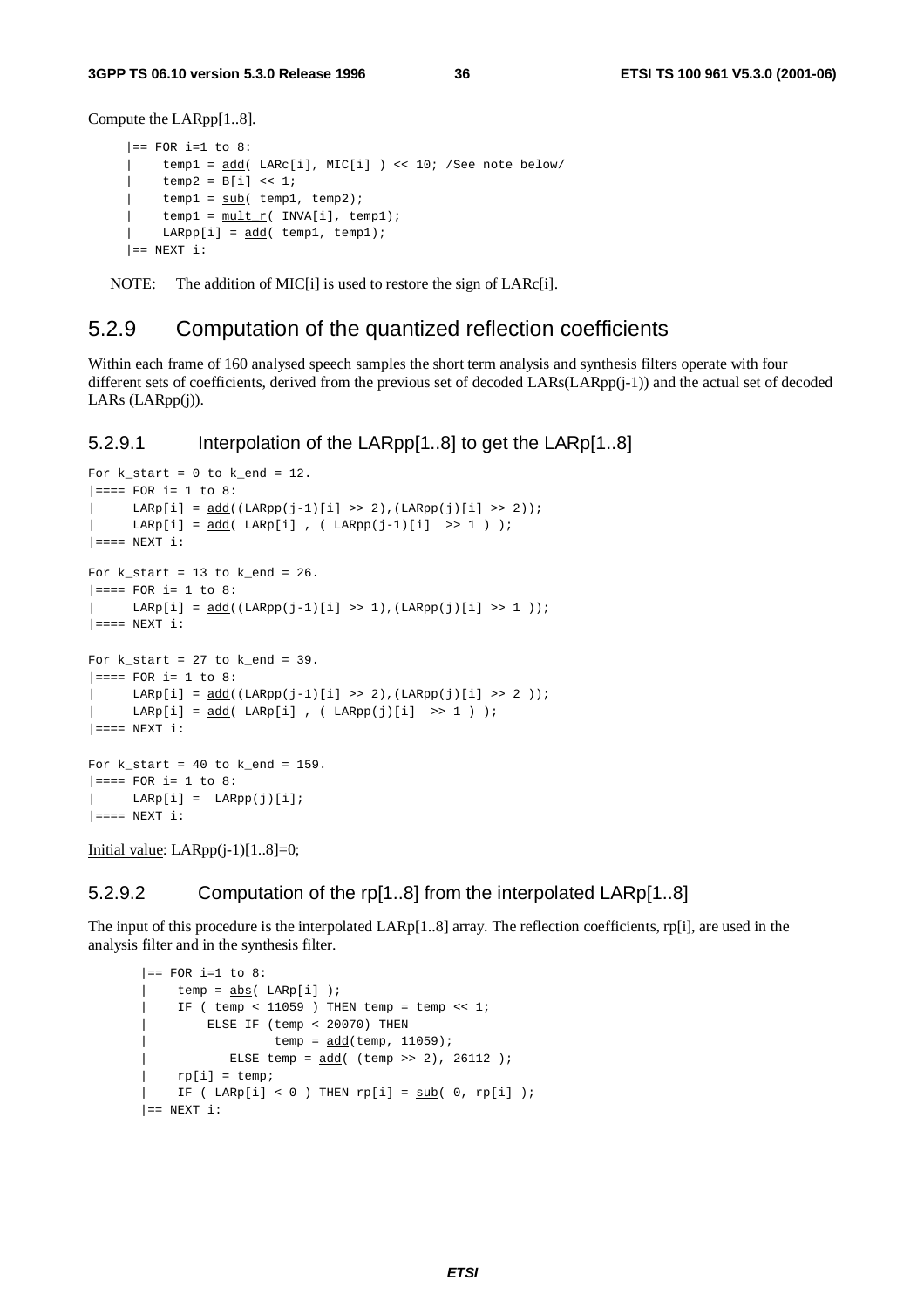Compute the LARpp[1..8].

```
|== FOR i=1 to 8:
|    temp1 = add( LARc[i], MIC[i] ) << 10; /See note below/
|    temp2 = B[i] << 1;
|    temp1 = sub( temp1, temp2);
|    temp1 = mult_r( INVA[i], temp1);
|    LARpp[i] = add( temp1, temp1);
|== NEXT i:
```

NOTE: The addition of MIC[i] is used to restore the sign of LARc[i].

## 5.2.9 Computation of the quantized reflection coefficients

Within each frame of 160 analysed speech samples the short term analysis and synthesis filters operate with four different sets of coefficients, derived from the previous set of decoded LARs(LARpp(j-1)) and the actual set of decoded LARs (LARpp(j)).

### 5.2.9.1 Interpolation of the LARpp[1..8] to get the LARp[1..8]

```
For k_start = 0 to k_end = 12.
|==== FOR i= 1 to 8:
|     LARp[i] = add((LARpp(j-1)[i] >> 2),(LARpp(j)[i] >> 2));
|     LARp[i] = add( LARp[i] , ( LARpp(j-1)[i]  >> 1 ) );
|==== NEXT i:

For k_start = 13 to k_end = 26.
|==== FOR i= 1 to 8:
|     LARp[i] = add((LARpp(j-1)[i] >> 1),(LARpp(j)[i] >> 1 ));
|==== NEXT i:

For k_start = 27 to k_end = 39.
|==== FOR i= 1 to 8:
|     LARp[i] = add((LARpp(j-1)[i] >> 2),(LARpp(j)[i] >> 2 ));
|     LARp[i] = add( LARp[i] , ( LARpp(j)[i]  >> 1 ) );
|==== NEXT i:

For k_start = 40 to k_end = 159.
|==== FOR i= 1 to 8:
|     LARp[i] =  LARpp(j)[i];
|==== NEXT i:
```

Initial value: LARpp(j-1)[1..8]=0;

### 5.2.9.2 Computation of the rp[1..8] from the interpolated LARp[1..8]

The input of this procedure is the interpolated LARp[1..8] array. The reflection coefficients, rp[i], are used in the analysis filter and in the synthesis filter.

```
|== FOR i=1 to 8:
|    temp = abs( LARp[i] );
|    IF ( temp < 11059 ) THEN temp = temp << 1;
|        ELSE IF (temp < 20070) THEN
|                 temp = add(temp, 11059);
|           ELSE temp = add( (temp >> 2), 26112 );
|    rp[i] = temp;
|    IF ( LARp[i] < 0 ) THEN rp[i] = sub( 0, rp[i] );
|== NEXT i:
```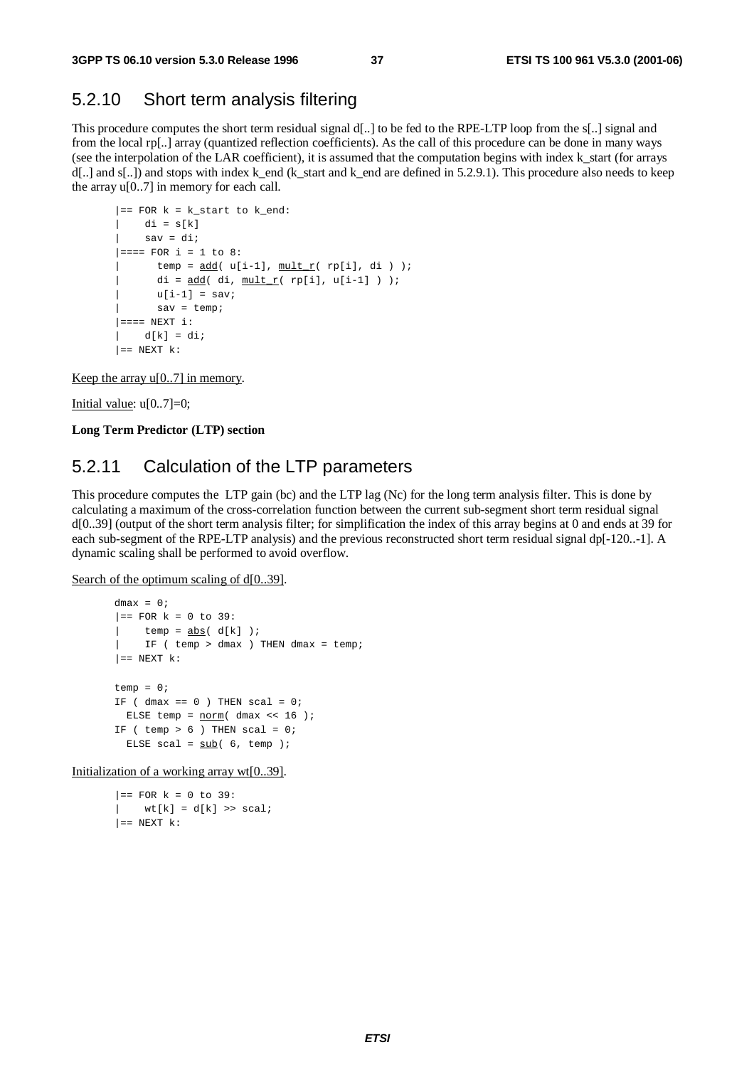## 5.2.10 Short term analysis filtering

This procedure computes the short term residual signal d[..] to be fed to the RPE-LTP loop from the s[..] signal and from the local rp[..] array (quantized reflection coefficients). As the call of this procedure can be done in many ways (see the interpolation of the LAR coefficient), it is assumed that the computation begins with index k_start (for arrays d[..] and s[..]) and stops with index k_end (k_start and k_end are defined in 5.2.9.1). This procedure also needs to keep the array u[0..7] in memory for each call.

```
|== FOR k = k_start to k_end:
|    di = s[k]
|    sav = di;
|==== FOR i = 1 to 8:
|      temp = add( u[i-1], mult_r( rp[i], di ) );
|      di = add( di, mult_r( rp[i], u[i-1] ) );
|      u[i-1] = sav;
|      sav = temp;
|==== NEXT i:
|    d[k] = di;
|== NEXT k:
```

Keep the array u[0..7] in memory.

Initial value: u[0..7]=0;

**Long Term Predictor (LTP) section**

## 5.2.11 Calculation of the LTP parameters

This procedure computes the LTP gain (bc) and the LTP lag (Nc) for the long term analysis filter. This is done by calculating a maximum of the cross-correlation function between the current sub-segment short term residual signal d[0..39] (output of the short term analysis filter; for simplification the index of this array begins at 0 and ends at 39 for each sub-segment of the RPE-LTP analysis) and the previous reconstructed short term residual signal dp[-120..-1]. A dynamic scaling shall be performed to avoid overflow.

Search of the optimum scaling of d[0..39].

```
dmax = 0;
|== FOR k = 0 to 39:
|    temp = abs( d[k] );
|    IF ( temp > dmax ) THEN dmax = temp;
|== NEXT k:

temp = 0;
IF ( dmax == 0 ) THEN scal = 0;
  ELSE temp = norm( dmax << 16 );
IF ( temp > 6 ) THEN scal = 0;
  ELSE scal = sub( 6, temp );
```

Initialization of a working array wt[0..39].

```
|== FOR k = 0 to 39:
|    wt[k] = d[k] >> scal;
|== NEXT k:
```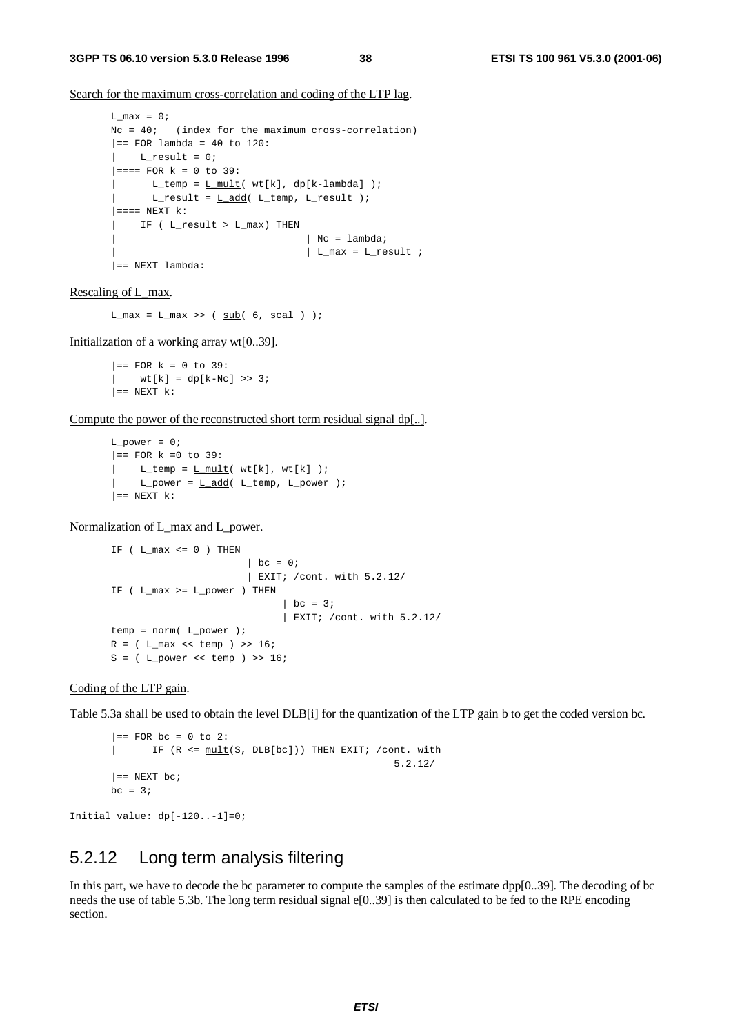Search for the maximum cross-correlation and coding of the LTP lag.

```
L_max = 0;
Nc = 40;   (index for the maximum cross-correlation)
|== FOR lambda = 40 to 120:
|    L_result = 0;
|==== FOR k = 0 to 39:
|      L_temp = L_mult( wt[k], dp[k-lambda] );
|      L_result = L_add( L_temp, L_result );
|==== NEXT k:
|    IF ( L_result > L_max) THEN
|                                | Nc = lambda;
|                                | L_max = L_result ;
|== NEXT lambda:
```

Rescaling of L_max.

```
L_max = L_max >> ( sub( 6, scal ) );
```

Initialization of a working array wt[0..39].

```
|== FOR k = 0 to 39:
|    wt[k] = dp[k-Nc] >> 3;
|== NEXT k:
```

Compute the power of the reconstructed short term residual signal dp[..].

```
L_power = 0;
|== FOR k =0 to 39:
|    L_temp = L_mult( wt[k], wt[k] );
|    L_power = L_add( L_temp, L_power );
|== NEXT k:
```

Normalization of L_max and L_power.

```
IF ( L_max <= 0 ) THEN
                       | bc = 0;
                       | EXIT; /cont. with 5.2.12/
IF ( L_max >= L_power ) THEN
                             | bc = 3;
                             | EXIT; /cont. with 5.2.12/
temp = norm( L_power );
R = ( L_max << temp ) >> 16;
S = ( L_power << temp ) >> 16;
```

Coding of the LTP gain.

Table 5.3a shall be used to obtain the level DLB[i] for the quantization of the LTP gain b to get the coded version bc.

```
|== FOR bc = 0 to 2:
|      IF (R <= mult(S, DLB[bc])) THEN EXIT; /cont. with
                                                  5.2.12/
|== NEXT bc;
bc = 3;
```

Initial value: dp[-120..-1]=0;

## 5.2.12 Long term analysis filtering

In this part, we have to decode the bc parameter to compute the samples of the estimate dpp[0..39]. The decoding of bc needs the use of table 5.3b. The long term residual signal e[0..39] is then calculated to be fed to the RPE encoding section.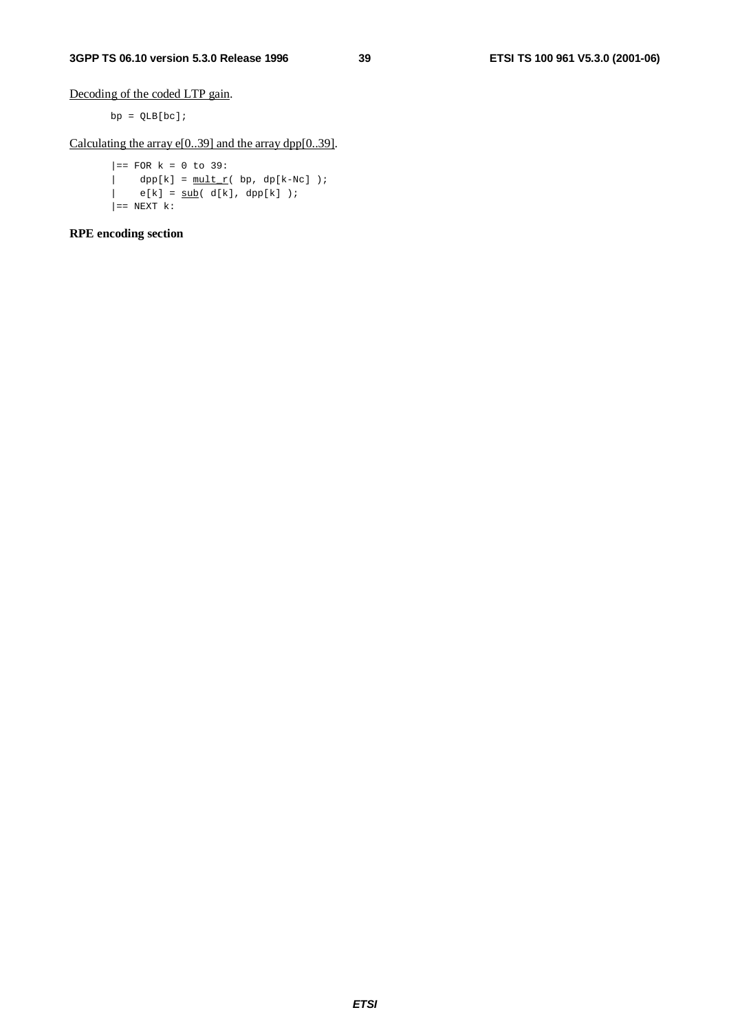Decoding of the coded LTP gain.

```
bp = QLB[bc];
```

Calculating the array e[0..39] and the array dpp[0..39].

```
|== FOR k = 0 to 39:
|    dpp[k] = mult_r( bp, dp[k-Nc] );
|    e[k] = sub( d[k], dpp[k] );
|== NEXT k:
```

**RPE encoding section**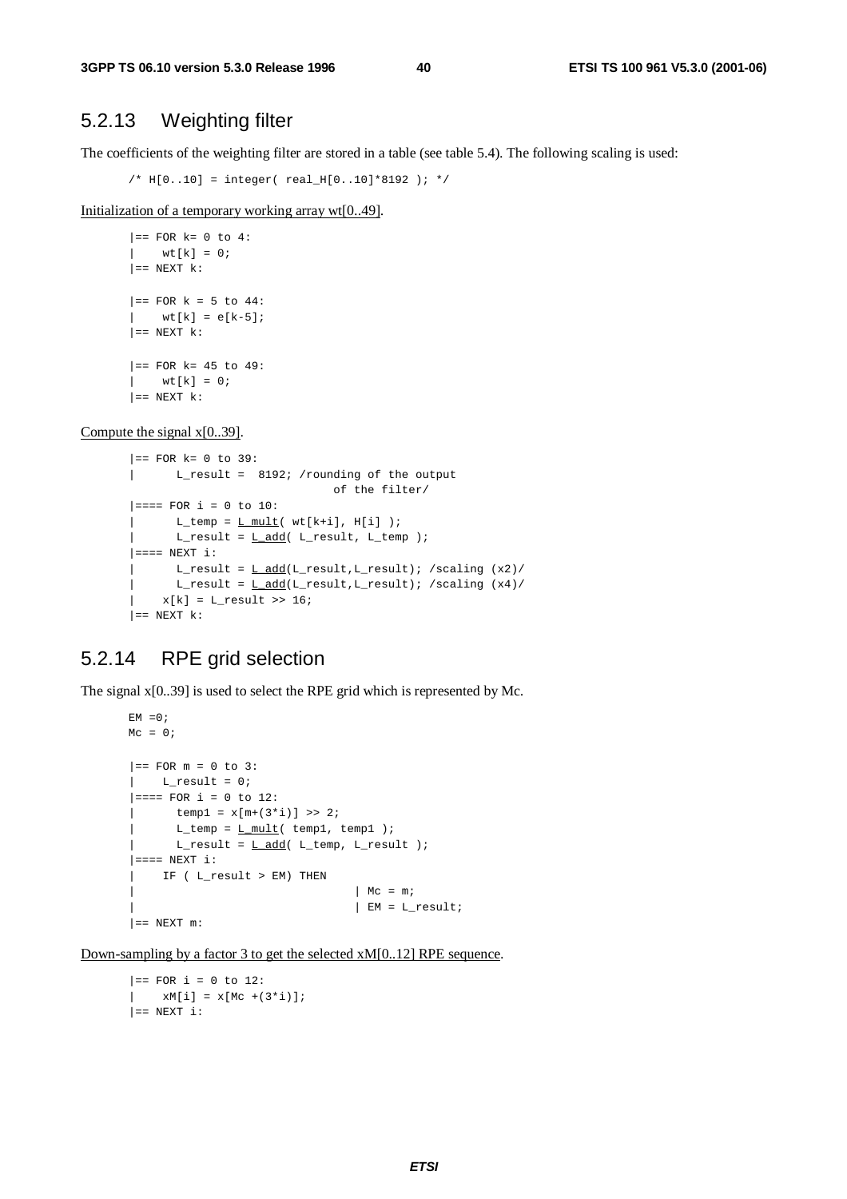## 5.2.13 Weighting filter

The coefficients of the weighting filter are stored in a table (see table 5.4). The following scaling is used:

```
/* H[0..10] = integer( real_H[0..10]*8192 ); */
```

Initialization of a temporary working array wt[0..49].

```
|== FOR k= 0 to 4:
|    wt[k] = 0;
|== NEXT k:

|== FOR k = 5 to 44:
|    wt[k] = e[k-5];
|== NEXT k:

|== FOR k= 45 to 49:
|    wt[k] = 0;
|== NEXT k:
```

Compute the signal x[0..39].

```
|== FOR k= 0 to 39:
|      L_result =  8192; /rounding of the output
                              of the filter/
|==== FOR i = 0 to 10:
|      L_temp = L_mult( wt[k+i], H[i] );
|      L_result = L_add( L_result, L_temp );
|==== NEXT i:
|      L_result = L_add(L_result,L_result); /scaling (x2)/
|      L_result = L_add(L_result,L_result); /scaling (x4)/
|    x[k] = L_result >> 16;
|== NEXT k:
```

## 5.2.14 RPE grid selection

The signal x[0..39] is used to select the RPE grid which is represented by Mc.

```
EM =0;
Mc = 0;

|== FOR m = 0 to 3:
|    L_result = 0;
|==== FOR i = 0 to 12:
|      temp1 = x[m+(3*i)] >> 2;
|      L_temp = L_mult( temp1, temp1 );
|      L_result = L_add( L_temp, L_result );
|==== NEXT i:
|    IF ( L_result > EM) THEN
|                               | Mc = m;
|                               | EM = L_result;
|== NEXT m:
```

Down-sampling by a factor 3 to get the selected xM[0..12] RPE sequence.

```
|== FOR i = 0 to 12:
|    xM[i] = x[Mc +(3*i)];
|== NEXT i:
```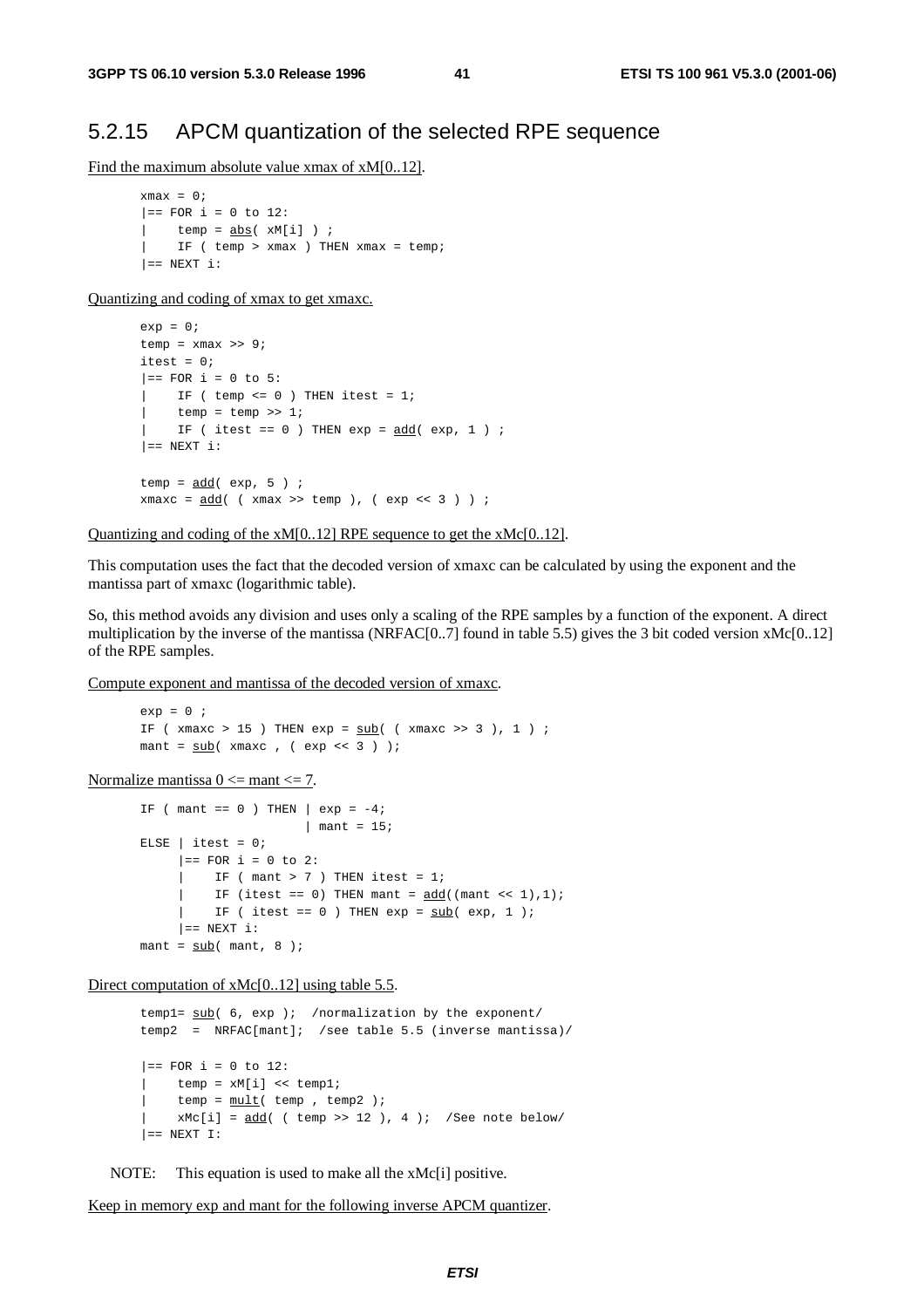## 5.2.15 APCM quantization of the selected RPE sequence

Find the maximum absolute value xmax of xM[0..12].

```
xmax = 0;
|== FOR i = 0 to 12:
|    temp = abs( xM[i] ) ;
|    IF ( temp > xmax ) THEN xmax = temp;
|== NEXT i:
```

Quantizing and coding of xmax to get xmaxc.

```
exp = 0;
temp = xmax >> 9;
itest = 0;
|== FOR i = 0 to 5:
|    IF ( temp <= 0 ) THEN itest = 1;
|    temp = temp >> 1;
|    IF ( itest == 0 ) THEN exp = add( exp, 1 ) ;
|== NEXT i:

temp = add( exp, 5 ) ;
xmaxc = add( ( xmax >> temp ), ( exp << 3 ) ) ;
```

Quantizing and coding of the xM[0..12] RPE sequence to get the xMc[0..12].

This computation uses the fact that the decoded version of xmaxc can be calculated by using the exponent and the mantissa part of xmaxc (logarithmic table).

So, this method avoids any division and uses only a scaling of the RPE samples by a function of the exponent. A direct multiplication by the inverse of the mantissa (NRFAC[0..7] found in table 5.5) gives the 3 bit coded version xMc[0..12] of the RPE samples.

Compute exponent and mantissa of the decoded version of xmaxc.

```
exp = 0 ;
IF ( xmaxc > 15 ) THEN exp = sub( ( xmaxc >> 3 ), 1 ) ;
mant = sub( xmaxc , ( exp << 3 ) );
```

Normalize mantissa 0 <= mant <= 7.

```
IF ( mant == 0 ) THEN | exp = -4;
                      | mant = 15;
ELSE | itest = 0;
     |== FOR i = 0 to 2:
     |    IF ( mant > 7 ) THEN itest = 1;
     |    IF (itest == 0) THEN mant = add((mant << 1),1);
     |    IF ( itest == 0 ) THEN exp = sub( exp, 1 );
     |== NEXT i:
mant = sub( mant, 8 );
```

Direct computation of xMc[0..12] using table 5.5.

```
temp1= sub( 6, exp );  /normalization by the exponent/
temp2  =  NRFAC[mant];  /see table 5.5 (inverse mantissa)/

|== FOR i = 0 to 12:
|    temp = xM[i] << temp1;
|    temp = mult( temp , temp2 );
|    xMc[i] = add( ( temp >> 12 ), 4 );  /See note below/
|== NEXT I:
```

NOTE: This equation is used to make all the xMc[i] positive.

Keep in memory exp and mant for the following inverse APCM quantizer.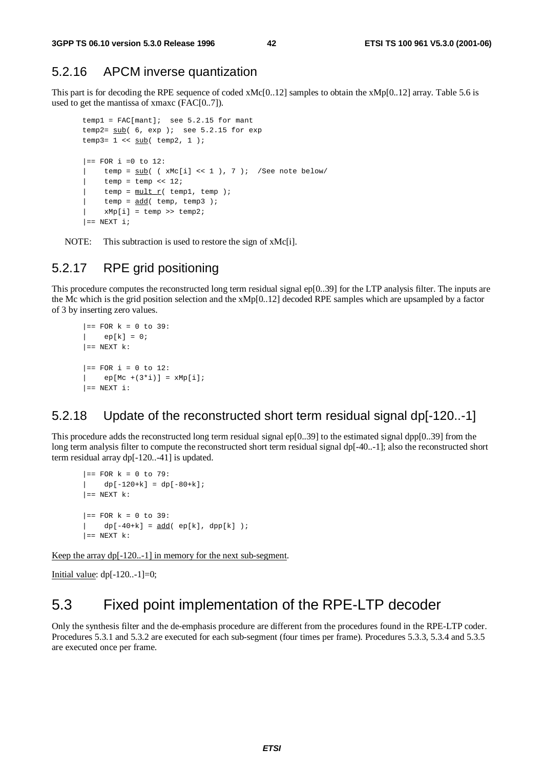## 5.2.16 APCM inverse quantization

This part is for decoding the RPE sequence of coded xMc[0..12] samples to obtain the xMp[0..12] array. Table 5.6 is used to get the mantissa of xmaxc (FAC[0..7]).

```
temp1 = FAC[mant];  see 5.2.15 for mant
temp2= sub( 6, exp );  see 5.2.15 for exp
temp3= 1 << sub( temp2, 1 );

|== FOR i =0 to 12:
|    temp = sub( ( xMc[i] << 1 ), 7 );  /See note below/
|    temp = temp << 12;
|    temp = mult_r( temp1, temp );
|    temp = add( temp, temp3 );
|    xMp[i] = temp >> temp2;
|== NEXT i;
```

NOTE: This subtraction is used to restore the sign of xMc[i].

## 5.2.17 RPE grid positioning

This procedure computes the reconstructed long term residual signal ep[0..39] for the LTP analysis filter. The inputs are the Mc which is the grid position selection and the xMp[0..12] decoded RPE samples which are upsampled by a factor of 3 by inserting zero values.

```
|== FOR k = 0 to 39:
|    ep[k] = 0;
|== NEXT k:

|== FOR i = 0 to 12:
|    ep[Mc +(3*i)] = xMp[i];
|== NEXT i:
```

## 5.2.18 Update of the reconstructed short term residual signal dp[-120..-1]

This procedure adds the reconstructed long term residual signal ep[0..39] to the estimated signal dpp[0..39] from the long term analysis filter to compute the reconstructed short term residual signal dp[-40..-1]; also the reconstructed short term residual array dp[-120..-41] is updated.

```
|== FOR k = 0 to 79:
|    dp[-120+k] = dp[-80+k];
|== NEXT k:

|== FOR k = 0 to 39:
|    dp[-40+k] = add( ep[k], dpp[k] );
|== NEXT k:
```

Keep the array dp[-120..-1] in memory for the next sub-segment.

Initial value: dp[-120..-1]=0;

# 5.3 Fixed point implementation of the RPE-LTP decoder

Only the synthesis filter and the de-emphasis procedure are different from the procedures found in the RPE-LTP coder. Procedures 5.3.1 and 5.3.2 are executed for each sub-segment (four times per frame). Procedures 5.3.3, 5.3.4 and 5.3.5 are executed once per frame.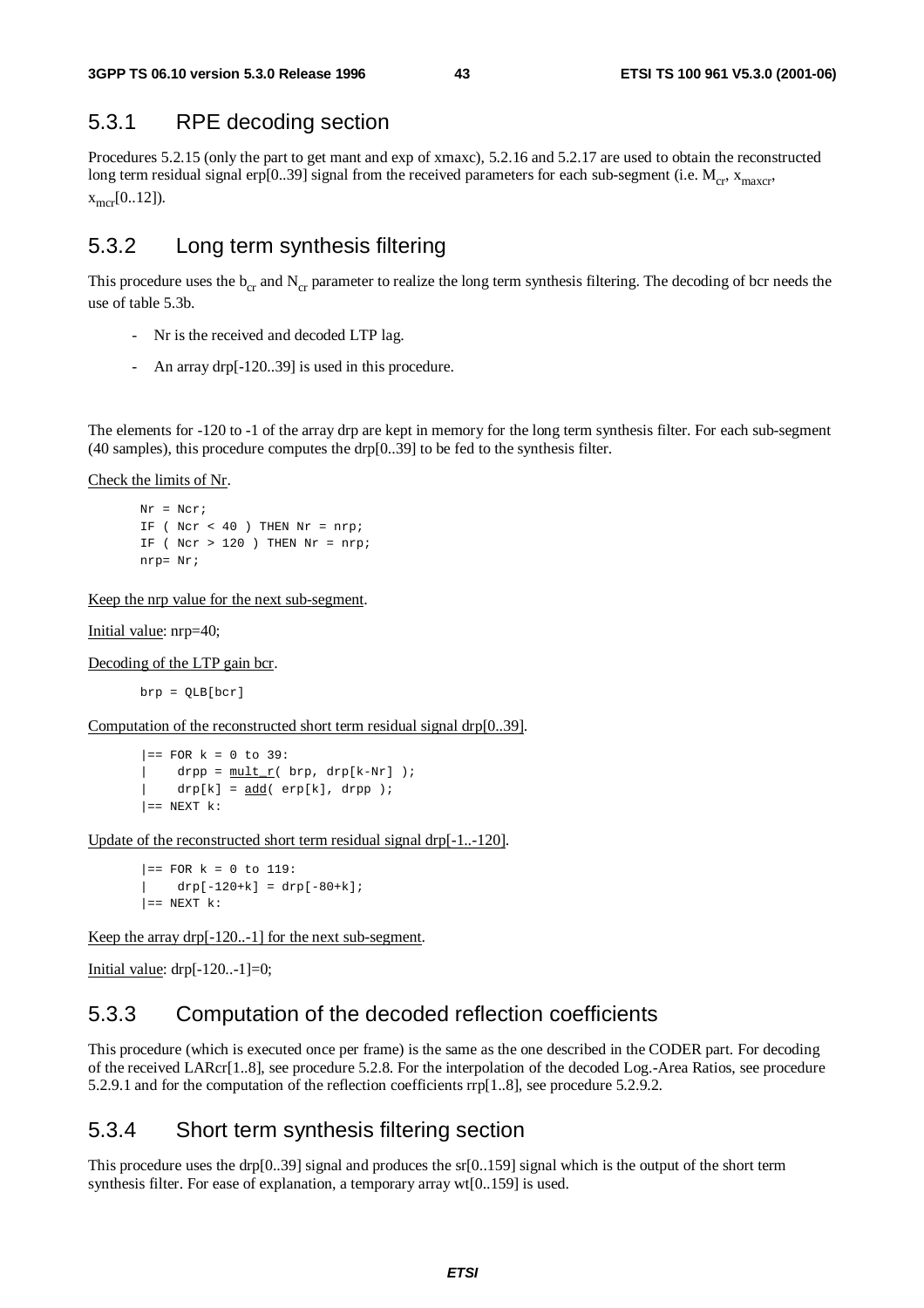## 5.3.1 RPE decoding section

Procedures 5.2.15 (only the part to get mant and exp of xmaxc), 5.2.16 and 5.2.17 are used to obtain the reconstructed long term residual signal erp[0..39] signal from the received parameters for each sub-segment (i.e. $M_{cr}$, $x_{maxcr}$, $x_{mcr}$[0..12]).

## 5.3.2 Long term synthesis filtering

This procedure uses the $b_{cr}$ and $N_{cr}$ parameter to realize the long term synthesis filtering. The decoding of bcr needs the use of table 5.3b.

- Nr is the received and decoded LTP lag.
- An array drp[-120..39] is used in this procedure.

The elements for -120 to -1 of the array drp are kept in memory for the long term synthesis filter. For each sub-segment (40 samples), this procedure computes the drp[0..39] to be fed to the synthesis filter.

Check the limits of Nr.

```
Nr = Ncr;
IF ( Ncr < 40 ) THEN Nr = nrp;
IF ( Ncr > 120 ) THEN Nr = nrp;
nrp= Nr;
```

Keep the nrp value for the next sub-segment.

Initial value: nrp=40;

Decoding of the LTP gain bcr.

```
brp = QLB[bcr]
```

Computation of the reconstructed short term residual signal drp[0..39].

```
|== FOR k = 0 to 39:
|    drpp = mult_r( brp, drp[k-Nr] );
|    drp[k] = add( erp[k], drpp );
|== NEXT k:
```

Update of the reconstructed short term residual signal drp[-1..-120].

```
|== FOR k = 0 to 119:
|    drp[-120+k] = drp[-80+k];
|== NEXT k:
```

Keep the array drp[-120..-1] for the next sub-segment.

Initial value: drp[-120..-1]=0;

## 5.3.3 Computation of the decoded reflection coefficients

This procedure (which is executed once per frame) is the same as the one described in the CODER part. For decoding of the received LARcr[1..8], see procedure 5.2.8. For the interpolation of the decoded Log.-Area Ratios, see procedure 5.2.9.1 and for the computation of the reflection coefficients rrp[1..8], see procedure 5.2.9.2.

## 5.3.4 Short term synthesis filtering section

This procedure uses the drp[0..39] signal and produces the sr[0..159] signal which is the output of the short term synthesis filter. For ease of explanation, a temporary array wt[0..159] is used.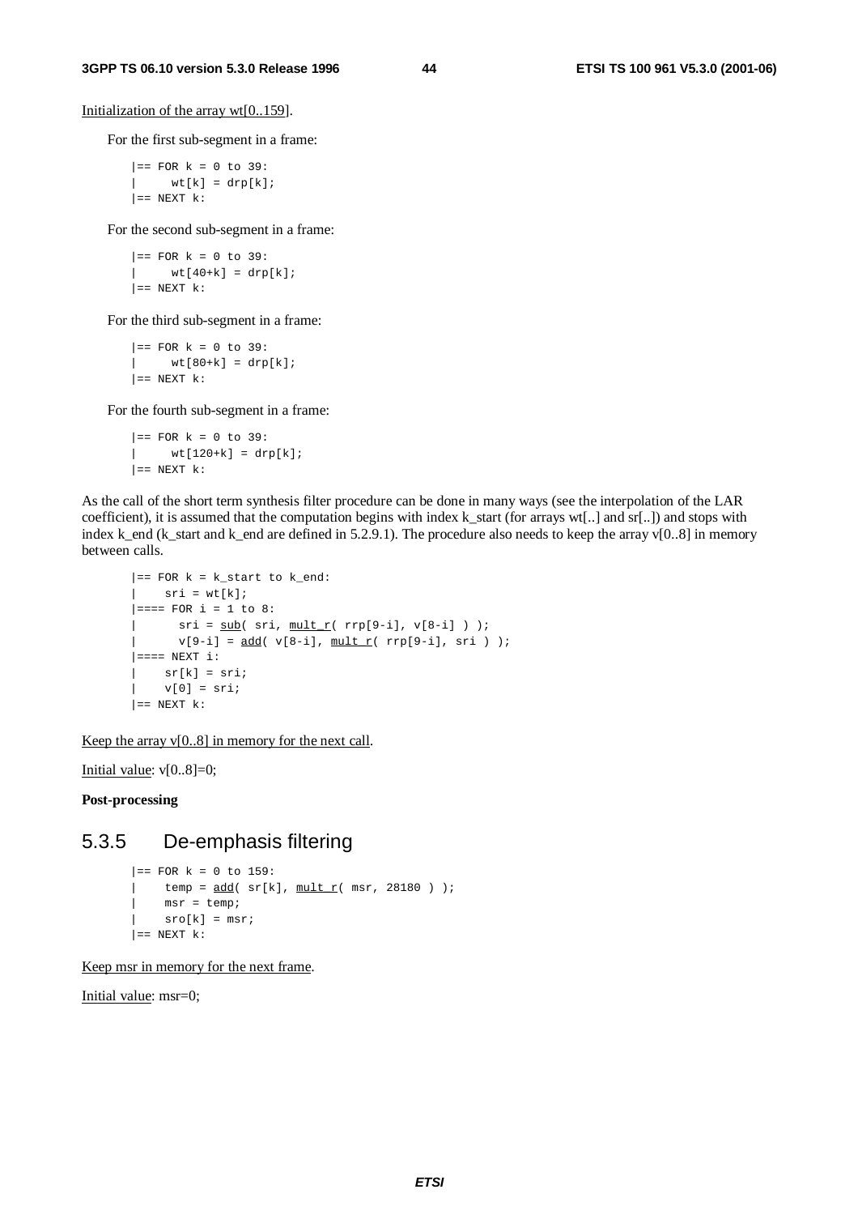Initialization of the array wt[0..159].

For the first sub-segment in a frame:

```
|== FOR k = 0 to 39:
|     wt[k] = drp[k];
|== NEXT k:
```

For the second sub-segment in a frame:

```
|== FOR k = 0 to 39:
|     wt[40+k] = drp[k];
|== NEXT k:
```

For the third sub-segment in a frame:

```
|== FOR k = 0 to 39:
|     wt[80+k] = drp[k];
|== NEXT k:
```

For the fourth sub-segment in a frame:

```
|== FOR k = 0 to 39:
|     wt[120+k] = drp[k];
|== NEXT k:
```

As the call of the short term synthesis filter procedure can be done in many ways (see the interpolation of the LAR coefficient), it is assumed that the computation begins with index k_start (for arrays wt[..] and sr[..]) and stops with index k_end (k_start and k_end are defined in 5.2.9.1). The procedure also needs to keep the array v[0..8] in memory between calls.

```
|== FOR k = k_start to k_end:
|    sri = wt[k];
|==== FOR i = 1 to 8:
|      sri = sub( sri, mult_r( rrp[9-i], v[8-i] ) );
|      v[9-i] = add( v[8-i], mult_r( rrp[9-i], sri ) );
|==== NEXT i:
|    sr[k] = sri;
|    v[0] = sri;
|== NEXT k:
```

Keep the array v[0..8] in memory for the next call.

Initial value: v[0..8]=0;

**Post-processing**

## 5.3.5 De-emphasis filtering

```
|== FOR k = 0 to 159:
|    temp = add( sr[k], mult_r( msr, 28180 ) );
|    msr = temp;
|    sro[k] = msr;
|== NEXT k:
```

Keep msr in memory for the next frame.

Initial value: msr=0;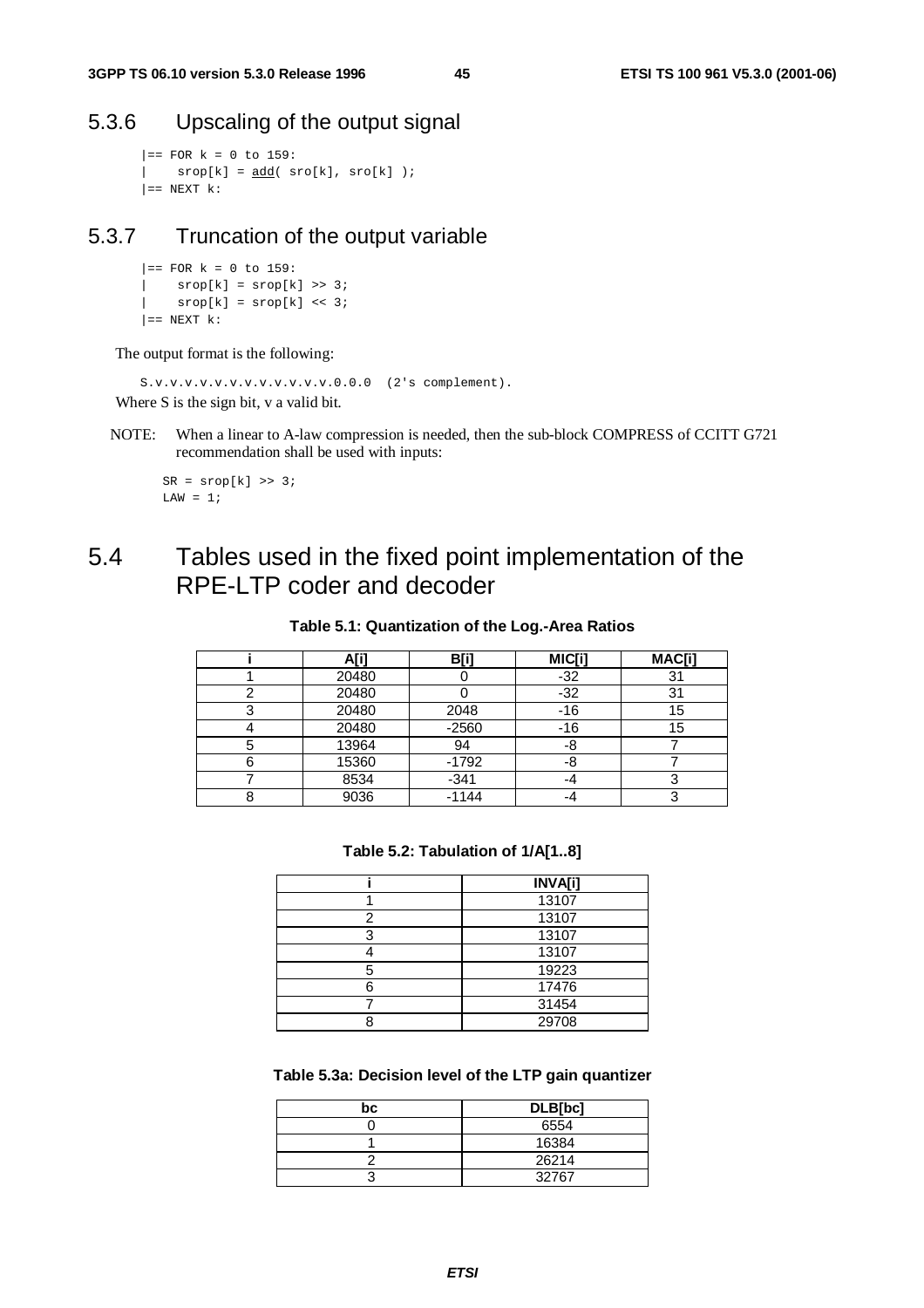### 5.3.6 Upscaling of the output signal

```
|== FOR k = 0 to 159:
|    srop[k] = add( sro[k], sro[k] );
|== NEXT k:
```

### 5.3.7 Truncation of the output variable

```
|== FOR k = 0 to 159:
|    srop[k] = srop[k] >> 3;
|    srop[k] = srop[k] << 3;
|== NEXT k:
```

The output format is the following:

```
S.v.v.v.v.v.v.v.v.v.v.v.v.0.0.0  (2's complement).
```

Where S is the sign bit, v a valid bit.

NOTE: When a linear to A-law compression is needed, then the sub-block COMPRESS of CCITT G721 recommendation shall be used with inputs:

```
SR = srop[k] >> 3;
LAW = 1;
```

## 5.4 Tables used in the fixed point implementation of the RPE-LTP coder and decoder

**Table 5.1: Quantization of the Log.-Area Ratios**

| i | A[i] | B[i] | MIC[i] | MAC[i] |
|---|---|---|---|---|
| 1 | 20480 | 0 | -32 | 31 |
| 2 | 20480 | 0 | -32 | 31 |
| 3 | 20480 | 2048 | -16 | 15 |
| 4 | 20480 | -2560 | -16 | 15 |
| 5 | 13964 | 94 | -8 | 7 |
| 6 | 15360 | -1792 | -8 | 7 |
| 7 | 8534 | -341 | -4 | 3 |
| 8 | 9036 | -1144 | -4 | 3 |

**Table 5.2: Tabulation of 1/A[1..8]**

| i | INVA[i] |
|---|---|
| 1 | 13107 |
| 2 | 13107 |
| 3 | 13107 |
| 4 | 13107 |
| 5 | 19223 |
| 6 | 17476 |
| 7 | 31454 |
| 8 | 29708 |

**Table 5.3a: Decision level of the LTP gain quantizer**

| bc | DLB[bc] |
|---|---|
| 0 | 6554 |
| 1 | 16384 |
| 2 | 26214 |
| 3 | 32767 |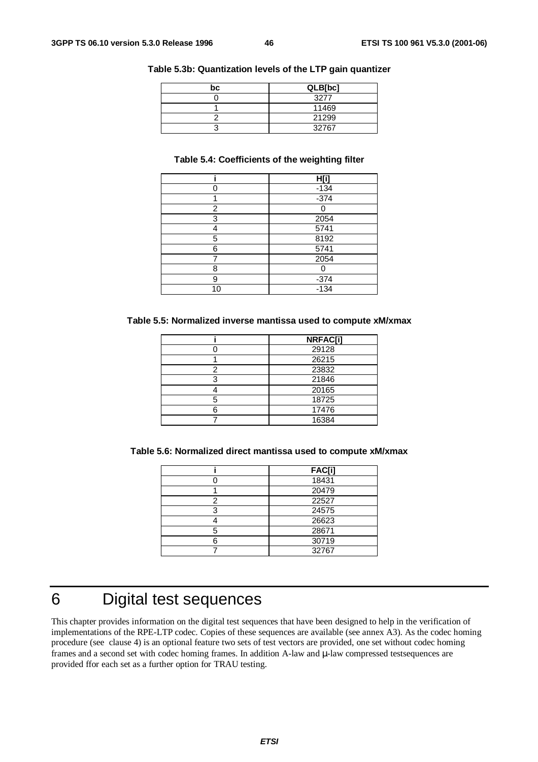**Table 5.3b: Quantization levels of the LTP gain quantizer**

| bc | QLB[bc] |
|---|---|
| 0 | 3277 |
| 1 | 11469 |
| 2 | 21299 |
| 3 | 32767 |

**Table 5.4: Coefficients of the weighting filter**

| i | H[i] |
|---|---|
| 0 | -134 |
| 1 | -374 |
| 2 | 0 |
| 3 | 2054 |
| 4 | 5741 |
| 5 | 8192 |
| 6 | 5741 |
| 7 | 2054 |
| 8 | 0 |
| 9 | -374 |
| 10 | -134 |

**Table 5.5: Normalized inverse mantissa used to compute xM/xmax**

| i | NRFAC[i] |
|---|---|
| 0 | 29128 |
| 1 | 26215 |
| 2 | 23832 |
| 3 | 21846 |
| 4 | 20165 |
| 5 | 18725 |
| 6 | 17476 |
| 7 | 16384 |

**Table 5.6: Normalized direct mantissa used to compute xM/xmax**

| i | FAC[i] |
|---|---|
| 0 | 18431 |
| 1 | 20479 |
| 2 | 22527 |
| 3 | 24575 |
| 4 | 26623 |
| 5 | 28671 |
| 6 | 30719 |
| 7 | 32767 |

# 6 Digital test sequences

This chapter provides information on the digital test sequences that have been designed to help in the verification of implementations of the RPE-LTP codec. Copies of these sequences are available (see annex A3). As the codec homing procedure (see clause 4) is an optional feature two sets of test vectors are provided, one set without codec homing frames and a second set with codec homing frames. In addition A-law and μ-law compressed testsequences are provided ffor each set as a further option for TRAU testing.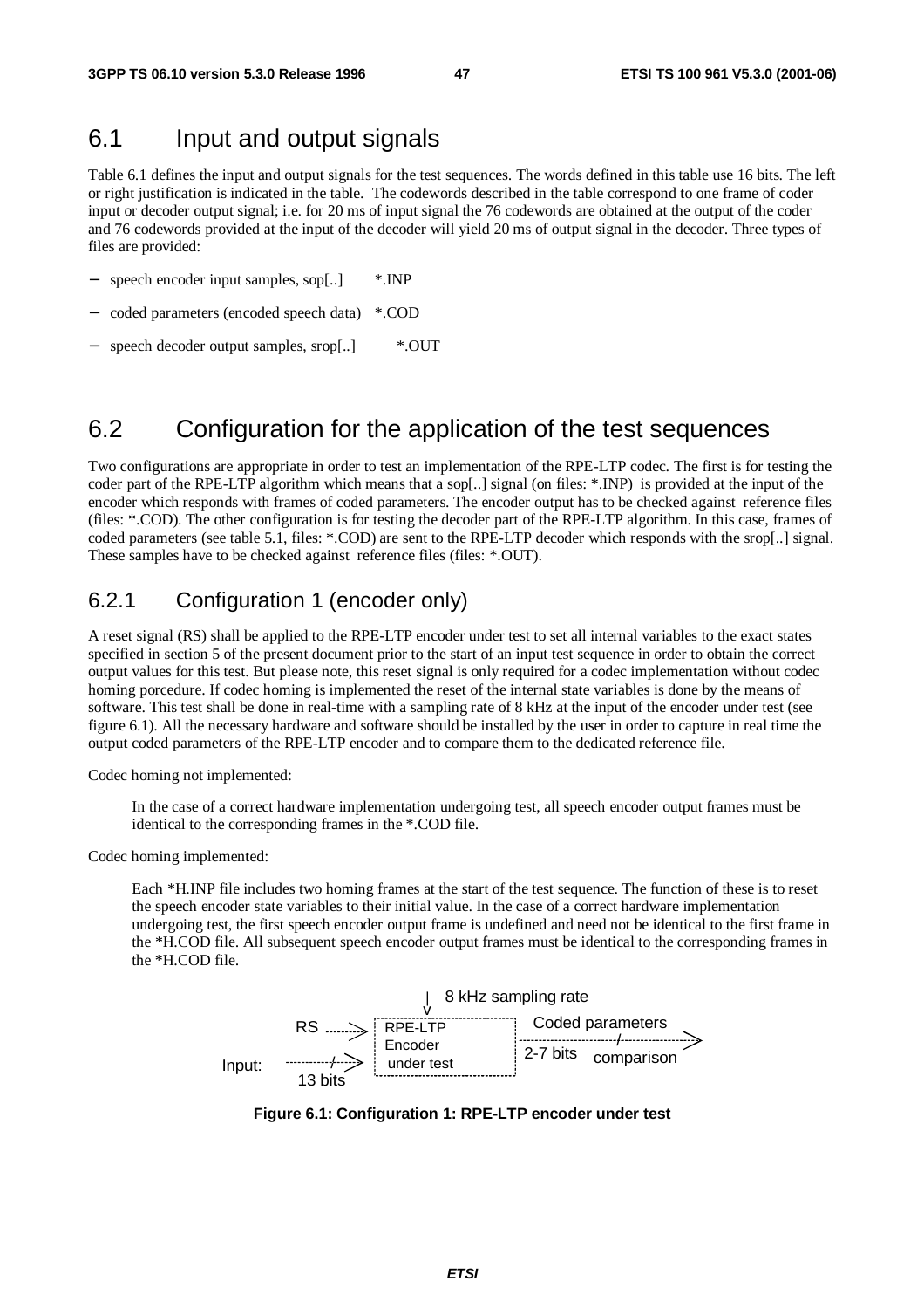## 6.1 Input and output signals

Table 6.1 defines the input and output signals for the test sequences. The words defined in this table use 16 bits. The left or right justification is indicated in the table. The codewords described in the table correspond to one frame of coder input or decoder output signal; i.e. for 20 ms of input signal the 76 codewords are obtained at the output of the coder and 76 codewords provided at the input of the decoder will yield 20 ms of output signal in the decoder. Three types of files are provided:

- speech encoder input samples, sop[..] *.INP
- coded parameters (encoded speech data) *.COD
- speech decoder output samples, srop[..] *.OUT

## 6.2 Configuration for the application of the test sequences

Two configurations are appropriate in order to test an implementation of the RPE-LTP codec. The first is for testing the coder part of the RPE-LTP algorithm which means that a sop[..] signal (on files: *.INP) is provided at the input of the encoder which responds with frames of coded parameters. The encoder output has to be checked against reference files (files: *.COD). The other configuration is for testing the decoder part of the RPE-LTP algorithm. In this case, frames of coded parameters (see table 5.1, files: *.COD) are sent to the RPE-LTP decoder which responds with the srop[..] signal. These samples have to be checked against reference files (files: *.OUT).

### 6.2.1 Configuration 1 (encoder only)

A reset signal (RS) shall be applied to the RPE-LTP encoder under test to set all internal variables to the exact states specified in section 5 of the present document prior to the start of an input test sequence in order to obtain the correct output values for this test. But please note, this reset signal is only required for a codec implementation without codec homing porcedure. If codec homing is implemented the reset of the internal state variables is done by the means of software. This test shall be done in real-time with a sampling rate of 8 kHz at the input of the encoder under test (see figure 6.1). All the necessary hardware and software should be installed by the user in order to capture in real time the output coded parameters of the RPE-LTP encoder and to compare them to the dedicated reference file.

Codec homing not implemented:

> In the case of a correct hardware implementation undergoing test, all speech encoder output frames must be identical to the corresponding frames in the *.COD file.

Codec homing implemented:

> Each *H.INP file includes two homing frames at the start of the test sequence. The function of these is to reset the speech encoder state variables to their initial value. In the case of a correct hardware implementation undergoing test, the first speech encoder output frame is undefined and need not be identical to the first frame in the *H.COD file. All subsequent speech encoder output frames must be identical to the corresponding frames in the *H.COD file.

8 kHz sampling rate

RS → RPE-LTP Encoder under test → Coded parameters (2-7 bits) → comparison

Input: (13 bits)

**Figure 6.1: Configuration 1: RPE-LTP encoder under test**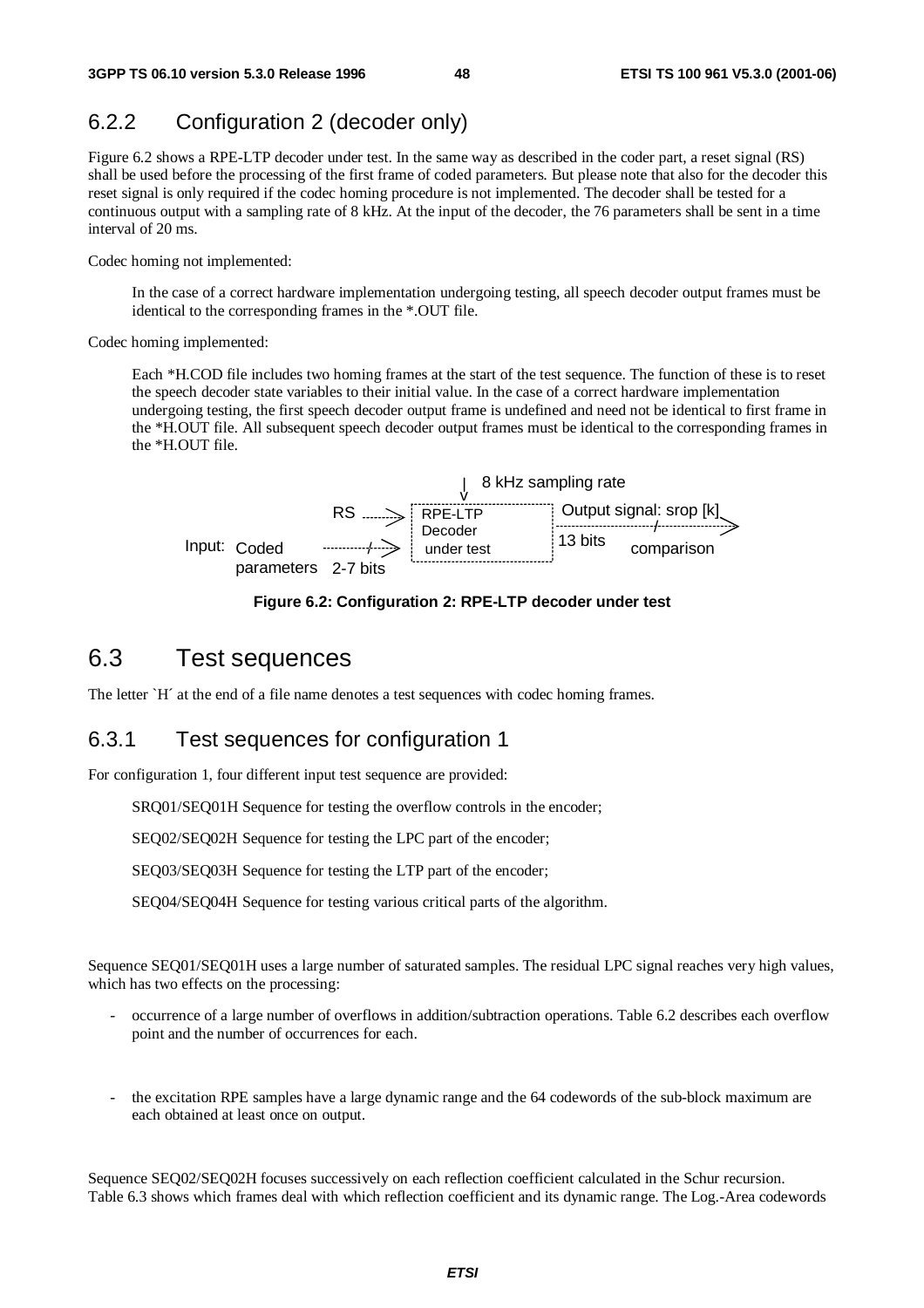### 6.2.2 Configuration 2 (decoder only)

Figure 6.2 shows a RPE-LTP decoder under test. In the same way as described in the coder part, a reset signal (RS) shall be used before the processing of the first frame of coded parameters. But please note that also for the decoder this reset signal is only required if the codec homing procedure is not implemented. The decoder shall be tested for a continuous output with a sampling rate of 8 kHz. At the input of the decoder, the 76 parameters shall be sent in a time interval of 20 ms.

Codec homing not implemented:

> In the case of a correct hardware implementation undergoing testing, all speech decoder output frames must be identical to the corresponding frames in the *.OUT file.

Codec homing implemented:

> Each *H.COD file includes two homing frames at the start of the test sequence. The function of these is to reset the speech decoder state variables to their initial value. In the case of a correct hardware implementation undergoing testing, the first speech decoder output frame is undefined and need not be identical to first frame in the *H.OUT file. All subsequent speech decoder output frames must be identical to the corresponding frames in the *H.OUT file.

```
                                  |  8 kHz sampling rate
                                  v
                RS  ------->  RPE-LTP            Output signal: srop [k]
                              Decoder         ---------------/------------>
Input:  Coded       ---/--->  under test      13 bits        comparison
        parameters  2-7 bits
```

**Figure 6.2: Configuration 2: RPE-LTP decoder under test**

## 6.3 Test sequences

The letter `H´ at the end of a file name denotes a test sequences with codec homing frames.

### 6.3.1 Test sequences for configuration 1

For configuration 1, four different input test sequence are provided:

SRQ01/SEQ01H Sequence for testing the overflow controls in the encoder;

SEQ02/SEQ02H Sequence for testing the LPC part of the encoder;

SEQ03/SEQ03H Sequence for testing the LTP part of the encoder;

SEQ04/SEQ04H Sequence for testing various critical parts of the algorithm.

Sequence SEQ01/SEQ01H uses a large number of saturated samples. The residual LPC signal reaches very high values, which has two effects on the processing:

- occurrence of a large number of overflows in addition/subtraction operations. Table 6.2 describes each overflow point and the number of occurrences for each.

- the excitation RPE samples have a large dynamic range and the 64 codewords of the sub-block maximum are each obtained at least once on output.

Sequence SEQ02/SEQ02H focuses successively on each reflection coefficient calculated in the Schur recursion. Table 6.3 shows which frames deal with which reflection coefficient and its dynamic range. The Log.-Area codewords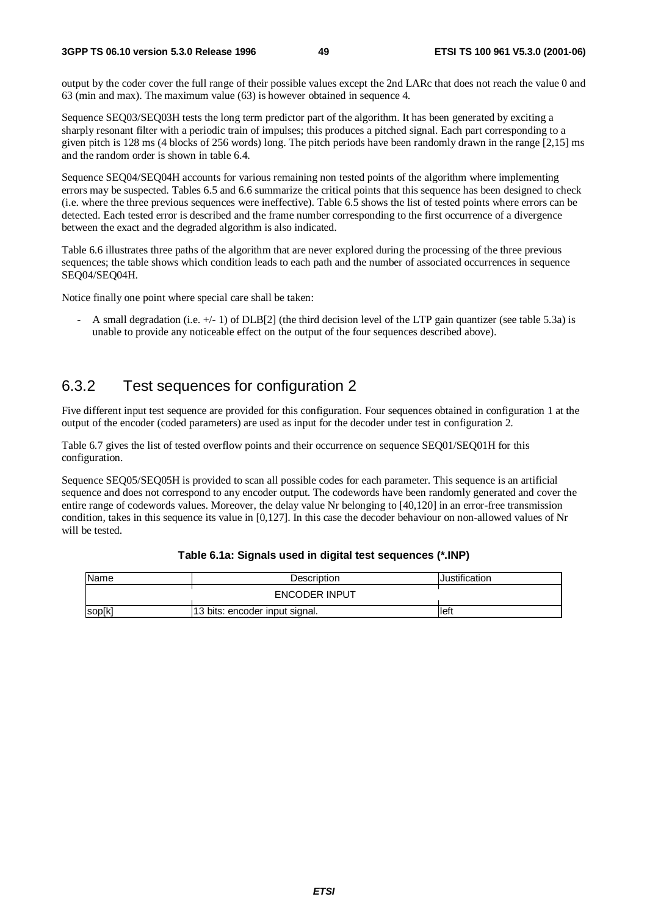output by the coder cover the full range of their possible values except the 2nd LARc that does not reach the value 0 and 63 (min and max). The maximum value (63) is however obtained in sequence 4.

Sequence SEQ03/SEQ03H tests the long term predictor part of the algorithm. It has been generated by exciting a sharply resonant filter with a periodic train of impulses; this produces a pitched signal. Each part corresponding to a given pitch is 128 ms (4 blocks of 256 words) long. The pitch periods have been randomly drawn in the range [2,15] ms and the random order is shown in table 6.4.

Sequence SEQ04/SEQ04H accounts for various remaining non tested points of the algorithm where implementing errors may be suspected. Tables 6.5 and 6.6 summarize the critical points that this sequence has been designed to check (i.e. where the three previous sequences were ineffective). Table 6.5 shows the list of tested points where errors can be detected. Each tested error is described and the frame number corresponding to the first occurrence of a divergence between the exact and the degraded algorithm is also indicated.

Table 6.6 illustrates three paths of the algorithm that are never explored during the processing of the three previous sequences; the table shows which condition leads to each path and the number of associated occurrences in sequence SEQ04/SEQ04H.

Notice finally one point where special care shall be taken:

- A small degradation (i.e. +/- 1) of DLB[2] (the third decision level of the LTP gain quantizer (see table 5.3a) is unable to provide any noticeable effect on the output of the four sequences described above).

### 6.3.2 Test sequences for configuration 2

Five different input test sequence are provided for this configuration. Four sequences obtained in configuration 1 at the output of the encoder (coded parameters) are used as input for the decoder under test in configuration 2.

Table 6.7 gives the list of tested overflow points and their occurrence on sequence SEQ01/SEQ01H for this configuration.

Sequence SEQ05/SEQ05H is provided to scan all possible codes for each parameter. This sequence is an artificial sequence and does not correspond to any encoder output. The codewords have been randomly generated and cover the entire range of codewords values. Moreover, the delay value Nr belonging to [40,120] in an error-free transmission condition, takes in this sequence its value in [0,127]. In this case the decoder behaviour on non-allowed values of Nr will be tested.

**Table 6.1a: Signals used in digital test sequences (*.INP)**

| Name | Description | Justification |
|---|---|---|
| | ENCODER INPUT | |
| sop[k] | 13 bits: encoder input signal. | left |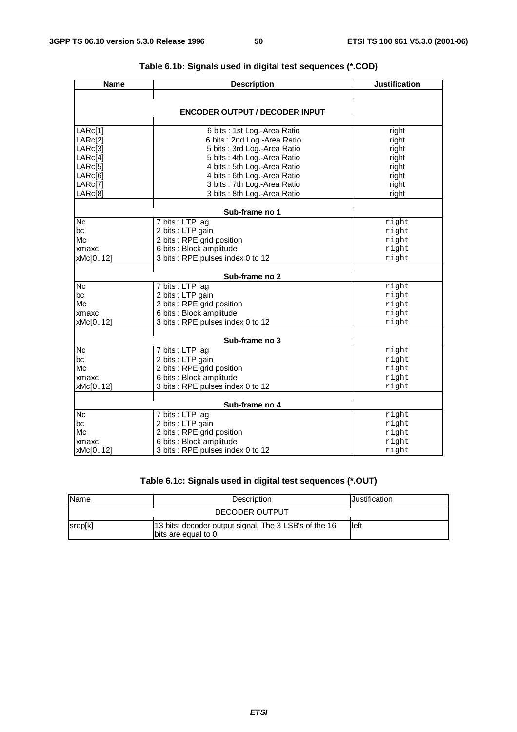**Table 6.1b: Signals used in digital test sequences (*.COD)**

| Name | Description | Justification |
|---|---|---|
| | **ENCODER OUTPUT / DECODER INPUT** | |
| LARc[1] | 6 bits : 1st Log.-Area Ratio | right |
| LARc[2] | 6 bits : 2nd Log.-Area Ratio | right |
| LARc[3] | 5 bits : 3rd Log.-Area Ratio | right |
| LARc[4] | 5 bits : 4th Log.-Area Ratio | right |
| LARc[5] | 4 bits : 5th Log.-Area Ratio | right |
| LARc[6] | 4 bits : 6th Log.-Area Ratio | right |
| LARc[7] | 3 bits : 7th Log.-Area Ratio | right |
| LARc[8] | 3 bits : 8th Log.-Area Ratio | right |
| | **Sub-frame no 1** | |
| Nc | 7 bits : LTP lag | right |
| bc | 2 bits : LTP gain | right |
| Mc | 2 bits : RPE grid position | right |
| xmaxc | 6 bits : Block amplitude | right |
| xMc[0..12] | 3 bits : RPE pulses index 0 to 12 | right |
| | **Sub-frame no 2** | |
| Nc | 7 bits : LTP lag | right |
| bc | 2 bits : LTP gain | right |
| Mc | 2 bits : RPE grid position | right |
| xmaxc | 6 bits : Block amplitude | right |
| xMc[0..12] | 3 bits : RPE pulses index 0 to 12 | right |
| | **Sub-frame no 3** | |
| Nc | 7 bits : LTP lag | right |
| bc | 2 bits : LTP gain | right |
| Mc | 2 bits : RPE grid position | right |
| xmaxc | 6 bits : Block amplitude | right |
| xMc[0..12] | 3 bits : RPE pulses index 0 to 12 | right |
| | **Sub-frame no 4** | |
| Nc | 7 bits : LTP lag | right |
| bc | 2 bits : LTP gain | right |
| Mc | 2 bits : RPE grid position | right |
| xmaxc | 6 bits : Block amplitude | right |
| xMc[0..12] | 3 bits : RPE pulses index 0 to 12 | right |

**Table 6.1c: Signals used in digital test sequences (*.OUT)**

| Name | Description | Justification |
|---|---|---|
| | DECODER OUTPUT | |
| srop[k] | 13 bits: decoder output signal. The 3 LSB's of the 16 bits are equal to 0 | left |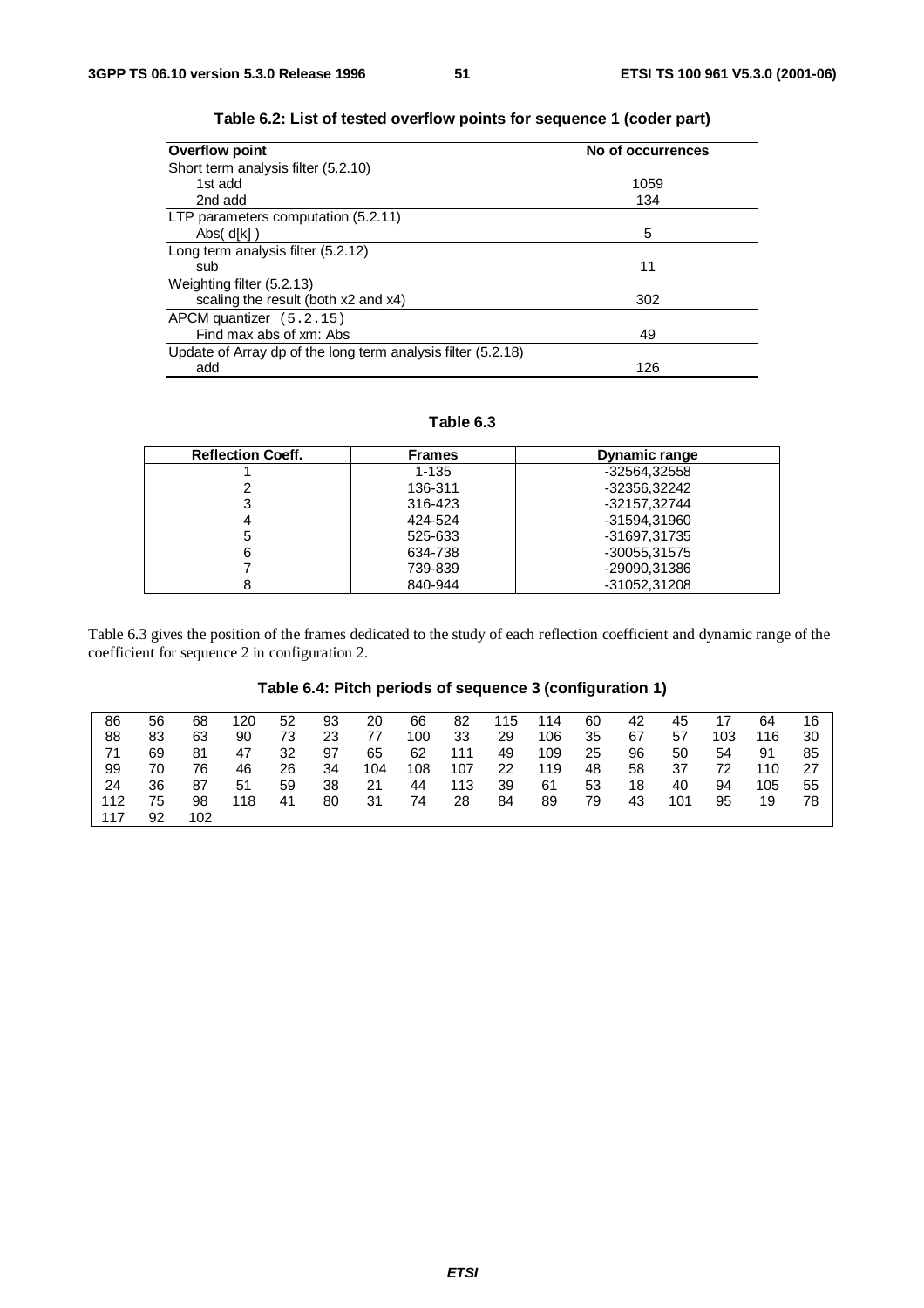**Table 6.2: List of tested overflow points for sequence 1 (coder part)**

| Overflow point | No of occurrences |
|---|---|
| Short term analysis filter (5.2.10) | |
| 1st add | 1059 |
| 2nd add | 134 |
| LTP parameters computation (5.2.11) | |
| Abs( d[k] ) | 5 |
| Long term analysis filter (5.2.12) | |
| sub | 11 |
| Weighting filter (5.2.13) | |
| scaling the result (both x2 and x4) | 302 |
| APCM quantizer (5.2.15) | |
| Find max abs of xm: Abs | 49 |
| Update of Array dp of the long term analysis filter (5.2.18) | |
| add | 126 |

**Table 6.3**

| Reflection Coeff. | Frames | Dynamic range |
|---|---|---|
| 1 | 1-135 | -32564,32558 |
| 2 | 136-311 | -32356,32242 |
| 3 | 316-423 | -32157,32744 |
| 4 | 424-524 | -31594,31960 |
| 5 | 525-633 | -31697,31735 |
| 6 | 634-738 | -30055,31575 |
| 7 | 739-839 | -29090,31386 |
| 8 | 840-944 | -31052,31208 |

Table 6.3 gives the position of the frames dedicated to the study of each reflection coefficient and dynamic range of the coefficient for sequence 2 in configuration 2.

**Table 6.4: Pitch periods of sequence 3 (configuration 1)**

| | | | | | | | | | | | | | | | | |
|---|---|---|---|---|---|---|---|---|---|---|---|---|---|---|---|---|
| 86 | 56 | 68 | 120 | 52 | 93 | 20 | 66 | 82 | 115 | 114 | 60 | 42 | 45 | 17 | 64 | 16 |
| 88 | 83 | 63 | 90 | 73 | 23 | 77 | 100 | 33 | 29 | 106 | 35 | 67 | 57 | 103 | 116 | 30 |
| 71 | 69 | 81 | 47 | 32 | 97 | 65 | 62 | 111 | 49 | 109 | 25 | 96 | 50 | 54 | 91 | 85 |
| 99 | 70 | 76 | 46 | 26 | 34 | 104 | 108 | 107 | 22 | 119 | 48 | 58 | 37 | 72 | 110 | 27 |
| 24 | 36 | 87 | 51 | 59 | 38 | 21 | 44 | 113 | 39 | 61 | 53 | 18 | 40 | 94 | 105 | 55 |
| 112 | 75 | 98 | 118 | 41 | 80 | 31 | 74 | 28 | 84 | 89 | 79 | 43 | 101 | 95 | 19 | 78 |
| 117 | 92 | 102 | | | | | | | | | | | | | | |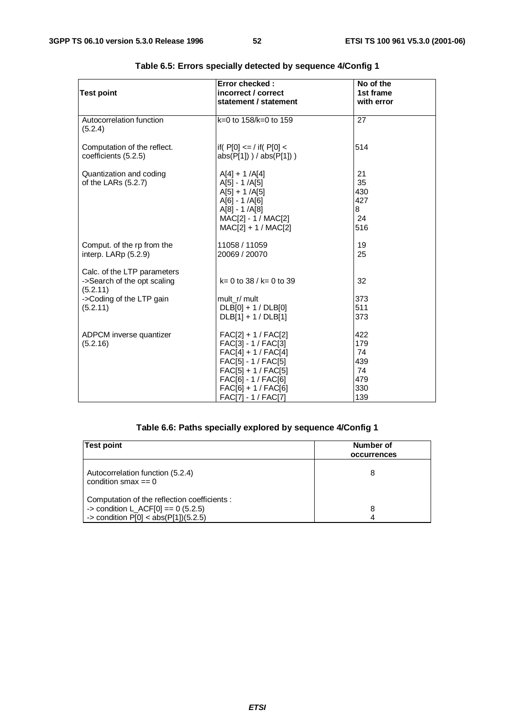**Table 6.5: Errors specially detected by sequence 4/Config 1**

| Test point | Error checked : incorrect / correct statement / statement | No of the 1st frame with error |
|---|---|---|
| Autocorrelation function (5.2.4) | k=0 to 158/k=0 to 159 | 27 |
| Computation of the reflect. coefficients (5.2.5) | if( P[0] <= / if( P[0] < abs(P[1]) ) / abs(P[1]) ) | 514 |
| Quantization and coding of the LARs (5.2.7) | A[4] + 1 /A[4] | 21 |
| | A[5] - 1 /A[5] | 35 |
| | A[5] + 1 /A[5] | 430 |
| | A[6] - 1 /A[6] | 427 |
| | A[8] - 1 /A[8] | 8 |
| | MAC[2] - 1 / MAC[2] | 24 |
| | MAC[2] + 1 / MAC[2] | 516 |
| Comput. of the rp from the interp. LARp (5.2.9) | 11058 / 11059 | 19 |
| | 20069 / 20070 | 25 |
| Calc. of the LTP parameters ->Search of the opt scaling (5.2.11) | k= 0 to 38 / k= 0 to 39 | 32 |
| ->Coding of the LTP gain (5.2.11) | mult_r/ mult | 373 |
| | DLB[0] + 1 / DLB[0] | 511 |
| | DLB[1] + 1 / DLB[1] | 373 |
| ADPCM inverse quantizer (5.2.16) | FAC[2] + 1 / FAC[2] | 422 |
| | FAC[3] - 1 / FAC[3] | 179 |
| | FAC[4] + 1 / FAC[4] | 74 |
| | FAC[5] - 1 / FAC[5] | 439 |
| | FAC[5] + 1 / FAC[5] | 74 |
| | FAC[6] - 1 / FAC[6] | 479 |
| | FAC[6] + 1 / FAC[6] | 330 |
| | FAC[7] - 1 / FAC[7] | 139 |

**Table 6.6: Paths specially explored by sequence 4/Config 1**

| Test point | Number of occurrences |
|---|---|
| Autocorrelation function (5.2.4) condition smax == 0 | 8 |
| Computation of the reflection coefficients : | |
| -> condition L_ACF[0] == 0 (5.2.5) | 8 |
| -> condition P[0] < abs(P[1])(5.2.5) | 4 |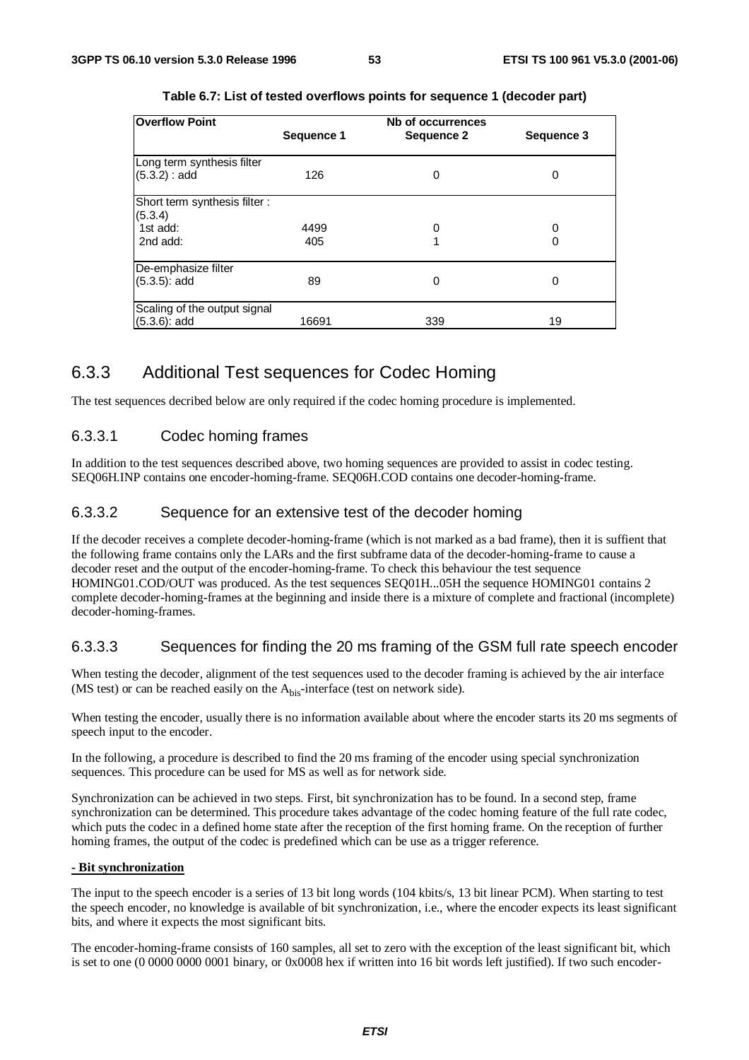**Table 6.7: List of tested overflows points for sequence 1 (decoder part)**

| Overflow Point | Nb of occurrences | | |
|---|---|---|---|
| | Sequence 1 | Sequence 2 | Sequence 3 |
| Long term synthesis filter (5.3.2) : add | 126 | 0 | 0 |
| Short term synthesis filter : (5.3.4) | | | |
| 1st add: | 4499 | 0 | 0 |
| 2nd add: | 405 | 1 | 0 |
| De-emphasize filter (5.3.5): add | 89 | 0 | 0 |
| Scaling of the output signal (5.3.6): add | 16691 | 339 | 19 |

### 6.3.3 Additional Test sequences for Codec Homing

The test sequences decribed below are only required if the codec homing procedure is implemented.

#### 6.3.3.1 Codec homing frames

In addition to the test sequences described above, two homing sequences are provided to assist in codec testing. SEQ06H.INP contains one encoder-homing-frame. SEQ06H.COD contains one decoder-homing-frame.

#### 6.3.3.2 Sequence for an extensive test of the decoder homing

If the decoder receives a complete decoder-homing-frame (which is not marked as a bad frame), then it is suffient that the following frame contains only the LARs and the first subframe data of the decoder-homing-frame to cause a decoder reset and the output of the encoder-homing-frame. To check this behaviour the test sequence HOMING01.COD/OUT was produced. As the test sequences SEQ01H...05H the sequence HOMING01 contains 2 complete decoder-homing-frames at the beginning and inside there is a mixture of complete and fractional (incomplete) decoder-homing-frames.

#### 6.3.3.3 Sequences for finding the 20 ms framing of the GSM full rate speech encoder

When testing the decoder, alignment of the test sequences used to the decoder framing is achieved by the air interface (MS test) or can be reached easily on the $A_{bis}$-interface (test on network side).

When testing the encoder, usually there is no information available about where the encoder starts its 20 ms segments of speech input to the encoder.

In the following, a procedure is described to find the 20 ms framing of the encoder using special synchronization sequences. This procedure can be used for MS as well as for network side.

Synchronization can be achieved in two steps. First, bit synchronization has to be found. In a second step, frame synchronization can be determined. This procedure takes advantage of the codec homing feature of the full rate codec, which puts the codec in a defined home state after the reception of the first homing frame. On the reception of further homing frames, the output of the codec is predefined which can be use as a trigger reference.

**- Bit synchronization**

The input to the speech encoder is a series of 13 bit long words (104 kbits/s, 13 bit linear PCM). When starting to test the speech encoder, no knowledge is available of bit synchronization, i.e., where the encoder expects its least significant bits, and where it expects the most significant bits.

The encoder-homing-frame consists of 160 samples, all set to zero with the exception of the least significant bit, which is set to one (0 0000 0000 0001 binary, or 0x0008 hex if written into 16 bit words left justified). If two such encoder-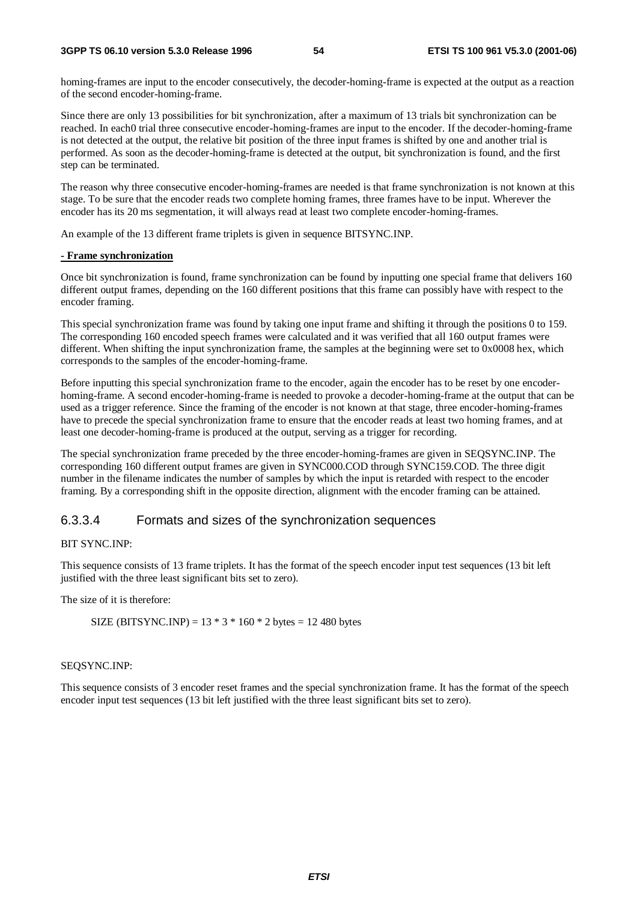homing-frames are input to the encoder consecutively, the decoder-homing-frame is expected at the output as a reaction of the second encoder-homing-frame.

Since there are only 13 possibilities for bit synchronization, after a maximum of 13 trials bit synchronization can be reached. In each0 trial three consecutive encoder-homing-frames are input to the encoder. If the decoder-homing-frame is not detected at the output, the relative bit position of the three input frames is shifted by one and another trial is performed. As soon as the decoder-homing-frame is detected at the output, bit synchronization is found, and the first step can be terminated.

The reason why three consecutive encoder-homing-frames are needed is that frame synchronization is not known at this stage. To be sure that the encoder reads two complete homing frames, three frames have to be input. Wherever the encoder has its 20 ms segmentation, it will always read at least two complete encoder-homing-frames.

An example of the 13 different frame triplets is given in sequence BITSYNC.INP.

**- Frame synchronization**

Once bit synchronization is found, frame synchronization can be found by inputting one special frame that delivers 160 different output frames, depending on the 160 different positions that this frame can possibly have with respect to the encoder framing.

This special synchronization frame was found by taking one input frame and shifting it through the positions 0 to 159. The corresponding 160 encoded speech frames were calculated and it was verified that all 160 output frames were different. When shifting the input synchronization frame, the samples at the beginning were set to 0x0008 hex, which corresponds to the samples of the encoder-homing-frame.

Before inputting this special synchronization frame to the encoder, again the encoder has to be reset by one encoder-homing-frame. A second encoder-homing-frame is needed to provoke a decoder-homing-frame at the output that can be used as a trigger reference. Since the framing of the encoder is not known at that stage, three encoder-homing-frames have to precede the special synchronization frame to ensure that the encoder reads at least two homing frames, and at least one decoder-homing-frame is produced at the output, serving as a trigger for recording.

The special synchronization frame preceded by the three encoder-homing-frames are given in SEQSYNC.INP. The corresponding 160 different output frames are given in SYNC000.COD through SYNC159.COD. The three digit number in the filename indicates the number of samples by which the input is retarded with respect to the encoder framing. By a corresponding shift in the opposite direction, alignment with the encoder framing can be attained.

### 6.3.3.4 Formats and sizes of the synchronization sequences

BIT SYNC.INP:

This sequence consists of 13 frame triplets. It has the format of the speech encoder input test sequences (13 bit left justified with the three least significant bits set to zero).

The size of it is therefore:

SIZE (BITSYNC.INP) = 13 * 3 * 160 * 2 bytes = 12 480 bytes

SEQSYNC.INP:

This sequence consists of 3 encoder reset frames and the special synchronization frame. It has the format of the speech encoder input test sequences (13 bit left justified with the three least significant bits set to zero).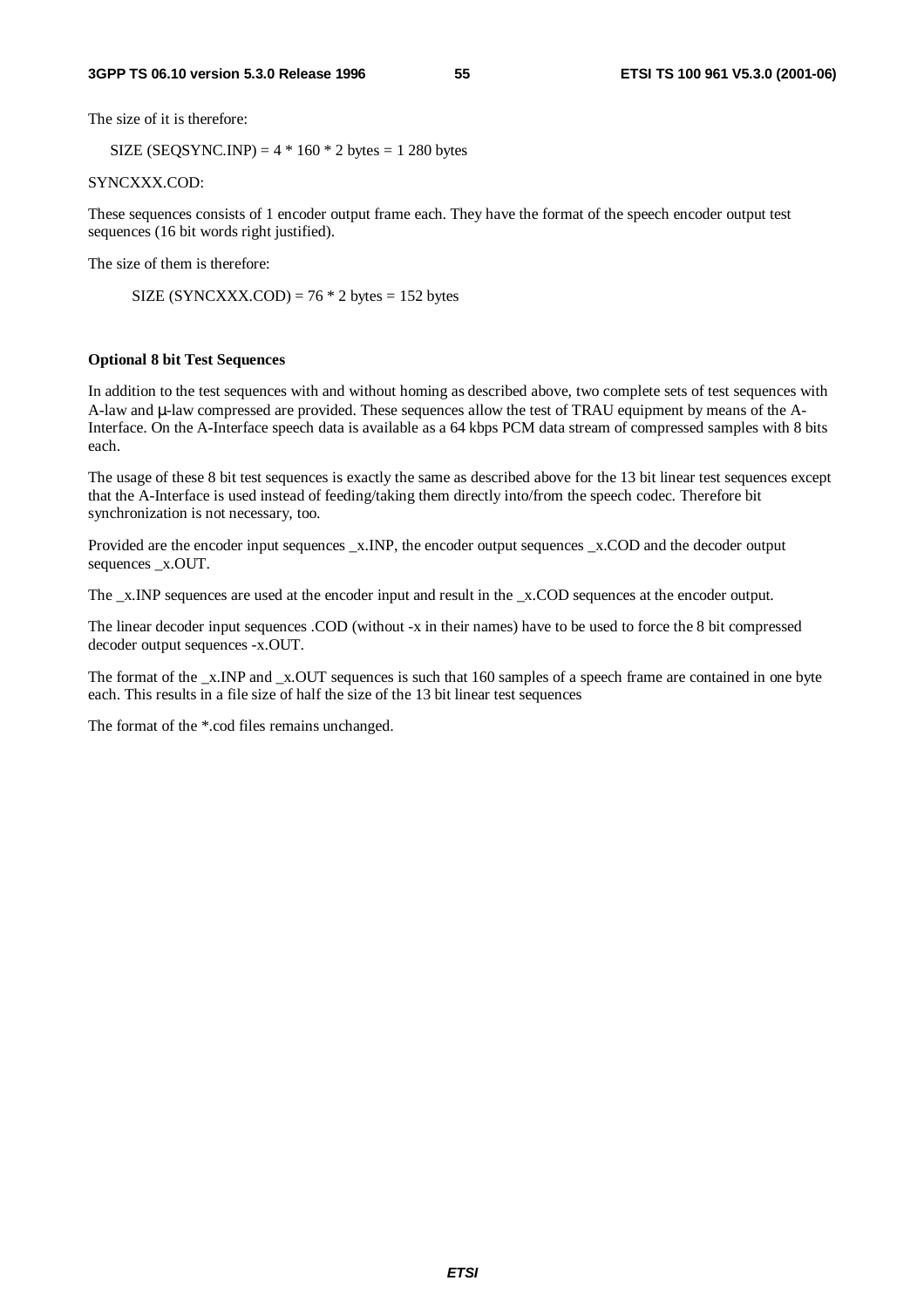The size of it is therefore:

SIZE (SEQSYNC.INP) = 4 * 160 * 2 bytes = 1 280 bytes

SYNCXXX.COD:

These sequences consists of 1 encoder output frame each. They have the format of the speech encoder output test sequences (16 bit words right justified).

The size of them is therefore:

SIZE (SYNCXXX.COD) = 76 * 2 bytes = 152 bytes

**Optional 8 bit Test Sequences**

In addition to the test sequences with and without homing as described above, two complete sets of test sequences with A-law and μ-law compressed are provided. These sequences allow the test of TRAU equipment by means of the A-Interface. On the A-Interface speech data is available as a 64 kbps PCM data stream of compressed samples with 8 bits each.

The usage of these 8 bit test sequences is exactly the same as described above for the 13 bit linear test sequences except that the A-Interface is used instead of feeding/taking them directly into/from the speech codec. Therefore bit synchronization is not necessary, too.

Provided are the encoder input sequences _x.INP, the encoder output sequences _x.COD and the decoder output sequences _x.OUT.

The _x.INP sequences are used at the encoder input and result in the _x.COD sequences at the encoder output.

The linear decoder input sequences .COD (without -x in their names) have to be used to force the 8 bit compressed decoder output sequences -x.OUT.

The format of the _x.INP and _x.OUT sequences is such that 160 samples of a speech frame are contained in one byte each. This results in a file size of half the size of the 13 bit linear test sequences

The format of the *.cod files remains unchanged.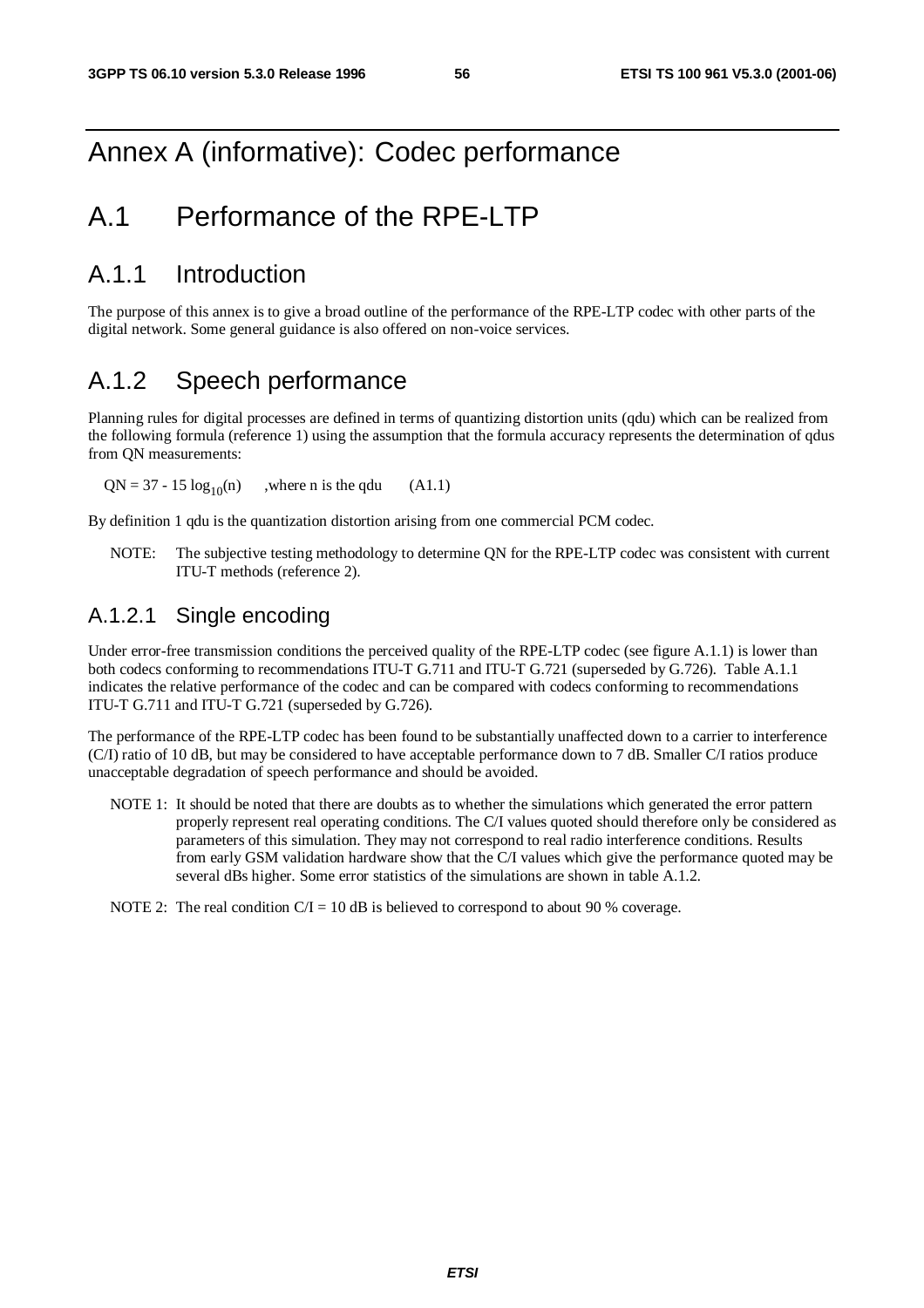# Annex A (informative): Codec performance

# A.1 Performance of the RPE-LTP

## A.1.1 Introduction

The purpose of this annex is to give a broad outline of the performance of the RPE-LTP codec with other parts of the digital network. Some general guidance is also offered on non-voice services.

## A.1.2 Speech performance

Planning rules for digital processes are defined in terms of quantizing distortion units (qdu) which can be realized from the following formula (reference 1) using the assumption that the formula accuracy represents the determination of qdus from QN measurements:

$QN = 37 - 15 \log_{10}(n)$ ,where n is the qdu (A1.1)

By definition 1 qdu is the quantization distortion arising from one commercial PCM codec.

NOTE: The subjective testing methodology to determine QN for the RPE-LTP codec was consistent with current ITU-T methods (reference 2).

### A.1.2.1 Single encoding

Under error-free transmission conditions the perceived quality of the RPE-LTP codec (see figure A.1.1) is lower than both codecs conforming to recommendations ITU-T G.711 and ITU-T G.721 (superseded by G.726). Table A.1.1 indicates the relative performance of the codec and can be compared with codecs conforming to recommendations ITU-T G.711 and ITU-T G.721 (superseded by G.726).

The performance of the RPE-LTP codec has been found to be substantially unaffected down to a carrier to interference (C/I) ratio of 10 dB, but may be considered to have acceptable performance down to 7 dB. Smaller C/I ratios produce unacceptable degradation of speech performance and should be avoided.

NOTE 1: It should be noted that there are doubts as to whether the simulations which generated the error pattern properly represent real operating conditions. The C/I values quoted should therefore only be considered as parameters of this simulation. They may not correspond to real radio interference conditions. Results from early GSM validation hardware show that the C/I values which give the performance quoted may be several dBs higher. Some error statistics of the simulations are shown in table A.1.2.

NOTE 2: The real condition C/I = 10 dB is believed to correspond to about 90 % coverage.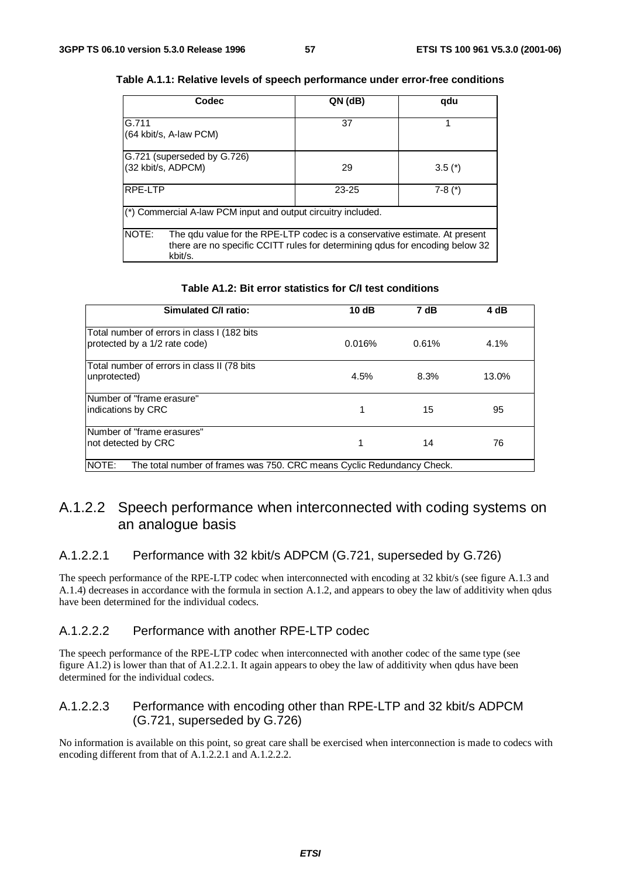**Table A.1.1: Relative levels of speech performance under error-free conditions**

| Codec | QN (dB) | qdu |
|---|---|---|
| G.711 (64 kbit/s, A-law PCM) | 37 | 1 |
| G.721 (superseded by G.726) (32 kbit/s, ADPCM) | 29 | 3.5 (*) |
| RPE-LTP | 23-25 | 7-8 (*) |
| (*) Commercial A-law PCM input and output circuitry included. | | |
| NOTE: The qdu value for the RPE-LTP codec is a conservative estimate. At present there are no specific CCITT rules for determining qdus for encoding below 32 kbit/s. | | |

**Table A1.2: Bit error statistics for C/I test conditions**

| Simulated C/I ratio: | 10 dB | 7 dB | 4 dB |
|---|---|---|---|
| Total number of errors in class I (182 bits protected by a 1/2 rate code) | 0.016% | 0.61% | 4.1% |
| Total number of errors in class II (78 bits unprotected) | 4.5% | 8.3% | 13.0% |
| Number of "frame erasure" indications by CRC | 1 | 15 | 95 |
| Number of "frame erasures" not detected by CRC | 1 | 14 | 76 |
| NOTE: The total number of frames was 750. CRC means Cyclic Redundancy Check. | | | |

## A.1.2.2 Speech performance when interconnected with coding systems on an analogue basis

### A.1.2.2.1 Performance with 32 kbit/s ADPCM (G.721, superseded by G.726)

The speech performance of the RPE-LTP codec when interconnected with encoding at 32 kbit/s (see figure A.1.3 and A.1.4) decreases in accordance with the formula in section A.1.2, and appears to obey the law of additivity when qdus have been determined for the individual codecs.

### A.1.2.2.2 Performance with another RPE-LTP codec

The speech performance of the RPE-LTP codec when interconnected with another codec of the same type (see figure A1.2) is lower than that of A1.2.2.1. It again appears to obey the law of additivity when qdus have been determined for the individual codecs.

### A.1.2.2.3 Performance with encoding other than RPE-LTP and 32 kbit/s ADPCM (G.721, superseded by G.726)

No information is available on this point, so great care shall be exercised when interconnection is made to codecs with encoding different from that of A.1.2.2.1 and A.1.2.2.2.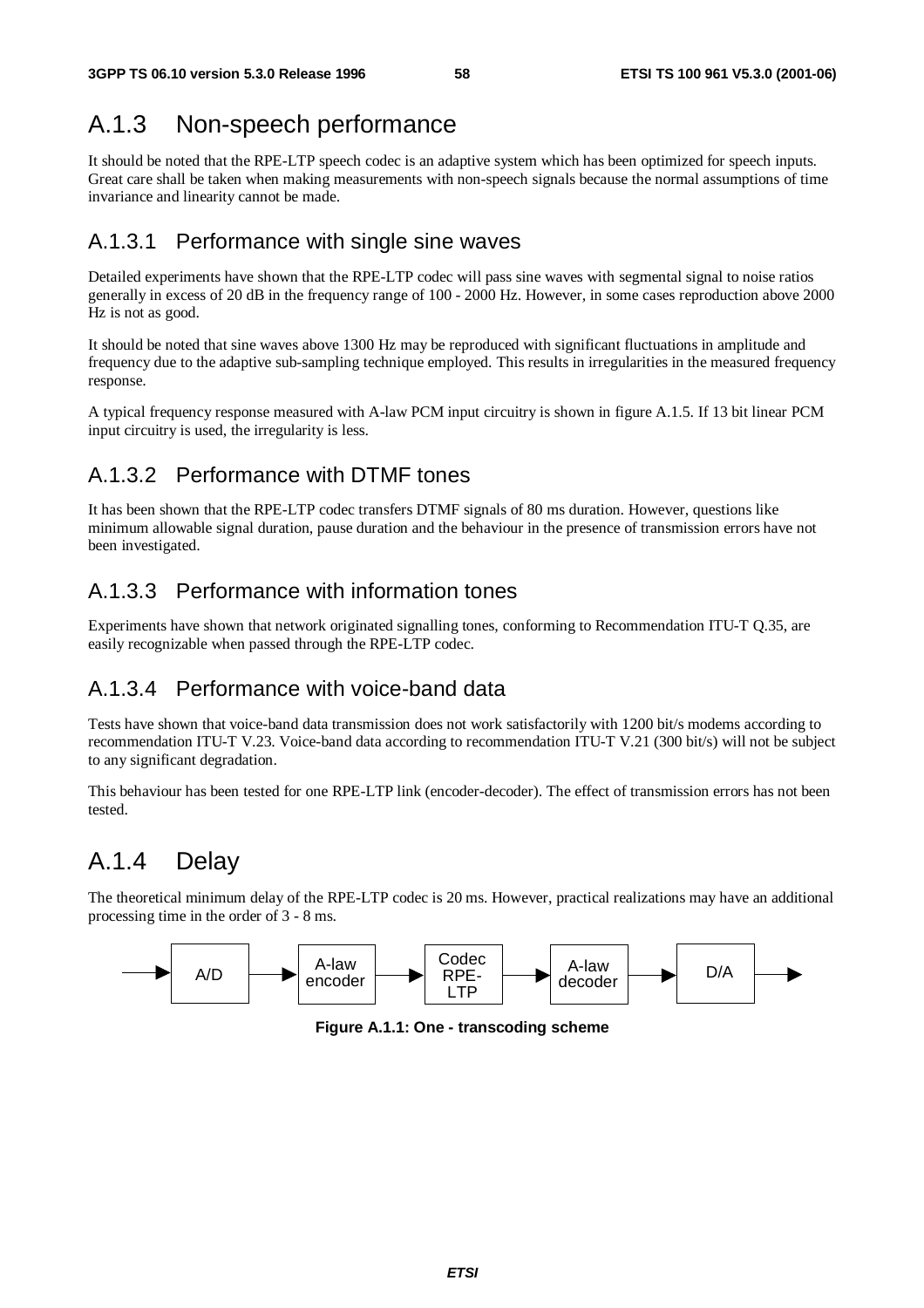## A.1.3 Non-speech performance

It should be noted that the RPE-LTP speech codec is an adaptive system which has been optimized for speech inputs. Great care shall be taken when making measurements with non-speech signals because the normal assumptions of time invariance and linearity cannot be made.

### A.1.3.1 Performance with single sine waves

Detailed experiments have shown that the RPE-LTP codec will pass sine waves with segmental signal to noise ratios generally in excess of 20 dB in the frequency range of 100 - 2000 Hz. However, in some cases reproduction above 2000 Hz is not as good.

It should be noted that sine waves above 1300 Hz may be reproduced with significant fluctuations in amplitude and frequency due to the adaptive sub-sampling technique employed. This results in irregularities in the measured frequency response.

A typical frequency response measured with A-law PCM input circuitry is shown in figure A.1.5. If 13 bit linear PCM input circuitry is used, the irregularity is less.

### A.1.3.2 Performance with DTMF tones

It has been shown that the RPE-LTP codec transfers DTMF signals of 80 ms duration. However, questions like minimum allowable signal duration, pause duration and the behaviour in the presence of transmission errors have not been investigated.

### A.1.3.3 Performance with information tones

Experiments have shown that network originated signalling tones, conforming to Recommendation ITU-T Q.35, are easily recognizable when passed through the RPE-LTP codec.

### A.1.3.4 Performance with voice-band data

Tests have shown that voice-band data transmission does not work satisfactorily with 1200 bit/s modems according to recommendation ITU-T V.23. Voice-band data according to recommendation ITU-T V.21 (300 bit/s) will not be subject to any significant degradation.

This behaviour has been tested for one RPE-LTP link (encoder-decoder). The effect of transmission errors has not been tested.

## A.1.4 Delay

The theoretical minimum delay of the RPE-LTP codec is 20 ms. However, practical realizations may have an additional processing time in the order of 3 - 8 ms.

→ A/D → A-law encoder → Codec RPE-LTP → A-law decoder → D/A →

**Figure A.1.1: One - transcoding scheme**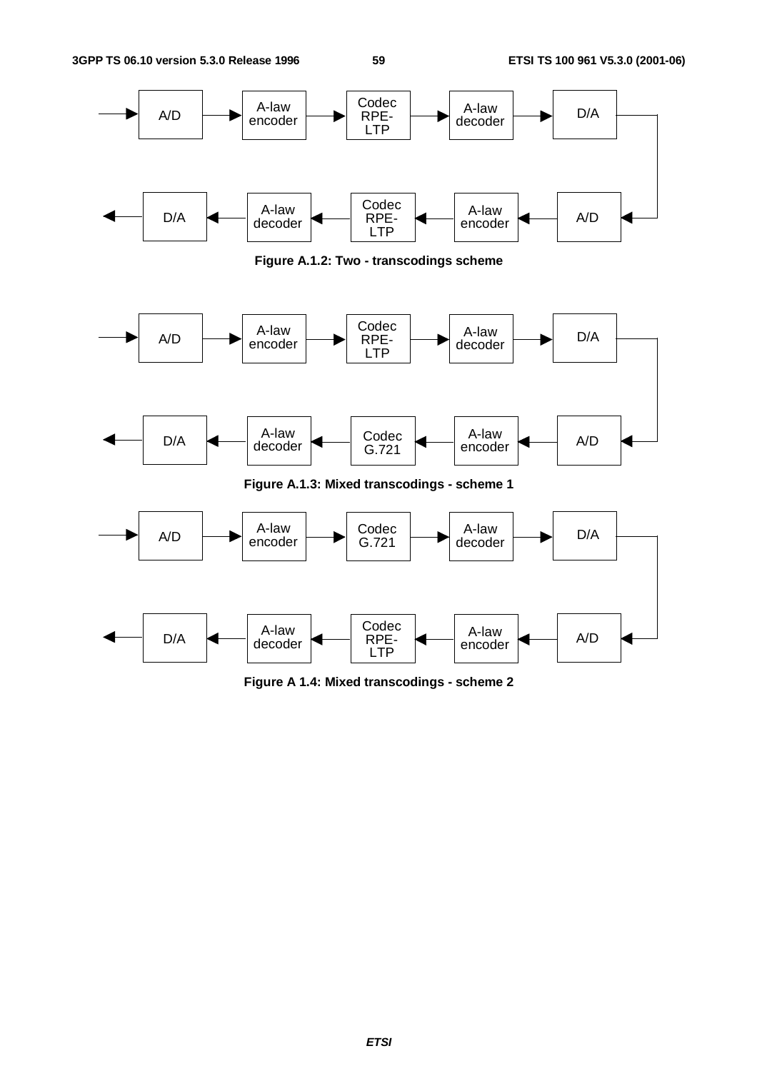A/D → A-law encoder → Codec RPE-LTP → A-law decoder → D/A

D/A ← A-law decoder ← Codec RPE-LTP ← A-law encoder ← A/D

**Figure A.1.2: Two - transcodings scheme**

A/D → A-law encoder → Codec RPE-LTP → A-law decoder → D/A

D/A ← A-law decoder ← Codec G.721 ← A-law encoder ← A/D

**Figure A.1.3: Mixed transcodings - scheme 1**

A/D → A-law encoder → Codec G.721 → A-law decoder → D/A

D/A ← A-law decoder ← Codec RPE-LTP ← A-law encoder ← A/D

**Figure A 1.4: Mixed transcodings - scheme 2**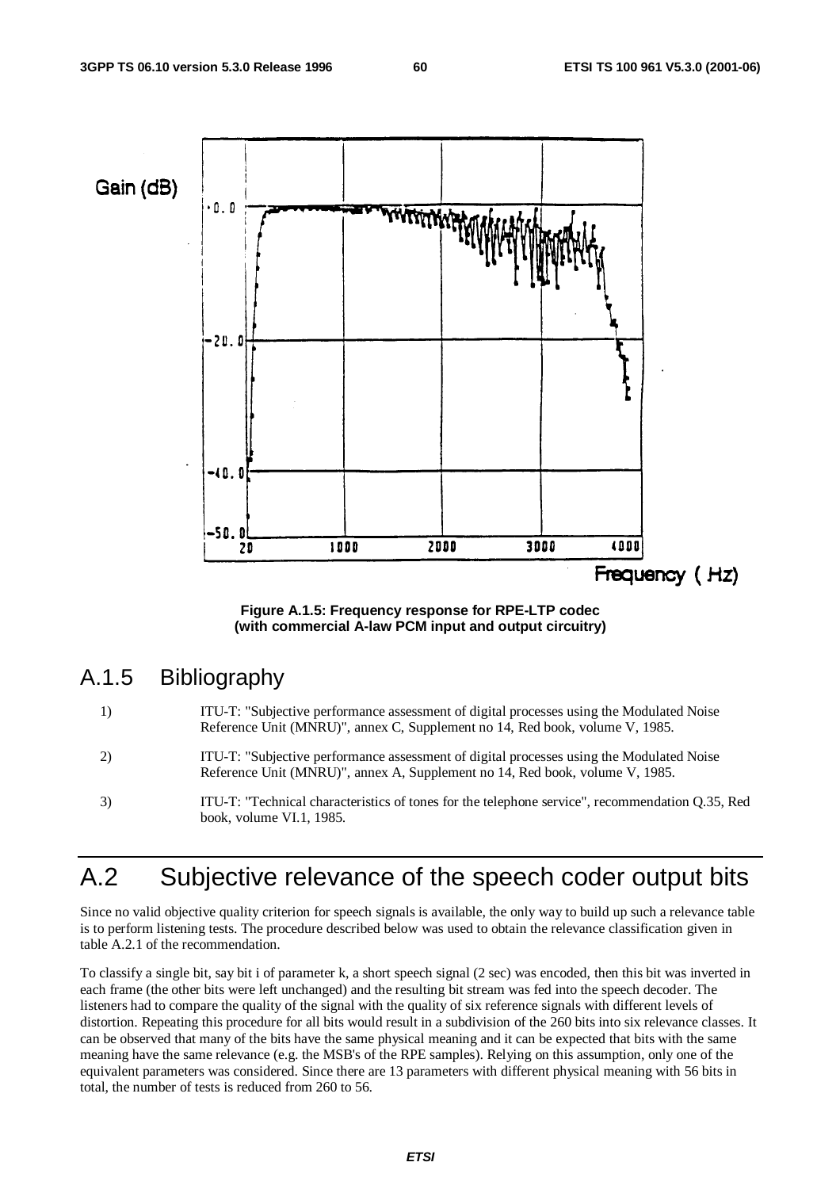Figure A.1.5: Frequency response for RPE-LTP codec (with commercial A-law PCM input and output circuitry)

## A.1.5 Bibliography

1) ITU-T: "Subjective performance assessment of digital processes using the Modulated Noise Reference Unit (MNRU)", annex C, Supplement no 14, Red book, volume V, 1985.

2) ITU-T: "Subjective performance assessment of digital processes using the Modulated Noise Reference Unit (MNRU)", annex A, Supplement no 14, Red book, volume V, 1985.

3) ITU-T: "Technical characteristics of tones for the telephone service", recommendation Q.35, Red book, volume VI.1, 1985.

# A.2 Subjective relevance of the speech coder output bits

Since no valid objective quality criterion for speech signals is available, the only way to build up such a relevance table is to perform listening tests. The procedure described below was used to obtain the relevance classification given in table A.2.1 of the recommendation.

To classify a single bit, say bit i of parameter k, a short speech signal (2 sec) was encoded, then this bit was inverted in each frame (the other bits were left unchanged) and the resulting bit stream was fed into the speech decoder. The listeners had to compare the quality of the signal with the quality of six reference signals with different levels of distortion. Repeating this procedure for all bits would result in a subdivision of the 260 bits into six relevance classes. It can be observed that many of the bits have the same physical meaning and it can be expected that bits with the same meaning have the same relevance (e.g. the MSB's of the RPE samples). Relying on this assumption, only one of the equivalent parameters was considered. Since there are 13 parameters with different physical meaning with 56 bits in total, the number of tests is reduced from 260 to 56.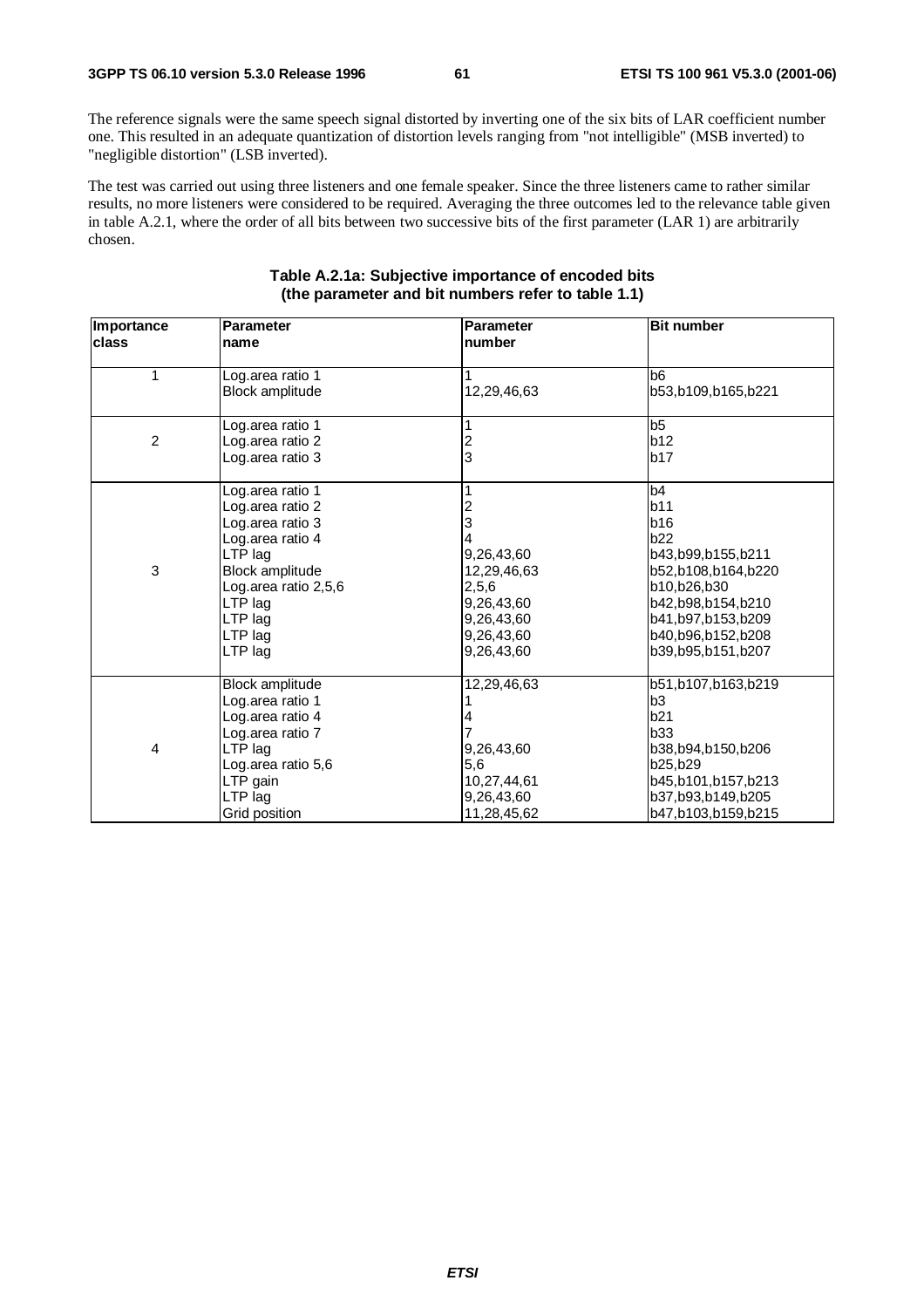The reference signals were the same speech signal distorted by inverting one of the six bits of LAR coefficient number one. This resulted in an adequate quantization of distortion levels ranging from "not intelligible" (MSB inverted) to "negligible distortion" (LSB inverted).

The test was carried out using three listeners and one female speaker. Since the three listeners came to rather similar results, no more listeners were considered to be required. Averaging the three outcomes led to the relevance table given in table A.2.1, where the order of all bits between two successive bits of the first parameter (LAR 1) are arbitrarily chosen.

**Table A.2.1a: Subjective importance of encoded bits (the parameter and bit numbers refer to table 1.1)**

| Importance class | Parameter name | Parameter number | Bit number |
|---|---|---|---|
| 1 | Log.area ratio 1 | 1 | b6 |
| | Block amplitude | 12,29,46,63 | b53,b109,b165,b221 |
| 2 | Log.area ratio 1 | 1 | b5 |
| | Log.area ratio 2 | 2 | b12 |
| | Log.area ratio 3 | 3 | b17 |
| 3 | Log.area ratio 1 | 1 | b4 |
| | Log.area ratio 2 | 2 | b11 |
| | Log.area ratio 3 | 3 | b16 |
| | Log.area ratio 4 | 4 | b22 |
| | LTP lag | 9,26,43,60 | b43,b99,b155,b211 |
| | Block amplitude | 12,29,46,63 | b52,b108,b164,b220 |
| | Log.area ratio 2,5,6 | 2,5,6 | b10,b26,b30 |
| | LTP lag | 9,26,43,60 | b42,b98,b154,b210 |
| | LTP lag | 9,26,43,60 | b41,b97,b153,b209 |
| | LTP lag | 9,26,43,60 | b40,b96,b152,b208 |
| | LTP lag | 9,26,43,60 | b39,b95,b151,b207 |
| 4 | Block amplitude | 12,29,46,63 | b51,b107,b163,b219 |
| | Log.area ratio 1 | 1 | b3 |
| | Log.area ratio 4 | 4 | b21 |
| | Log.area ratio 7 | 7 | b33 |
| | LTP lag | 9,26,43,60 | b38,b94,b150,b206 |
| | Log.area ratio 5,6 | 5,6 | b25,b29 |
| | LTP gain | 10,27,44,61 | b45,b101,b157,b213 |
| | LTP lag | 9,26,43,60 | b37,b93,b149,b205 |
| | Grid position | 11,28,45,62 | b47,b103,b159,b215 |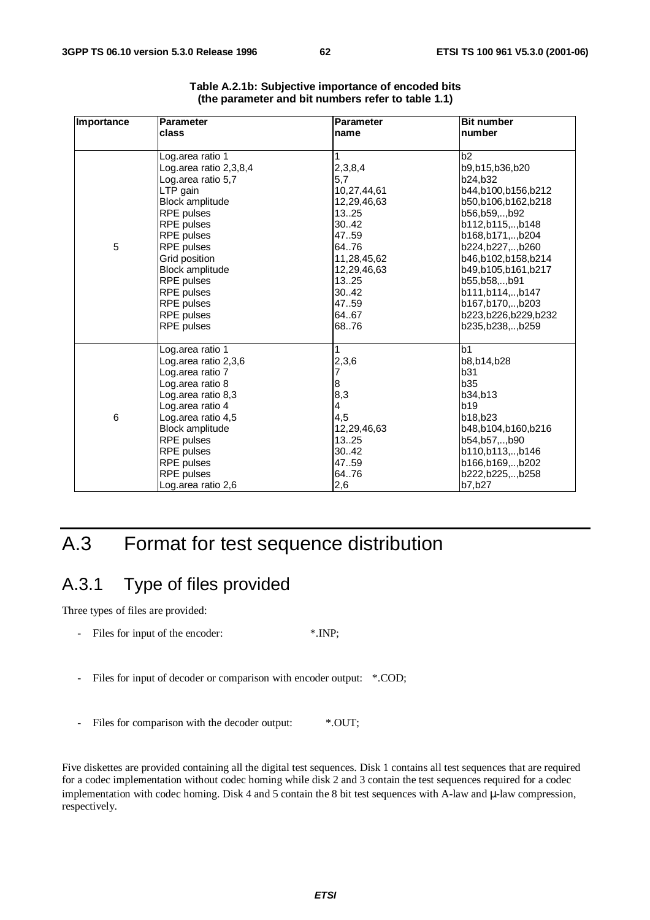**Table A.2.1b: Subjective importance of encoded bits (the parameter and bit numbers refer to table 1.1)**

| Importance | Parameter class | Parameter name | Bit number number |
|---|---|---|---|
| 5 | Log.area ratio 1 | 1 | b2 |
| | Log.area ratio 2,3,8,4 | 2,3,8,4 | b9,b15,b36,b20 |
| | Log.area ratio 5,7 | 5,7 | b24,b32 |
| | LTP gain | 10,27,44,61 | b44,b100,b156,b212 |
| | Block amplitude | 12,29,46,63 | b50,b106,b162,b218 |
| | RPE pulses | 13..25 | b56,b59,..,b92 |
| | RPE pulses | 30..42 | b112,b115,..,b148 |
| | RPE pulses | 47..59 | b168,b171,..,b204 |
| | RPE pulses | 64..76 | b224,b227,..,b260 |
| | Grid position | 11,28,45,62 | b46,b102,b158,b214 |
| | Block amplitude | 12,29,46,63 | b49,b105,b161,b217 |
| | RPE pulses | 13..25 | b55,b58,..,b91 |
| | RPE pulses | 30..42 | b111,b114,..,b147 |
| | RPE pulses | 47..59 | b167,b170,..,b203 |
| | RPE pulses | 64..67 | b223,b226,b229,b232 |
| | RPE pulses | 68..76 | b235,b238,..,b259 |
| 6 | Log.area ratio 1 | 1 | b1 |
| | Log.area ratio 2,3,6 | 2,3,6 | b8,b14,b28 |
| | Log.area ratio 7 | 7 | b31 |
| | Log.area ratio 8 | 8 | b35 |
| | Log.area ratio 8,3 | 8,3 | b34,b13 |
| | Log.area ratio 4 | 4 | b19 |
| | Log.area ratio 4,5 | 4,5 | b18,b23 |
| | Block amplitude | 12,29,46,63 | b48,b104,b160,b216 |
| | RPE pulses | 13..25 | b54,b57,..,b90 |
| | RPE pulses | 30..42 | b110,b113,..,b146 |
| | RPE pulses | 47..59 | b166,b169,..,b202 |
| | RPE pulses | 64..76 | b222,b225,..,b258 |
| | Log.area ratio 2,6 | 2,6 | b7,b27 |

# A.3 Format for test sequence distribution

## A.3.1 Type of files provided

Three types of files are provided:

- Files for input of the encoder: *.INP;
- Files for input of decoder or comparison with encoder output: *.COD;
- Files for comparison with the decoder output: *.OUT;

Five diskettes are provided containing all the digital test sequences. Disk 1 contains all test sequences that are required for a codec implementation without codec homing while disk 2 and 3 contain the test sequences required for a codec implementation with codec homing. Disk 4 and 5 contain the 8 bit test sequences with A-law and μ-law compression, respectively.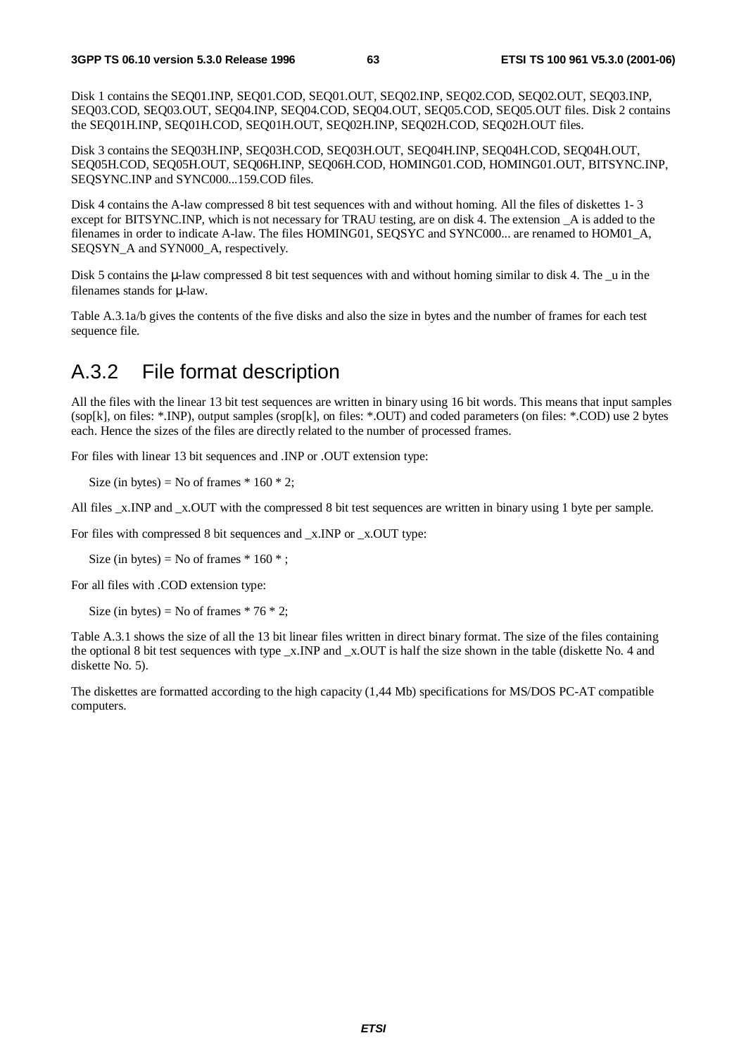Disk 1 contains the SEQ01.INP, SEQ01.COD, SEQ01.OUT, SEQ02.INP, SEQ02.COD, SEQ02.OUT, SEQ03.INP, SEQ03.COD, SEQ03.OUT, SEQ04.INP, SEQ04.COD, SEQ04.OUT, SEQ05.COD, SEQ05.OUT files. Disk 2 contains the SEQ01H.INP, SEQ01H.COD, SEQ01H.OUT, SEQ02H.INP, SEQ02H.COD, SEQ02H.OUT files.

Disk 3 contains the SEQ03H.INP, SEQ03H.COD, SEQ03H.OUT, SEQ04H.INP, SEQ04H.COD, SEQ04H.OUT, SEQ05H.COD, SEQ05H.OUT, SEQ06H.INP, SEQ06H.COD, HOMING01.COD, HOMING01.OUT, BITSYNC.INP, SEQSYNC.INP and SYNC000...159.COD files.

Disk 4 contains the A-law compressed 8 bit test sequences with and without homing. All the files of diskettes 1- 3 except for BITSYNC.INP, which is not necessary for TRAU testing, are on disk 4. The extension _A is added to the filenames in order to indicate A-law. The files HOMING01, SEQSYC and SYNC000... are renamed to HOM01_A, SEQSYN_A and SYN000_A, respectively.

Disk 5 contains the μ-law compressed 8 bit test sequences with and without homing similar to disk 4. The _u in the filenames stands for μ-law.

Table A.3.1a/b gives the contents of the five disks and also the size in bytes and the number of frames for each test sequence file.

## A.3.2 File format description

All the files with the linear 13 bit test sequences are written in binary using 16 bit words. This means that input samples (sop[k], on files: *.INP), output samples (srop[k], on files: *.OUT) and coded parameters (on files: *.COD) use 2 bytes each. Hence the sizes of the files are directly related to the number of processed frames.

For files with linear 13 bit sequences and .INP or .OUT extension type:

Size (in bytes) = No of frames * 160 * 2;

All files _x.INP and _x.OUT with the compressed 8 bit test sequences are written in binary using 1 byte per sample.

For files with compressed 8 bit sequences and _x.INP or _x.OUT type:

Size (in bytes) = No of frames * 160 * ;

For all files with .COD extension type:

Size (in bytes) = No of frames * 76 * 2;

Table A.3.1 shows the size of all the 13 bit linear files written in direct binary format. The size of the files containing the optional 8 bit test sequences with type _x.INP and _x.OUT is half the size shown in the table (diskette No. 4 and diskette No. 5).

The diskettes are formatted according to the high capacity (1,44 Mb) specifications for MS/DOS PC-AT compatible computers.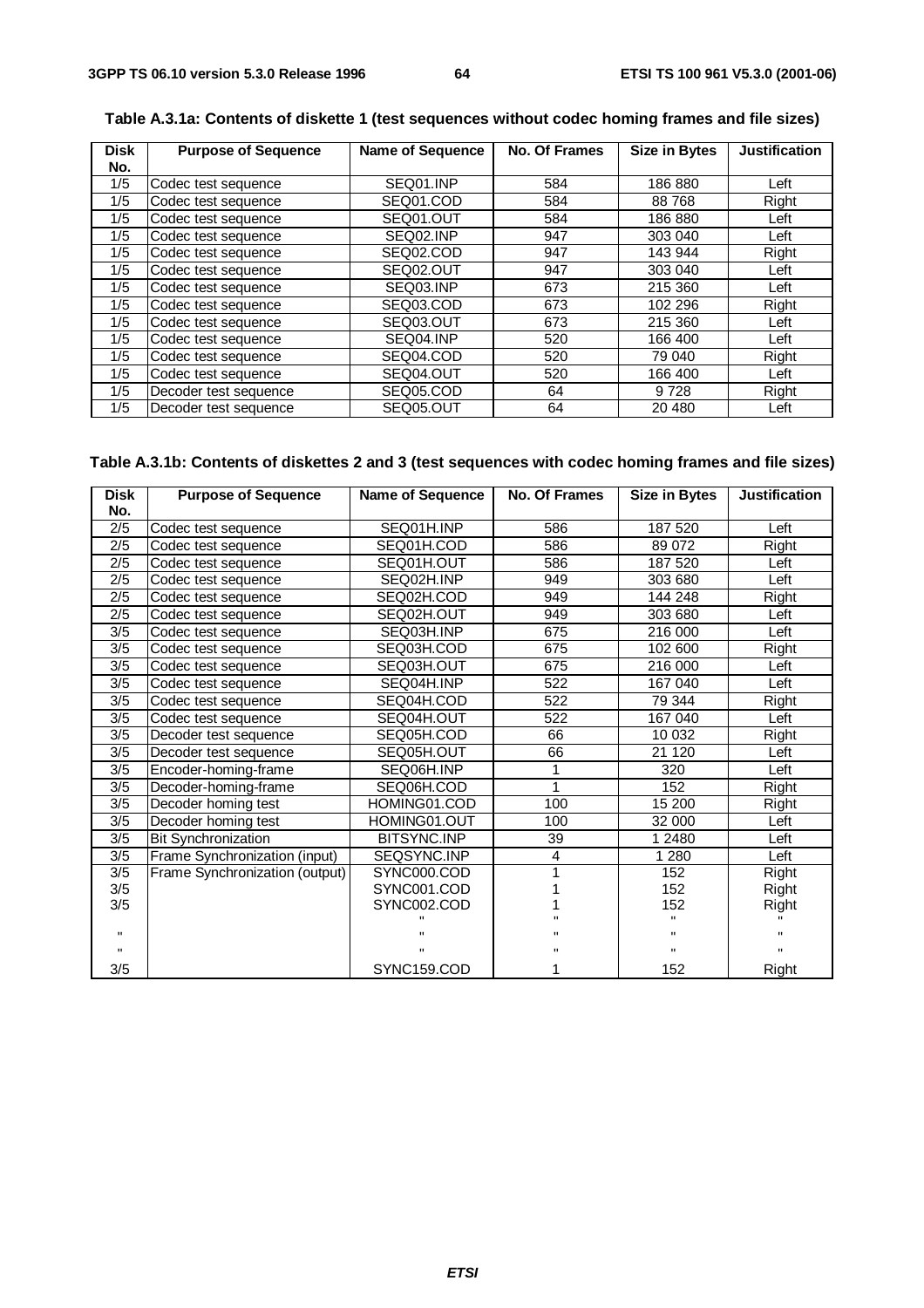**Table A.3.1a: Contents of diskette 1 (test sequences without codec homing frames and file sizes)**

| Disk No. | Purpose of Sequence | Name of Sequence | No. Of Frames | Size in Bytes | Justification |
|---|---|---|---|---|---|
| 1/5 | Codec test sequence | SEQ01.INP | 584 | 186 880 | Left |
| 1/5 | Codec test sequence | SEQ01.COD | 584 | 88 768 | Right |
| 1/5 | Codec test sequence | SEQ01.OUT | 584 | 186 880 | Left |
| 1/5 | Codec test sequence | SEQ02.INP | 947 | 303 040 | Left |
| 1/5 | Codec test sequence | SEQ02.COD | 947 | 143 944 | Right |
| 1/5 | Codec test sequence | SEQ02.OUT | 947 | 303 040 | Left |
| 1/5 | Codec test sequence | SEQ03.INP | 673 | 215 360 | Left |
| 1/5 | Codec test sequence | SEQ03.COD | 673 | 102 296 | Right |
| 1/5 | Codec test sequence | SEQ03.OUT | 673 | 215 360 | Left |
| 1/5 | Codec test sequence | SEQ04.INP | 520 | 166 400 | Left |
| 1/5 | Codec test sequence | SEQ04.COD | 520 | 79 040 | Right |
| 1/5 | Codec test sequence | SEQ04.OUT | 520 | 166 400 | Left |
| 1/5 | Decoder test sequence | SEQ05.COD | 64 | 9 728 | Right |
| 1/5 | Decoder test sequence | SEQ05.OUT | 64 | 20 480 | Left |

**Table A.3.1b: Contents of diskettes 2 and 3 (test sequences with codec homing frames and file sizes)**

| Disk No. | Purpose of Sequence | Name of Sequence | No. Of Frames | Size in Bytes | Justification |
|---|---|---|---|---|---|
| 2/5 | Codec test sequence | SEQ01H.INP | 586 | 187 520 | Left |
| 2/5 | Codec test sequence | SEQ01H.COD | 586 | 89 072 | Right |
| 2/5 | Codec test sequence | SEQ01H.OUT | 586 | 187 520 | Left |
| 2/5 | Codec test sequence | SEQ02H.INP | 949 | 303 680 | Left |
| 2/5 | Codec test sequence | SEQ02H.COD | 949 | 144 248 | Right |
| 2/5 | Codec test sequence | SEQ02H.OUT | 949 | 303 680 | Left |
| 3/5 | Codec test sequence | SEQ03H.INP | 675 | 216 000 | Left |
| 3/5 | Codec test sequence | SEQ03H.COD | 675 | 102 600 | Right |
| 3/5 | Codec test sequence | SEQ03H.OUT | 675 | 216 000 | Left |
| 3/5 | Codec test sequence | SEQ04H.INP | 522 | 167 040 | Left |
| 3/5 | Codec test sequence | SEQ04H.COD | 522 | 79 344 | Right |
| 3/5 | Codec test sequence | SEQ04H.OUT | 522 | 167 040 | Left |
| 3/5 | Decoder test sequence | SEQ05H.COD | 66 | 10 032 | Right |
| 3/5 | Decoder test sequence | SEQ05H.OUT | 66 | 21 120 | Left |
| 3/5 | Encoder-homing-frame | SEQ06H.INP | 1 | 320 | Left |
| 3/5 | Decoder-homing-frame | SEQ06H.COD | 1 | 152 | Right |
| 3/5 | Decoder homing test | HOMING01.COD | 100 | 15 200 | Right |
| 3/5 | Decoder homing test | HOMING01.OUT | 100 | 32 000 | Left |
| 3/5 | Bit Synchronization | BITSYNC.INP | 39 | 1 2480 | Left |
| 3/5 | Frame Synchronization (input) | SEQSYNC.INP | 4 | 1 280 | Left |
| 3/5 | Frame Synchronization (output) | SYNC000.COD | 1 | 152 | Right |
| 3/5 | | SYNC001.COD | 1 | 152 | Right |
| 3/5 | | SYNC002.COD | 1 | 152 | Right |
| | | " | " | " | " |
| " | | " | " | " | " |
| " | | " | " | " | " |
| 3/5 | | SYNC159.COD | 1 | 152 | Right |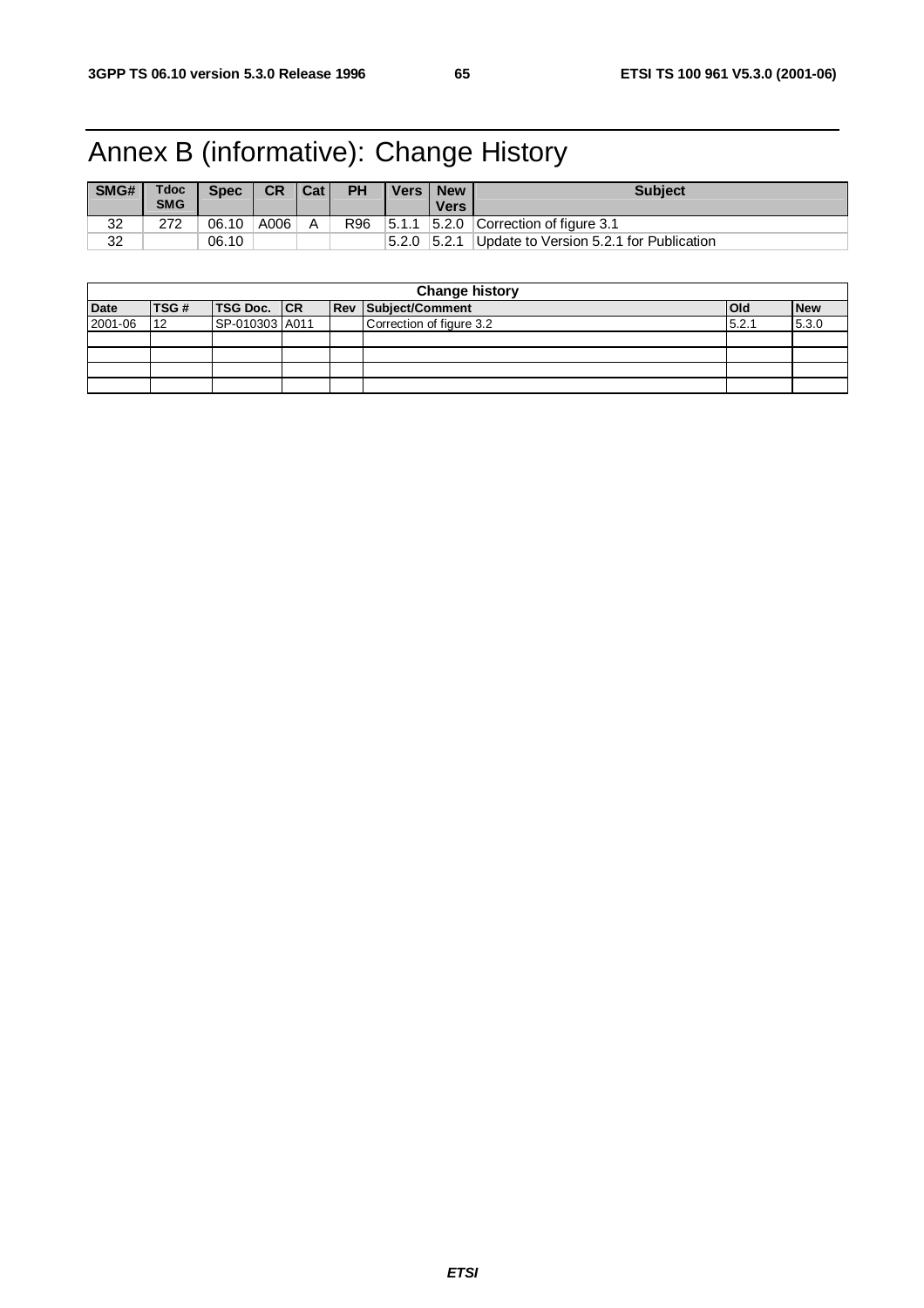# Annex B (informative): Change History

| SMG# | Tdoc SMG | Spec | CR | Cat | PH | Vers | New Vers | Subject |
|---|---|---|---|---|---|---|---|---|
| 32 | 272 | 06.10 | A006 | A | R96 | 5.1.1 | 5.2.0 | Correction of figure 3.1 |
| 32 | | 06.10 | | | | 5.2.0 | 5.2.1 | Update to Version 5.2.1 for Publication |

| Change history | | | | | | | |
|---|---|---|---|---|---|---|---|
| **Date** | **TSG #** | **TSG Doc.** | **CR** | **Rev** | **Subject/Comment** | **Old** | **New** |
| 2001-06 | 12 | SP-010303 | A011 | | Correction of figure 3.2 | 5.2.1 | 5.3.0 |
| | | | | | | | |
| | | | | | | | |
| | | | | | | | |
| | | | | | | | |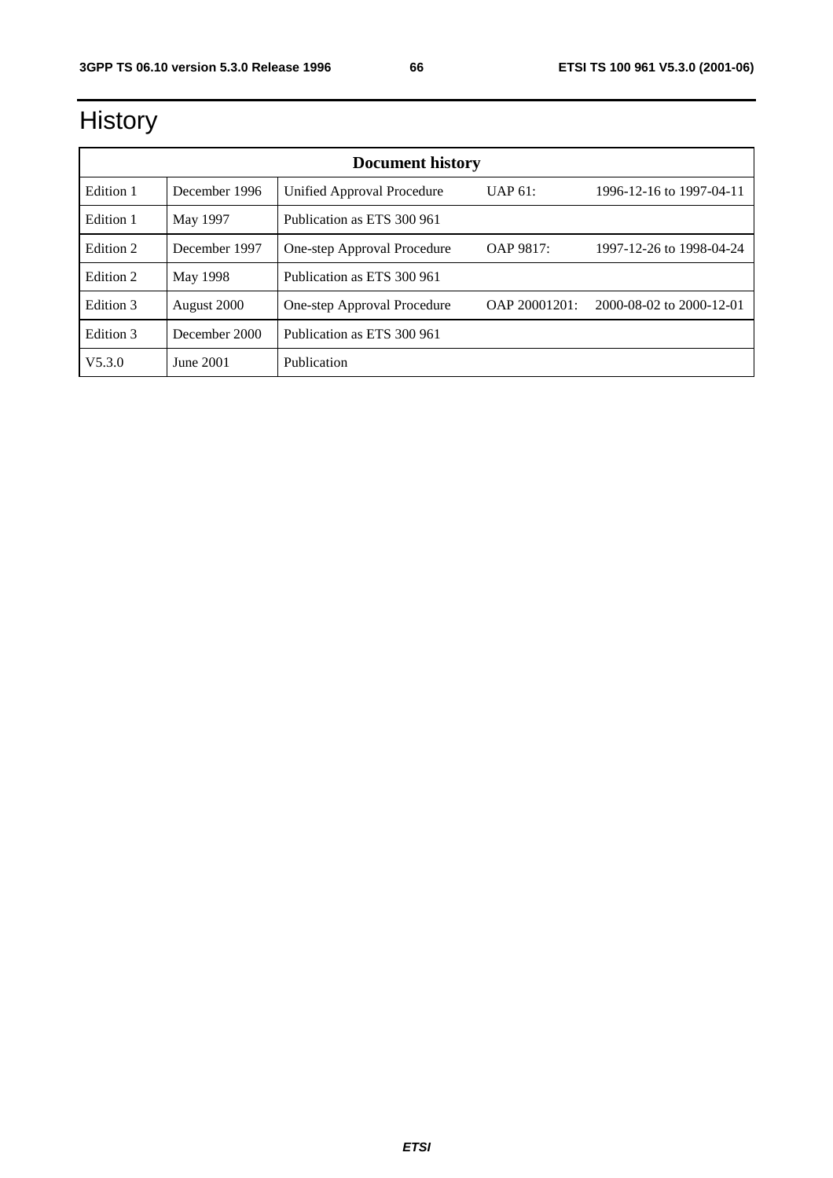# History

| Document history | | | | |
|---|---|---|---|---|
| Edition 1 | December 1996 | Unified Approval Procedure | UAP 61: | 1996-12-16 to 1997-04-11 |
| Edition 1 | May 1997 | Publication as ETS 300 961 | | |
| Edition 2 | December 1997 | One-step Approval Procedure | OAP 9817: | 1997-12-26 to 1998-04-24 |
| Edition 2 | May 1998 | Publication as ETS 300 961 | | |
| Edition 3 | August 2000 | One-step Approval Procedure | OAP 20001201: | 2000-08-02 to 2000-12-01 |
| Edition 3 | December 2000 | Publication as ETS 300 961 | | |
| V5.3.0 | June 2001 | Publication | | |